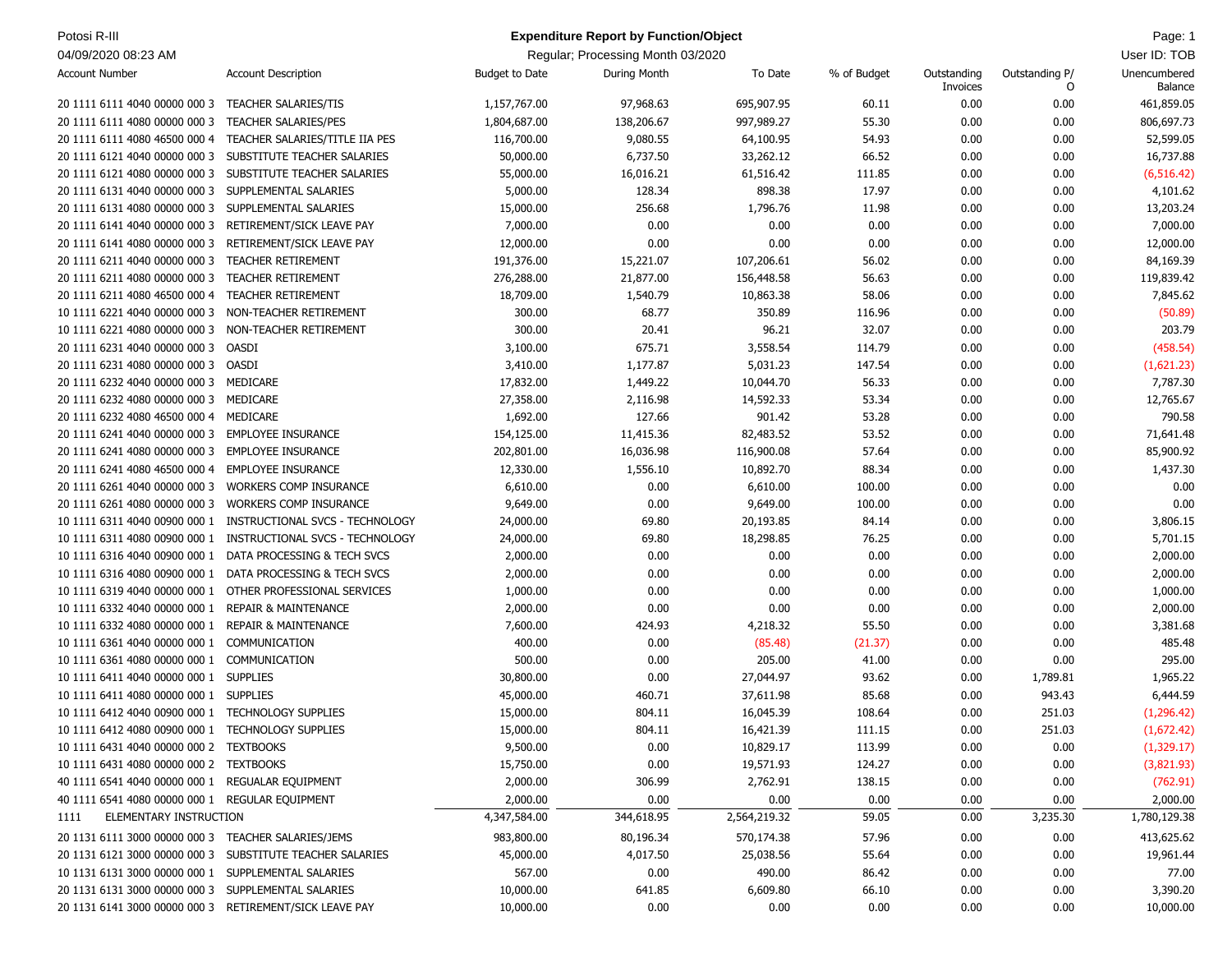Potosi R-III

04/09/2020 08:23 AM

# Expenditure Report by Function/Object

Regular; Processing Month 03/2020

User ID: TOB

| Account Number | Account Description | Budget to Date | During Month | To Date | % of Budget | Outstanding Invoices | Outstanding P/O | Unencumbered Balance |
|---|---|---|---|---|---|---|---|---|
| 20 1111 6111 4040 00000 000 3 | TEACHER SALARIES/TIS | 1,157,767.00 | 97,968.63 | 695,907.95 | 60.11 | 0.00 | 0.00 | 461,859.05 |
| 20 1111 6111 4080 00000 000 3 | TEACHER SALARIES/PES | 1,804,687.00 | 138,206.67 | 997,989.27 | 55.30 | 0.00 | 0.00 | 806,697.73 |
| 20 1111 6111 4080 46500 000 4 | TEACHER SALARIES/TITLE IIA PES | 116,700.00 | 9,080.55 | 64,100.95 | 54.93 | 0.00 | 0.00 | 52,599.05 |
| 20 1111 6121 4040 00000 000 3 | SUBSTITUTE TEACHER SALARIES | 50,000.00 | 6,737.50 | 33,262.12 | 66.52 | 0.00 | 0.00 | 16,737.88 |
| 20 1111 6121 4080 00000 000 3 | SUBSTITUTE TEACHER SALARIES | 55,000.00 | 16,016.21 | 61,516.42 | 111.85 | 0.00 | 0.00 | (6,516.42) |
| 20 1111 6131 4040 00000 000 3 | SUPPLEMENTAL SALARIES | 5,000.00 | 128.34 | 898.38 | 17.97 | 0.00 | 0.00 | 4,101.62 |
| 20 1111 6131 4080 00000 000 3 | SUPPLEMENTAL SALARIES | 15,000.00 | 256.68 | 1,796.76 | 11.98 | 0.00 | 0.00 | 13,203.24 |
| 20 1111 6141 4040 00000 000 3 | RETIREMENT/SICK LEAVE PAY | 7,000.00 | 0.00 | 0.00 | 0.00 | 0.00 | 0.00 | 7,000.00 |
| 20 1111 6141 4080 00000 000 3 | RETIREMENT/SICK LEAVE PAY | 12,000.00 | 0.00 | 0.00 | 0.00 | 0.00 | 0.00 | 12,000.00 |
| 20 1111 6211 4040 00000 000 3 | TEACHER RETIREMENT | 191,376.00 | 15,221.07 | 107,206.61 | 56.02 | 0.00 | 0.00 | 84,169.39 |
| 20 1111 6211 4080 00000 000 3 | TEACHER RETIREMENT | 276,288.00 | 21,877.00 | 156,448.58 | 56.63 | 0.00 | 0.00 | 119,839.42 |
| 20 1111 6211 4080 46500 000 4 | TEACHER RETIREMENT | 18,709.00 | 1,540.79 | 10,863.38 | 58.06 | 0.00 | 0.00 | 7,845.62 |
| 10 1111 6221 4040 00000 000 3 | NON-TEACHER RETIREMENT | 300.00 | 68.77 | 350.89 | 116.96 | 0.00 | 0.00 | (50.89) |
| 10 1111 6221 4080 00000 000 3 | NON-TEACHER RETIREMENT | 300.00 | 20.41 | 96.21 | 32.07 | 0.00 | 0.00 | 203.79 |
| 20 1111 6231 4040 00000 000 3 | OASDI | 3,100.00 | 675.71 | 3,558.54 | 114.79 | 0.00 | 0.00 | (458.54) |
| 20 1111 6231 4080 00000 000 3 | OASDI | 3,410.00 | 1,177.87 | 5,031.23 | 147.54 | 0.00 | 0.00 | (1,621.23) |
| 20 1111 6232 4040 00000 000 3 | MEDICARE | 17,832.00 | 1,449.22 | 10,044.70 | 56.33 | 0.00 | 0.00 | 7,787.30 |
| 20 1111 6232 4080 00000 000 3 | MEDICARE | 27,358.00 | 2,116.98 | 14,592.33 | 53.34 | 0.00 | 0.00 | 12,765.67 |
| 20 1111 6232 4080 46500 000 4 | MEDICARE | 1,692.00 | 127.66 | 901.42 | 53.28 | 0.00 | 0.00 | 790.58 |
| 20 1111 6241 4040 00000 000 3 | EMPLOYEE INSURANCE | 154,125.00 | 11,415.36 | 82,483.52 | 53.52 | 0.00 | 0.00 | 71,641.48 |
| 20 1111 6241 4080 00000 000 3 | EMPLOYEE INSURANCE | 202,801.00 | 16,036.98 | 116,900.08 | 57.64 | 0.00 | 0.00 | 85,900.92 |
| 20 1111 6241 4080 46500 000 4 | EMPLOYEE INSURANCE | 12,330.00 | 1,556.10 | 10,892.70 | 88.34 | 0.00 | 0.00 | 1,437.30 |
| 20 1111 6261 4040 00000 000 3 | WORKERS COMP INSURANCE | 6,610.00 | 0.00 | 6,610.00 | 100.00 | 0.00 | 0.00 | 0.00 |
| 20 1111 6261 4080 00000 000 3 | WORKERS COMP INSURANCE | 9,649.00 | 0.00 | 9,649.00 | 100.00 | 0.00 | 0.00 | 0.00 |
| 10 1111 6311 4040 00900 000 1 | INSTRUCTIONAL SVCS - TECHNOLOGY | 24,000.00 | 69.80 | 20,193.85 | 84.14 | 0.00 | 0.00 | 3,806.15 |
| 10 1111 6311 4080 00900 000 1 | INSTRUCTIONAL SVCS - TECHNOLOGY | 24,000.00 | 69.80 | 18,298.85 | 76.25 | 0.00 | 0.00 | 5,701.15 |
| 10 1111 6316 4040 00900 000 1 | DATA PROCESSING & TECH SVCS | 2,000.00 | 0.00 | 0.00 | 0.00 | 0.00 | 0.00 | 2,000.00 |
| 10 1111 6316 4080 00900 000 1 | DATA PROCESSING & TECH SVCS | 2,000.00 | 0.00 | 0.00 | 0.00 | 0.00 | 0.00 | 2,000.00 |
| 10 1111 6319 4040 00000 000 1 | OTHER PROFESSIONAL SERVICES | 1,000.00 | 0.00 | 0.00 | 0.00 | 0.00 | 0.00 | 1,000.00 |
| 10 1111 6332 4040 00000 000 1 | REPAIR & MAINTENANCE | 2,000.00 | 0.00 | 0.00 | 0.00 | 0.00 | 0.00 | 2,000.00 |
| 10 1111 6332 4080 00000 000 1 | REPAIR & MAINTENANCE | 7,600.00 | 424.93 | 4,218.32 | 55.50 | 0.00 | 0.00 | 3,381.68 |
| 10 1111 6361 4040 00000 000 1 | COMMUNICATION | 400.00 | 0.00 | (85.48) | (21.37) | 0.00 | 0.00 | 485.48 |
| 10 1111 6361 4080 00000 000 1 | COMMUNICATION | 500.00 | 0.00 | 205.00 | 41.00 | 0.00 | 0.00 | 295.00 |
| 10 1111 6411 4040 00000 000 1 | SUPPLIES | 30,800.00 | 0.00 | 27,044.97 | 93.62 | 0.00 | 1,789.81 | 1,965.22 |
| 10 1111 6411 4080 00000 000 1 | SUPPLIES | 45,000.00 | 460.71 | 37,611.98 | 85.68 | 0.00 | 943.43 | 6,444.59 |
| 10 1111 6412 4040 00900 000 1 | TECHNOLOGY SUPPLIES | 15,000.00 | 804.11 | 16,045.39 | 108.64 | 0.00 | 251.03 | (1,296.42) |
| 10 1111 6412 4080 00900 000 1 | TECHNOLOGY SUPPLIES | 15,000.00 | 804.11 | 16,421.39 | 111.15 | 0.00 | 251.03 | (1,672.42) |
| 10 1111 6431 4040 00000 000 2 | TEXTBOOKS | 9,500.00 | 0.00 | 10,829.17 | 113.99 | 0.00 | 0.00 | (1,329.17) |
| 10 1111 6431 4080 00000 000 2 | TEXTBOOKS | 15,750.00 | 0.00 | 19,571.93 | 124.27 | 0.00 | 0.00 | (3,821.93) |
| 40 1111 6541 4040 00000 000 1 | REGUALAR EQUIPMENT | 2,000.00 | 306.99 | 2,762.91 | 138.15 | 0.00 | 0.00 | (762.91) |
| 40 1111 6541 4080 00000 000 1 | REGULAR EQUIPMENT | 2,000.00 | 0.00 | 0.00 | 0.00 | 0.00 | 0.00 | 2,000.00 |
| 1111 | ELEMENTARY INSTRUCTION | 4,347,584.00 | 344,618.95 | 2,564,219.32 | 59.05 | 0.00 | 3,235.30 | 1,780,129.38 |
| 20 1131 6111 3000 00000 000 3 | TEACHER SALARIES/JEMS | 983,800.00 | 80,196.34 | 570,174.38 | 57.96 | 0.00 | 0.00 | 413,625.62 |
| 20 1131 6121 3000 00000 000 3 | SUBSTITUTE TEACHER SALARIES | 45,000.00 | 4,017.50 | 25,038.56 | 55.64 | 0.00 | 0.00 | 19,961.44 |
| 10 1131 6131 3000 00000 000 1 | SUPPLEMENTAL SALARIES | 567.00 | 0.00 | 490.00 | 86.42 | 0.00 | 0.00 | 77.00 |
| 20 1131 6131 3000 00000 000 3 | SUPPLEMENTAL SALARIES | 10,000.00 | 641.85 | 6,609.80 | 66.10 | 0.00 | 0.00 | 3,390.20 |
| 20 1131 6141 3000 00000 000 3 | RETIREMENT/SICK LEAVE PAY | 10,000.00 | 0.00 | 0.00 | 0.00 | 0.00 | 0.00 | 10,000.00 |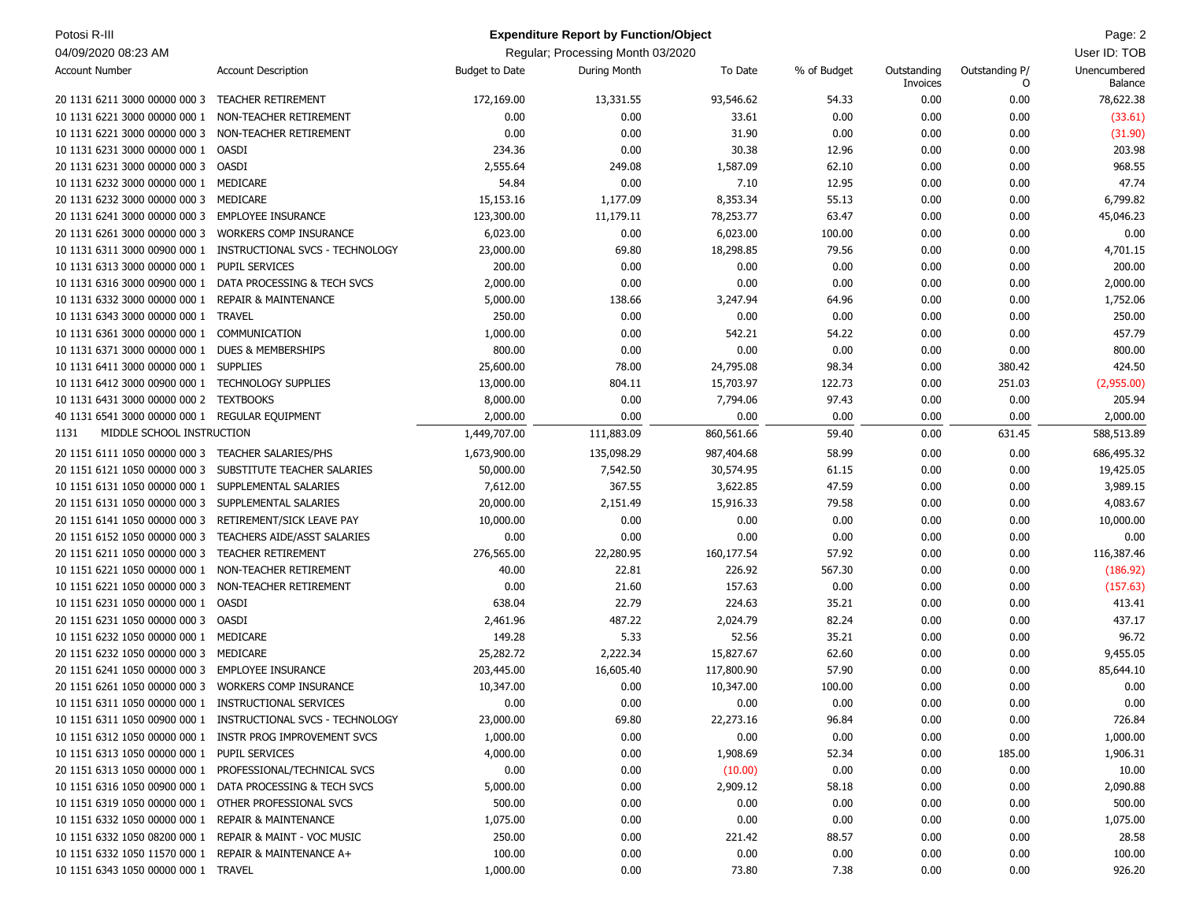Potosi R-III

04/09/2020 08:23 AM

**Expenditure Report by Function/Object**

Regular; Processing Month 03/2020

User ID: TOB

| Account Number | Account Description | Budget to Date | During Month | To Date | % of Budget | Outstanding Invoices | Outstanding P/O | Unencumbered Balance |
|---|---|---|---|---|---|---|---|---|
| 20 1131 6211 3000 00000 000 3 | TEACHER RETIREMENT | 172,169.00 | 13,331.55 | 93,546.62 | 54.33 | 0.00 | 0.00 | 78,622.38 |
| 10 1131 6221 3000 00000 000 1 | NON-TEACHER RETIREMENT | 0.00 | 0.00 | 33.61 | 0.00 | 0.00 | 0.00 | (33.61) |
| 10 1131 6221 3000 00000 000 3 | NON-TEACHER RETIREMENT | 0.00 | 0.00 | 31.90 | 0.00 | 0.00 | 0.00 | (31.90) |
| 10 1131 6231 3000 00000 000 1 | OASDI | 234.36 | 0.00 | 30.38 | 12.96 | 0.00 | 0.00 | 203.98 |
| 20 1131 6231 3000 00000 000 3 | OASDI | 2,555.64 | 249.08 | 1,587.09 | 62.10 | 0.00 | 0.00 | 968.55 |
| 10 1131 6232 3000 00000 000 1 | MEDICARE | 54.84 | 0.00 | 7.10 | 12.95 | 0.00 | 0.00 | 47.74 |
| 20 1131 6232 3000 00000 000 3 | MEDICARE | 15,153.16 | 1,177.09 | 8,353.34 | 55.13 | 0.00 | 0.00 | 6,799.82 |
| 20 1131 6241 3000 00000 000 3 | EMPLOYEE INSURANCE | 123,300.00 | 11,179.11 | 78,253.77 | 63.47 | 0.00 | 0.00 | 45,046.23 |
| 20 1131 6261 3000 00000 000 3 | WORKERS COMP INSURANCE | 6,023.00 | 0.00 | 6,023.00 | 100.00 | 0.00 | 0.00 | 0.00 |
| 10 1131 6311 3000 00900 000 1 | INSTRUCTIONAL SVCS - TECHNOLOGY | 23,000.00 | 69.80 | 18,298.85 | 79.56 | 0.00 | 0.00 | 4,701.15 |
| 10 1131 6313 3000 00000 000 1 | PUPIL SERVICES | 200.00 | 0.00 | 0.00 | 0.00 | 0.00 | 0.00 | 200.00 |
| 10 1131 6316 3000 00900 000 1 | DATA PROCESSING & TECH SVCS | 2,000.00 | 0.00 | 0.00 | 0.00 | 0.00 | 0.00 | 2,000.00 |
| 10 1131 6332 3000 00000 000 1 | REPAIR & MAINTENANCE | 5,000.00 | 138.66 | 3,247.94 | 64.96 | 0.00 | 0.00 | 1,752.06 |
| 10 1131 6343 3000 00000 000 1 | TRAVEL | 250.00 | 0.00 | 0.00 | 0.00 | 0.00 | 0.00 | 250.00 |
| 10 1131 6361 3000 00000 000 1 | COMMUNICATION | 1,000.00 | 0.00 | 542.21 | 54.22 | 0.00 | 0.00 | 457.79 |
| 10 1131 6371 3000 00000 000 1 | DUES & MEMBERSHIPS | 800.00 | 0.00 | 0.00 | 0.00 | 0.00 | 0.00 | 800.00 |
| 10 1131 6411 3000 00000 000 1 | SUPPLIES | 25,600.00 | 78.00 | 24,795.08 | 98.34 | 0.00 | 380.42 | 424.50 |
| 10 1131 6412 3000 00900 000 1 | TECHNOLOGY SUPPLIES | 13,000.00 | 804.11 | 15,703.97 | 122.73 | 0.00 | 251.03 | (2,955.00) |
| 10 1131 6431 3000 00000 000 2 | TEXTBOOKS | 8,000.00 | 0.00 | 7,794.06 | 97.43 | 0.00 | 0.00 | 205.94 |
| 40 1131 6541 3000 00000 000 1 | REGULAR EQUIPMENT | 2,000.00 | 0.00 | 0.00 | 0.00 | 0.00 | 0.00 | 2,000.00 |
| 1131 | MIDDLE SCHOOL INSTRUCTION | 1,449,707.00 | 111,883.09 | 860,561.66 | 59.40 | 0.00 | 631.45 | 588,513.89 |
| 20 1151 6111 1050 00000 000 3 | TEACHER SALARIES/PHS | 1,673,900.00 | 135,098.29 | 987,404.68 | 58.99 | 0.00 | 0.00 | 686,495.32 |
| 20 1151 6121 1050 00000 000 3 | SUBSTITUTE TEACHER SALARIES | 50,000.00 | 7,542.50 | 30,574.95 | 61.15 | 0.00 | 0.00 | 19,425.05 |
| 10 1151 6131 1050 00000 000 1 | SUPPLEMENTAL SALARIES | 7,612.00 | 367.55 | 3,622.85 | 47.59 | 0.00 | 0.00 | 3,989.15 |
| 20 1151 6131 1050 00000 000 3 | SUPPLEMENTAL SALARIES | 20,000.00 | 2,151.49 | 15,916.33 | 79.58 | 0.00 | 0.00 | 4,083.67 |
| 20 1151 6141 1050 00000 000 3 | RETIREMENT/SICK LEAVE PAY | 10,000.00 | 0.00 | 0.00 | 0.00 | 0.00 | 0.00 | 10,000.00 |
| 20 1151 6152 1050 00000 000 3 | TEACHERS AIDE/ASST SALARIES | 0.00 | 0.00 | 0.00 | 0.00 | 0.00 | 0.00 | 0.00 |
| 20 1151 6211 1050 00000 000 3 | TEACHER RETIREMENT | 276,565.00 | 22,280.95 | 160,177.54 | 57.92 | 0.00 | 0.00 | 116,387.46 |
| 10 1151 6221 1050 00000 000 1 | NON-TEACHER RETIREMENT | 40.00 | 22.81 | 226.92 | 567.30 | 0.00 | 0.00 | (186.92) |
| 10 1151 6221 1050 00000 000 3 | NON-TEACHER RETIREMENT | 0.00 | 21.60 | 157.63 | 0.00 | 0.00 | 0.00 | (157.63) |
| 10 1151 6231 1050 00000 000 1 | OASDI | 638.04 | 22.79 | 224.63 | 35.21 | 0.00 | 0.00 | 413.41 |
| 20 1151 6231 1050 00000 000 3 | OASDI | 2,461.96 | 487.22 | 2,024.79 | 82.24 | 0.00 | 0.00 | 437.17 |
| 10 1151 6232 1050 00000 000 1 | MEDICARE | 149.28 | 5.33 | 52.56 | 35.21 | 0.00 | 0.00 | 96.72 |
| 20 1151 6232 1050 00000 000 3 | MEDICARE | 25,282.72 | 2,222.34 | 15,827.67 | 62.60 | 0.00 | 0.00 | 9,455.05 |
| 20 1151 6241 1050 00000 000 3 | EMPLOYEE INSURANCE | 203,445.00 | 16,605.40 | 117,800.90 | 57.90 | 0.00 | 0.00 | 85,644.10 |
| 20 1151 6261 1050 00000 000 3 | WORKERS COMP INSURANCE | 10,347.00 | 0.00 | 10,347.00 | 100.00 | 0.00 | 0.00 | 0.00 |
| 10 1151 6311 1050 00000 000 1 | INSTRUCTIONAL SERVICES | 0.00 | 0.00 | 0.00 | 0.00 | 0.00 | 0.00 | 0.00 |
| 10 1151 6311 1050 00900 000 1 | INSTRUCTIONAL SVCS - TECHNOLOGY | 23,000.00 | 69.80 | 22,273.16 | 96.84 | 0.00 | 0.00 | 726.84 |
| 10 1151 6312 1050 00000 000 1 | INSTR PROG IMPROVEMENT SVCS | 1,000.00 | 0.00 | 0.00 | 0.00 | 0.00 | 0.00 | 1,000.00 |
| 10 1151 6313 1050 00000 000 1 | PUPIL SERVICES | 4,000.00 | 0.00 | 1,908.69 | 52.34 | 0.00 | 185.00 | 1,906.31 |
| 20 1151 6313 1050 00000 000 1 | PROFESSIONAL/TECHNICAL SVCS | 0.00 | 0.00 | (10.00) | 0.00 | 0.00 | 0.00 | 10.00 |
| 10 1151 6316 1050 00900 000 1 | DATA PROCESSING & TECH SVCS | 5,000.00 | 0.00 | 2,909.12 | 58.18 | 0.00 | 0.00 | 2,090.88 |
| 10 1151 6319 1050 00000 000 1 | OTHER PROFESSIONAL SVCS | 500.00 | 0.00 | 0.00 | 0.00 | 0.00 | 0.00 | 500.00 |
| 10 1151 6332 1050 00000 000 1 | REPAIR & MAINTENANCE | 1,075.00 | 0.00 | 0.00 | 0.00 | 0.00 | 0.00 | 1,075.00 |
| 10 1151 6332 1050 08200 000 1 | REPAIR & MAINT - VOC MUSIC | 250.00 | 0.00 | 221.42 | 88.57 | 0.00 | 0.00 | 28.58 |
| 10 1151 6332 1050 11570 000 1 | REPAIR & MAINTENANCE A+ | 100.00 | 0.00 | 0.00 | 0.00 | 0.00 | 0.00 | 100.00 |
| 10 1151 6343 1050 00000 000 1 | TRAVEL | 1,000.00 | 0.00 | 73.80 | 7.38 | 0.00 | 0.00 | 926.20 |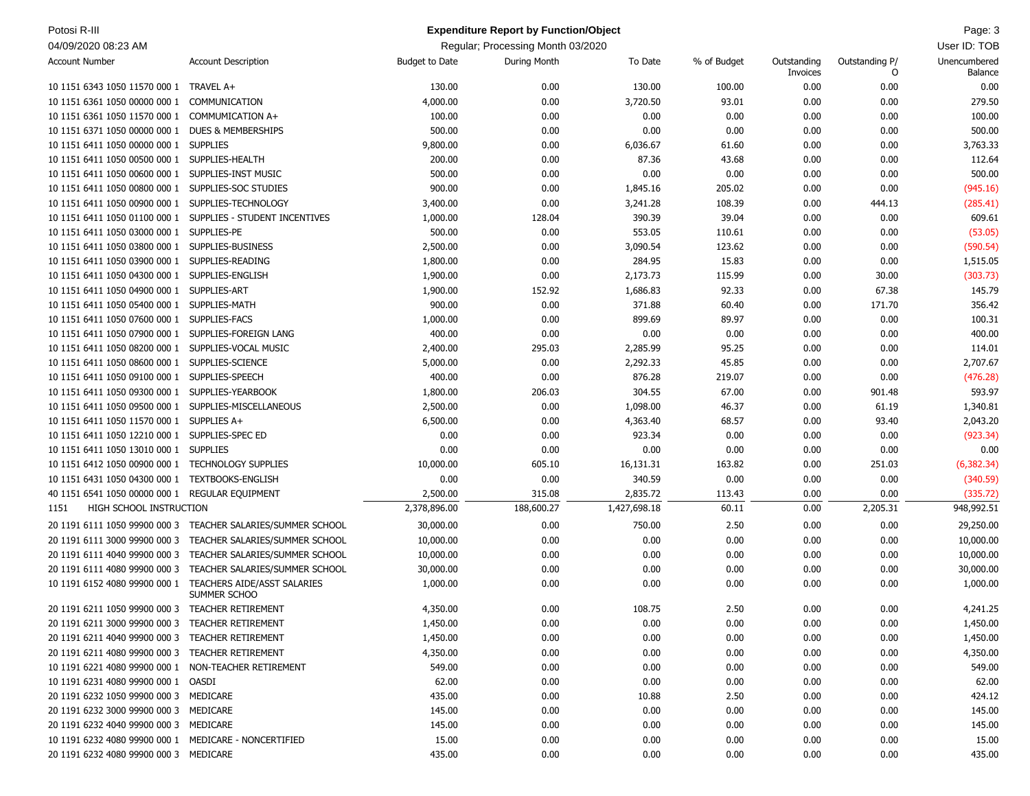**Potosi R-III**

04/09/2020 08:23 AM

## Expenditure Report by Function/Object

Regular; Processing Month 03/2020

User ID: TOB

| Account Number | Account Description | Budget to Date | During Month | To Date | % of Budget | Outstanding Invoices | Outstanding P/O | Unencumbered Balance |
|---|---|---|---|---|---|---|---|---|
| 10 1151 6343 1050 11570 000 1 | TRAVEL A+ | 130.00 | 0.00 | 130.00 | 100.00 | 0.00 | 0.00 | 0.00 |
| 10 1151 6361 1050 00000 000 1 | COMMUNICATION | 4,000.00 | 0.00 | 3,720.50 | 93.01 | 0.00 | 0.00 | 279.50 |
| 10 1151 6361 1050 11570 000 1 | COMMUMICATION A+ | 100.00 | 0.00 | 0.00 | 0.00 | 0.00 | 0.00 | 100.00 |
| 10 1151 6371 1050 00000 000 1 | DUES & MEMBERSHIPS | 500.00 | 0.00 | 0.00 | 0.00 | 0.00 | 0.00 | 500.00 |
| 10 1151 6411 1050 00000 000 1 | SUPPLIES | 9,800.00 | 0.00 | 6,036.67 | 61.60 | 0.00 | 0.00 | 3,763.33 |
| 10 1151 6411 1050 00500 000 1 | SUPPLIES-HEALTH | 200.00 | 0.00 | 87.36 | 43.68 | 0.00 | 0.00 | 112.64 |
| 10 1151 6411 1050 00600 000 1 | SUPPLIES-INST MUSIC | 500.00 | 0.00 | 0.00 | 0.00 | 0.00 | 0.00 | 500.00 |
| 10 1151 6411 1050 00800 000 1 | SUPPLIES-SOC STUDIES | 900.00 | 0.00 | 1,845.16 | 205.02 | 0.00 | 0.00 | (945.16) |
| 10 1151 6411 1050 00900 000 1 | SUPPLIES-TECHNOLOGY | 3,400.00 | 0.00 | 3,241.28 | 108.39 | 0.00 | 444.13 | (285.41) |
| 10 1151 6411 1050 01100 000 1 | SUPPLIES - STUDENT INCENTIVES | 1,000.00 | 128.04 | 390.39 | 39.04 | 0.00 | 0.00 | 609.61 |
| 10 1151 6411 1050 03000 000 1 | SUPPLIES-PE | 500.00 | 0.00 | 553.05 | 110.61 | 0.00 | 0.00 | (53.05) |
| 10 1151 6411 1050 03800 000 1 | SUPPLIES-BUSINESS | 2,500.00 | 0.00 | 3,090.54 | 123.62 | 0.00 | 0.00 | (590.54) |
| 10 1151 6411 1050 03900 000 1 | SUPPLIES-READING | 1,800.00 | 0.00 | 284.95 | 15.83 | 0.00 | 0.00 | 1,515.05 |
| 10 1151 6411 1050 04300 000 1 | SUPPLIES-ENGLISH | 1,900.00 | 0.00 | 2,173.73 | 115.99 | 0.00 | 30.00 | (303.73) |
| 10 1151 6411 1050 04900 000 1 | SUPPLIES-ART | 1,900.00 | 152.92 | 1,686.83 | 92.33 | 0.00 | 67.38 | 145.79 |
| 10 1151 6411 1050 05400 000 1 | SUPPLIES-MATH | 900.00 | 0.00 | 371.88 | 60.40 | 0.00 | 171.70 | 356.42 |
| 10 1151 6411 1050 07600 000 1 | SUPPLIES-FACS | 1,000.00 | 0.00 | 899.69 | 89.97 | 0.00 | 0.00 | 100.31 |
| 10 1151 6411 1050 07900 000 1 | SUPPLIES-FOREIGN LANG | 400.00 | 0.00 | 0.00 | 0.00 | 0.00 | 0.00 | 400.00 |
| 10 1151 6411 1050 08200 000 1 | SUPPLIES-VOCAL MUSIC | 2,400.00 | 295.03 | 2,285.99 | 95.25 | 0.00 | 0.00 | 114.01 |
| 10 1151 6411 1050 08600 000 1 | SUPPLIES-SCIENCE | 5,000.00 | 0.00 | 2,292.33 | 45.85 | 0.00 | 0.00 | 2,707.67 |
| 10 1151 6411 1050 09100 000 1 | SUPPLIES-SPEECH | 400.00 | 0.00 | 876.28 | 219.07 | 0.00 | 0.00 | (476.28) |
| 10 1151 6411 1050 09300 000 1 | SUPPLIES-YEARBOOK | 1,800.00 | 206.03 | 304.55 | 67.00 | 0.00 | 901.48 | 593.97 |
| 10 1151 6411 1050 09500 000 1 | SUPPLIES-MISCELLANEOUS | 2,500.00 | 0.00 | 1,098.00 | 46.37 | 0.00 | 61.19 | 1,340.81 |
| 10 1151 6411 1050 11570 000 1 | SUPPLIES A+ | 6,500.00 | 0.00 | 4,363.40 | 68.57 | 0.00 | 93.40 | 2,043.20 |
| 10 1151 6411 1050 12210 000 1 | SUPPLIES-SPEC ED | 0.00 | 0.00 | 923.34 | 0.00 | 0.00 | 0.00 | (923.34) |
| 10 1151 6411 1050 13010 000 1 | SUPPLIES | 0.00 | 0.00 | 0.00 | 0.00 | 0.00 | 0.00 | 0.00 |
| 10 1151 6412 1050 00900 000 1 | TECHNOLOGY SUPPLIES | 10,000.00 | 605.10 | 16,131.31 | 163.82 | 0.00 | 251.03 | (6,382.34) |
| 10 1151 6431 1050 04300 000 1 | TEXTBOOKS-ENGLISH | 0.00 | 0.00 | 340.59 | 0.00 | 0.00 | 0.00 | (340.59) |
| 40 1151 6541 1050 00000 000 1 | REGULAR EQUIPMENT | 2,500.00 | 315.08 | 2,835.72 | 113.43 | 0.00 | 0.00 | (335.72) |
| 1151 | HIGH SCHOOL INSTRUCTION | 2,378,896.00 | 188,600.27 | 1,427,698.18 | 60.11 | 0.00 | 2,205.31 | 948,992.51 |
| 20 1191 6111 1050 99900 000 3 | TEACHER SALARIES/SUMMER SCHOOL | 30,000.00 | 0.00 | 750.00 | 2.50 | 0.00 | 0.00 | 29,250.00 |
| 20 1191 6111 3000 99900 000 3 | TEACHER SALARIES/SUMMER SCHOOL | 10,000.00 | 0.00 | 0.00 | 0.00 | 0.00 | 0.00 | 10,000.00 |
| 20 1191 6111 4040 99900 000 3 | TEACHER SALARIES/SUMMER SCHOOL | 10,000.00 | 0.00 | 0.00 | 0.00 | 0.00 | 0.00 | 10,000.00 |
| 20 1191 6111 4080 99900 000 3 | TEACHER SALARIES/SUMMER SCHOOL | 30,000.00 | 0.00 | 0.00 | 0.00 | 0.00 | 0.00 | 30,000.00 |
| 10 1191 6152 4080 99900 000 1 | TEACHERS AIDE/ASST SALARIES SUMMER SCHOO | 1,000.00 | 0.00 | 0.00 | 0.00 | 0.00 | 0.00 | 1,000.00 |
| 20 1191 6211 1050 99900 000 3 | TEACHER RETIREMENT | 4,350.00 | 0.00 | 108.75 | 2.50 | 0.00 | 0.00 | 4,241.25 |
| 20 1191 6211 3000 99900 000 3 | TEACHER RETIREMENT | 1,450.00 | 0.00 | 0.00 | 0.00 | 0.00 | 0.00 | 1,450.00 |
| 20 1191 6211 4040 99900 000 3 | TEACHER RETIREMENT | 1,450.00 | 0.00 | 0.00 | 0.00 | 0.00 | 0.00 | 1,450.00 |
| 20 1191 6211 4080 99900 000 3 | TEACHER RETIREMENT | 4,350.00 | 0.00 | 0.00 | 0.00 | 0.00 | 0.00 | 4,350.00 |
| 10 1191 6221 4080 99900 000 1 | NON-TEACHER RETIREMENT | 549.00 | 0.00 | 0.00 | 0.00 | 0.00 | 0.00 | 549.00 |
| 10 1191 6231 4080 99900 000 1 | OASDI | 62.00 | 0.00 | 0.00 | 0.00 | 0.00 | 0.00 | 62.00 |
| 20 1191 6232 1050 99900 000 3 | MEDICARE | 435.00 | 0.00 | 10.88 | 2.50 | 0.00 | 0.00 | 424.12 |
| 20 1191 6232 3000 99900 000 3 | MEDICARE | 145.00 | 0.00 | 0.00 | 0.00 | 0.00 | 0.00 | 145.00 |
| 20 1191 6232 4040 99900 000 3 | MEDICARE | 145.00 | 0.00 | 0.00 | 0.00 | 0.00 | 0.00 | 145.00 |
| 10 1191 6232 4080 99900 000 1 | MEDICARE - NONCERTIFIED | 15.00 | 0.00 | 0.00 | 0.00 | 0.00 | 0.00 | 15.00 |
| 20 1191 6232 4080 99900 000 3 | MEDICARE | 435.00 | 0.00 | 0.00 | 0.00 | 0.00 | 0.00 | 435.00 |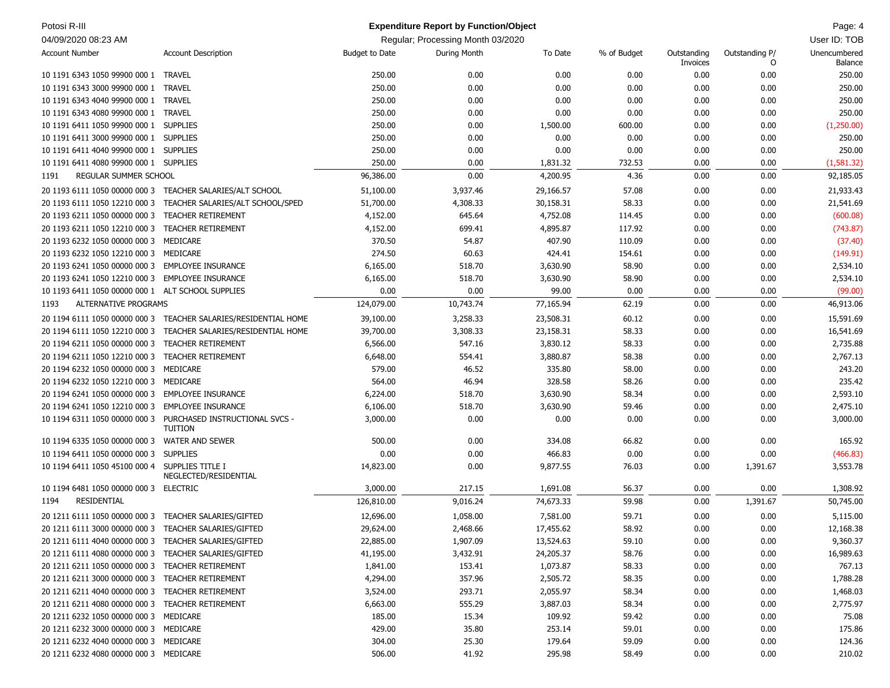# Expenditure Report by Function/Object

Potosi R-III
04/09/2020 08:23 AM

Regular; Processing Month 03/2020

User ID: TOB

| Account Number | Account Description | Budget to Date | During Month | To Date | % of Budget | Outstanding Invoices | Outstanding P/O | Unencumbered Balance |
|---|---|---|---|---|---|---|---|---|
| 10 1191 6343 1050 99900 000 1 | TRAVEL | 250.00 | 0.00 | 0.00 | 0.00 | 0.00 | 0.00 | 250.00 |
| 10 1191 6343 3000 99900 000 1 | TRAVEL | 250.00 | 0.00 | 0.00 | 0.00 | 0.00 | 0.00 | 250.00 |
| 10 1191 6343 4040 99900 000 1 | TRAVEL | 250.00 | 0.00 | 0.00 | 0.00 | 0.00 | 0.00 | 250.00 |
| 10 1191 6343 4080 99900 000 1 | TRAVEL | 250.00 | 0.00 | 0.00 | 0.00 | 0.00 | 0.00 | 250.00 |
| 10 1191 6411 1050 99900 000 1 | SUPPLIES | 250.00 | 0.00 | 1,500.00 | 600.00 | 0.00 | 0.00 | (1,250.00) |
| 10 1191 6411 3000 99900 000 1 | SUPPLIES | 250.00 | 0.00 | 0.00 | 0.00 | 0.00 | 0.00 | 250.00 |
| 10 1191 6411 4040 99900 000 1 | SUPPLIES | 250.00 | 0.00 | 0.00 | 0.00 | 0.00 | 0.00 | 250.00 |
| 10 1191 6411 4080 99900 000 1 | SUPPLIES | 250.00 | 0.00 | 1,831.32 | 732.53 | 0.00 | 0.00 | (1,581.32) |
| 1191 | REGULAR SUMMER SCHOOL | 96,386.00 | 0.00 | 4,200.95 | 4.36 | 0.00 | 0.00 | 92,185.05 |
| 20 1193 6111 1050 00000 000 3 | TEACHER SALARIES/ALT SCHOOL | 51,100.00 | 3,937.46 | 29,166.57 | 57.08 | 0.00 | 0.00 | 21,933.43 |
| 20 1193 6111 1050 12210 000 3 | TEACHER SALARIES/ALT SCHOOL/SPED | 51,700.00 | 4,308.33 | 30,158.31 | 58.33 | 0.00 | 0.00 | 21,541.69 |
| 20 1193 6211 1050 00000 000 3 | TEACHER RETIREMENT | 4,152.00 | 645.64 | 4,752.08 | 114.45 | 0.00 | 0.00 | (600.08) |
| 20 1193 6211 1050 12210 000 3 | TEACHER RETIREMENT | 4,152.00 | 699.41 | 4,895.87 | 117.92 | 0.00 | 0.00 | (743.87) |
| 20 1193 6232 1050 00000 000 3 | MEDICARE | 370.50 | 54.87 | 407.90 | 110.09 | 0.00 | 0.00 | (37.40) |
| 20 1193 6232 1050 12210 000 3 | MEDICARE | 274.50 | 60.63 | 424.41 | 154.61 | 0.00 | 0.00 | (149.91) |
| 20 1193 6241 1050 00000 000 3 | EMPLOYEE INSURANCE | 6,165.00 | 518.70 | 3,630.90 | 58.90 | 0.00 | 0.00 | 2,534.10 |
| 20 1193 6241 1050 12210 000 3 | EMPLOYEE INSURANCE | 6,165.00 | 518.70 | 3,630.90 | 58.90 | 0.00 | 0.00 | 2,534.10 |
| 10 1193 6411 1050 00000 000 1 | ALT SCHOOL SUPPLIES | 0.00 | 0.00 | 99.00 | 0.00 | 0.00 | 0.00 | (99.00) |
| 1193 | ALTERNATIVE PROGRAMS | 124,079.00 | 10,743.74 | 77,165.94 | 62.19 | 0.00 | 0.00 | 46,913.06 |
| 20 1194 6111 1050 00000 000 3 | TEACHER SALARIES/RESIDENTIAL HOME | 39,100.00 | 3,258.33 | 23,508.31 | 60.12 | 0.00 | 0.00 | 15,591.69 |
| 20 1194 6111 1050 12210 000 3 | TEACHER SALARIES/RESIDENTIAL HOME | 39,700.00 | 3,308.33 | 23,158.31 | 58.33 | 0.00 | 0.00 | 16,541.69 |
| 20 1194 6211 1050 00000 000 3 | TEACHER RETIREMENT | 6,566.00 | 547.16 | 3,830.12 | 58.33 | 0.00 | 0.00 | 2,735.88 |
| 20 1194 6211 1050 12210 000 3 | TEACHER RETIREMENT | 6,648.00 | 554.41 | 3,880.87 | 58.38 | 0.00 | 0.00 | 2,767.13 |
| 20 1194 6232 1050 00000 000 3 | MEDICARE | 579.00 | 46.52 | 335.80 | 58.00 | 0.00 | 0.00 | 243.20 |
| 20 1194 6232 1050 12210 000 3 | MEDICARE | 564.00 | 46.94 | 328.58 | 58.26 | 0.00 | 0.00 | 235.42 |
| 20 1194 6241 1050 00000 000 3 | EMPLOYEE INSURANCE | 6,224.00 | 518.70 | 3,630.90 | 58.34 | 0.00 | 0.00 | 2,593.10 |
| 20 1194 6241 1050 12210 000 3 | EMPLOYEE INSURANCE | 6,106.00 | 518.70 | 3,630.90 | 59.46 | 0.00 | 0.00 | 2,475.10 |
| 10 1194 6311 1050 00000 000 3 | PURCHASED INSTRUCTIONAL SVCS - TUITION | 3,000.00 | 0.00 | 0.00 | 0.00 | 0.00 | 0.00 | 3,000.00 |
| 10 1194 6335 1050 00000 000 3 | WATER AND SEWER | 500.00 | 0.00 | 334.08 | 66.82 | 0.00 | 0.00 | 165.92 |
| 10 1194 6411 1050 00000 000 3 | SUPPLIES | 0.00 | 0.00 | 466.83 | 0.00 | 0.00 | 0.00 | (466.83) |
| 10 1194 6411 1050 45100 000 4 | SUPPLIES TITLE I NEGLECTED/RESIDENTIAL | 14,823.00 | 0.00 | 9,877.55 | 76.03 | 0.00 | 1,391.67 | 3,553.78 |
| 10 1194 6481 1050 00000 000 3 | ELECTRIC | 3,000.00 | 217.15 | 1,691.08 | 56.37 | 0.00 | 0.00 | 1,308.92 |
| 1194 | RESIDENTIAL | 126,810.00 | 9,016.24 | 74,673.33 | 59.98 | 0.00 | 1,391.67 | 50,745.00 |
| 20 1211 6111 1050 00000 000 3 | TEACHER SALARIES/GIFTED | 12,696.00 | 1,058.00 | 7,581.00 | 59.71 | 0.00 | 0.00 | 5,115.00 |
| 20 1211 6111 3000 00000 000 3 | TEACHER SALARIES/GIFTED | 29,624.00 | 2,468.66 | 17,455.62 | 58.92 | 0.00 | 0.00 | 12,168.38 |
| 20 1211 6111 4040 00000 000 3 | TEACHER SALARIES/GIFTED | 22,885.00 | 1,907.09 | 13,524.63 | 59.10 | 0.00 | 0.00 | 9,360.37 |
| 20 1211 6111 4080 00000 000 3 | TEACHER SALARIES/GIFTED | 41,195.00 | 3,432.91 | 24,205.37 | 58.76 | 0.00 | 0.00 | 16,989.63 |
| 20 1211 6211 1050 00000 000 3 | TEACHER RETIREMENT | 1,841.00 | 153.41 | 1,073.87 | 58.33 | 0.00 | 0.00 | 767.13 |
| 20 1211 6211 3000 00000 000 3 | TEACHER RETIREMENT | 4,294.00 | 357.96 | 2,505.72 | 58.35 | 0.00 | 0.00 | 1,788.28 |
| 20 1211 6211 4040 00000 000 3 | TEACHER RETIREMENT | 3,524.00 | 293.71 | 2,055.97 | 58.34 | 0.00 | 0.00 | 1,468.03 |
| 20 1211 6211 4080 00000 000 3 | TEACHER RETIREMENT | 6,663.00 | 555.29 | 3,887.03 | 58.34 | 0.00 | 0.00 | 2,775.97 |
| 20 1211 6232 1050 00000 000 3 | MEDICARE | 185.00 | 15.34 | 109.92 | 59.42 | 0.00 | 0.00 | 75.08 |
| 20 1211 6232 3000 00000 000 3 | MEDICARE | 429.00 | 35.80 | 253.14 | 59.01 | 0.00 | 0.00 | 175.86 |
| 20 1211 6232 4040 00000 000 3 | MEDICARE | 304.00 | 25.30 | 179.64 | 59.09 | 0.00 | 0.00 | 124.36 |
| 20 1211 6232 4080 00000 000 3 | MEDICARE | 506.00 | 41.92 | 295.98 | 58.49 | 0.00 | 0.00 | 210.02 |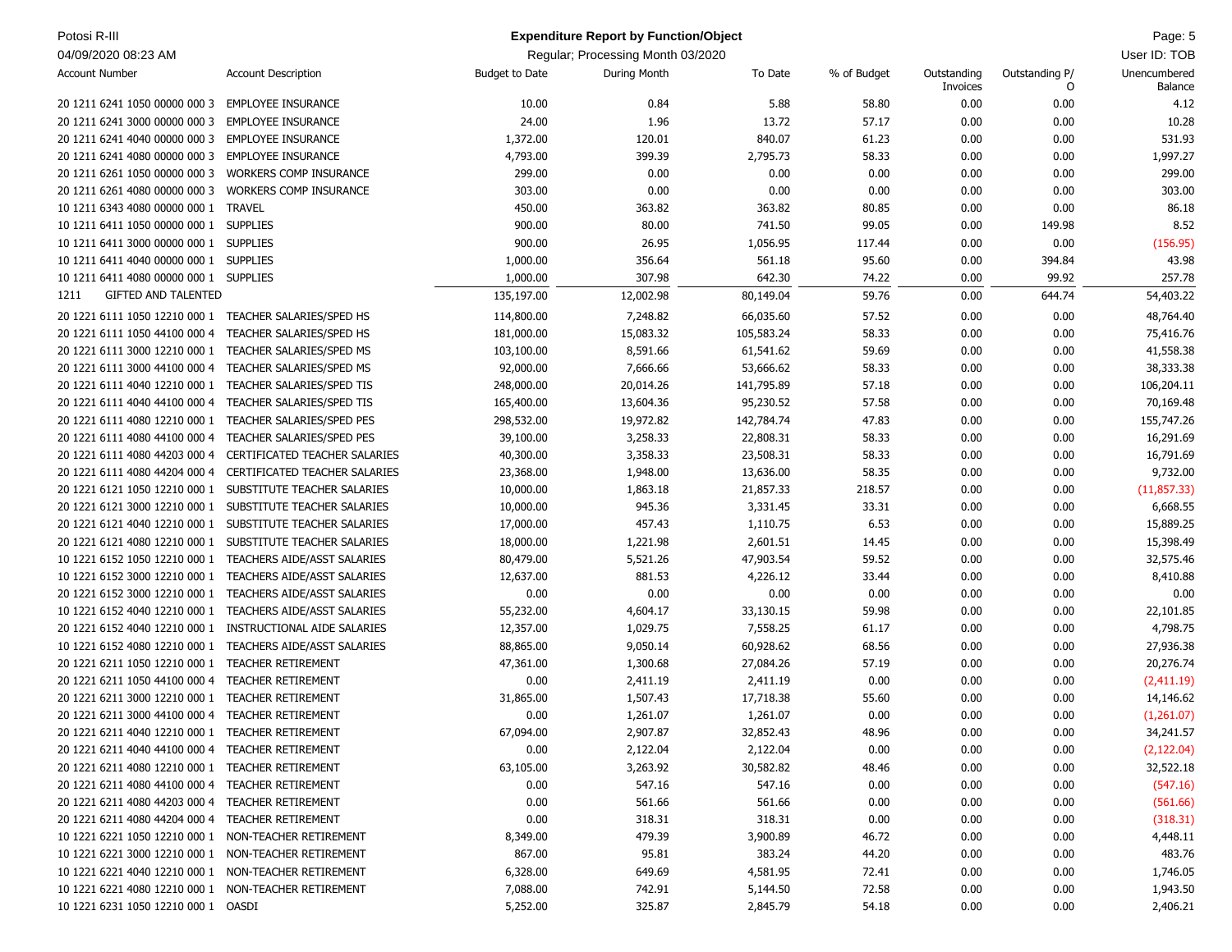| Account Number | Account Description | Budget to Date | During Month | To Date | % of Budget | Outstanding Invoices | Outstanding P/O | Unencumbered Balance |
|---|---|---|---|---|---|---|---|---|
| 20 1211 6241 1050 00000 000 3 | EMPLOYEE INSURANCE | 10.00 | 0.84 | 5.88 | 58.80 | 0.00 | 0.00 | 4.12 |
| 20 1211 6241 3000 00000 000 3 | EMPLOYEE INSURANCE | 24.00 | 1.96 | 13.72 | 57.17 | 0.00 | 0.00 | 10.28 |
| 20 1211 6241 4040 00000 000 3 | EMPLOYEE INSURANCE | 1,372.00 | 120.01 | 840.07 | 61.23 | 0.00 | 0.00 | 531.93 |
| 20 1211 6241 4080 00000 000 3 | EMPLOYEE INSURANCE | 4,793.00 | 399.39 | 2,795.73 | 58.33 | 0.00 | 0.00 | 1,997.27 |
| 20 1211 6261 1050 00000 000 3 | WORKERS COMP INSURANCE | 299.00 | 0.00 | 0.00 | 0.00 | 0.00 | 0.00 | 299.00 |
| 20 1211 6261 4080 00000 000 3 | WORKERS COMP INSURANCE | 303.00 | 0.00 | 0.00 | 0.00 | 0.00 | 0.00 | 303.00 |
| 10 1211 6343 4080 00000 000 1 | TRAVEL | 450.00 | 363.82 | 363.82 | 80.85 | 0.00 | 0.00 | 86.18 |
| 10 1211 6411 1050 00000 000 1 | SUPPLIES | 900.00 | 80.00 | 741.50 | 99.05 | 0.00 | 149.98 | 8.52 |
| 10 1211 6411 3000 00000 000 1 | SUPPLIES | 900.00 | 26.95 | 1,056.95 | 117.44 | 0.00 | 0.00 | (156.95) |
| 10 1211 6411 4040 00000 000 1 | SUPPLIES | 1,000.00 | 356.64 | 561.18 | 95.60 | 0.00 | 394.84 | 43.98 |
| 10 1211 6411 4080 00000 000 1 | SUPPLIES | 1,000.00 | 307.98 | 642.30 | 74.22 | 0.00 | 99.92 | 257.78 |
| 1211 | GIFTED AND TALENTED | 135,197.00 | 12,002.98 | 80,149.04 | 59.76 | 0.00 | 644.74 | 54,403.22 |
| 20 1221 6111 1050 12210 000 1 | TEACHER SALARIES/SPED HS | 114,800.00 | 7,248.82 | 66,035.60 | 57.52 | 0.00 | 0.00 | 48,764.40 |
| 20 1221 6111 1050 44100 000 4 | TEACHER SALARIES/SPED HS | 181,000.00 | 15,083.32 | 105,583.24 | 58.33 | 0.00 | 0.00 | 75,416.76 |
| 20 1221 6111 3000 12210 000 1 | TEACHER SALARIES/SPED MS | 103,100.00 | 8,591.66 | 61,541.62 | 59.69 | 0.00 | 0.00 | 41,558.38 |
| 20 1221 6111 3000 44100 000 4 | TEACHER SALARIES/SPED MS | 92,000.00 | 7,666.66 | 53,666.62 | 58.33 | 0.00 | 0.00 | 38,333.38 |
| 20 1221 6111 4040 12210 000 1 | TEACHER SALARIES/SPED TIS | 248,000.00 | 20,014.26 | 141,795.89 | 57.18 | 0.00 | 0.00 | 106,204.11 |
| 20 1221 6111 4040 44100 000 4 | TEACHER SALARIES/SPED TIS | 165,400.00 | 13,604.36 | 95,230.52 | 57.58 | 0.00 | 0.00 | 70,169.48 |
| 20 1221 6111 4080 12210 000 1 | TEACHER SALARIES/SPED PES | 298,532.00 | 19,972.82 | 142,784.74 | 47.83 | 0.00 | 0.00 | 155,747.26 |
| 20 1221 6111 4080 44100 000 4 | TEACHER SALARIES/SPED PES | 39,100.00 | 3,258.33 | 22,808.31 | 58.33 | 0.00 | 0.00 | 16,291.69 |
| 20 1221 6111 4080 44203 000 4 | CERTIFICATED TEACHER SALARIES | 40,300.00 | 3,358.33 | 23,508.31 | 58.33 | 0.00 | 0.00 | 16,791.69 |
| 20 1221 6111 4080 44204 000 4 | CERTIFICATED TEACHER SALARIES | 23,368.00 | 1,948.00 | 13,636.00 | 58.35 | 0.00 | 0.00 | 9,732.00 |
| 20 1221 6121 1050 12210 000 1 | SUBSTITUTE TEACHER SALARIES | 10,000.00 | 1,863.18 | 21,857.33 | 218.57 | 0.00 | 0.00 | (11,857.33) |
| 20 1221 6121 3000 12210 000 1 | SUBSTITUTE TEACHER SALARIES | 10,000.00 | 945.36 | 3,331.45 | 33.31 | 0.00 | 0.00 | 6,668.55 |
| 20 1221 6121 4040 12210 000 1 | SUBSTITUTE TEACHER SALARIES | 17,000.00 | 457.43 | 1,110.75 | 6.53 | 0.00 | 0.00 | 15,889.25 |
| 20 1221 6121 4080 12210 000 1 | SUBSTITUTE TEACHER SALARIES | 18,000.00 | 1,221.98 | 2,601.51 | 14.45 | 0.00 | 0.00 | 15,398.49 |
| 10 1221 6152 1050 12210 000 1 | TEACHERS AIDE/ASST SALARIES | 80,479.00 | 5,521.26 | 47,903.54 | 59.52 | 0.00 | 0.00 | 32,575.46 |
| 10 1221 6152 3000 12210 000 1 | TEACHERS AIDE/ASST SALARIES | 12,637.00 | 881.53 | 4,226.12 | 33.44 | 0.00 | 0.00 | 8,410.88 |
| 20 1221 6152 3000 12210 000 1 | TEACHERS AIDE/ASST SALARIES | 0.00 | 0.00 | 0.00 | 0.00 | 0.00 | 0.00 | 0.00 |
| 10 1221 6152 4040 12210 000 1 | TEACHERS AIDE/ASST SALARIES | 55,232.00 | 4,604.17 | 33,130.15 | 59.98 | 0.00 | 0.00 | 22,101.85 |
| 20 1221 6152 4040 12210 000 1 | INSTRUCTIONAL AIDE SALARIES | 12,357.00 | 1,029.75 | 7,558.25 | 61.17 | 0.00 | 0.00 | 4,798.75 |
| 10 1221 6152 4080 12210 000 1 | TEACHERS AIDE/ASST SALARIES | 88,865.00 | 9,050.14 | 60,928.62 | 68.56 | 0.00 | 0.00 | 27,936.38 |
| 20 1221 6211 1050 12210 000 1 | TEACHER RETIREMENT | 47,361.00 | 1,300.68 | 27,084.26 | 57.19 | 0.00 | 0.00 | 20,276.74 |
| 20 1221 6211 1050 44100 000 4 | TEACHER RETIREMENT | 0.00 | 2,411.19 | 2,411.19 | 0.00 | 0.00 | 0.00 | (2,411.19) |
| 20 1221 6211 3000 12210 000 1 | TEACHER RETIREMENT | 31,865.00 | 1,507.43 | 17,718.38 | 55.60 | 0.00 | 0.00 | 14,146.62 |
| 20 1221 6211 3000 44100 000 4 | TEACHER RETIREMENT | 0.00 | 1,261.07 | 1,261.07 | 0.00 | 0.00 | 0.00 | (1,261.07) |
| 20 1221 6211 4040 12210 000 1 | TEACHER RETIREMENT | 67,094.00 | 2,907.87 | 32,852.43 | 48.96 | 0.00 | 0.00 | 34,241.57 |
| 20 1221 6211 4040 44100 000 4 | TEACHER RETIREMENT | 0.00 | 2,122.04 | 2,122.04 | 0.00 | 0.00 | 0.00 | (2,122.04) |
| 20 1221 6211 4080 12210 000 1 | TEACHER RETIREMENT | 63,105.00 | 3,263.92 | 30,582.82 | 48.46 | 0.00 | 0.00 | 32,522.18 |
| 20 1221 6211 4080 44100 000 4 | TEACHER RETIREMENT | 0.00 | 547.16 | 547.16 | 0.00 | 0.00 | 0.00 | (547.16) |
| 20 1221 6211 4080 44203 000 4 | TEACHER RETIREMENT | 0.00 | 561.66 | 561.66 | 0.00 | 0.00 | 0.00 | (561.66) |
| 20 1221 6211 4080 44204 000 4 | TEACHER RETIREMENT | 0.00 | 318.31 | 318.31 | 0.00 | 0.00 | 0.00 | (318.31) |
| 10 1221 6221 1050 12210 000 1 | NON-TEACHER RETIREMENT | 8,349.00 | 479.39 | 3,900.89 | 46.72 | 0.00 | 0.00 | 4,448.11 |
| 10 1221 6221 3000 12210 000 1 | NON-TEACHER RETIREMENT | 867.00 | 95.81 | 383.24 | 44.20 | 0.00 | 0.00 | 483.76 |
| 10 1221 6221 4040 12210 000 1 | NON-TEACHER RETIREMENT | 6,328.00 | 649.69 | 4,581.95 | 72.41 | 0.00 | 0.00 | 1,746.05 |
| 10 1221 6221 4080 12210 000 1 | NON-TEACHER RETIREMENT | 7,088.00 | 742.91 | 5,144.50 | 72.58 | 0.00 | 0.00 | 1,943.50 |
| 10 1221 6231 1050 12210 000 1 | OASDI | 5,252.00 | 325.87 | 2,845.79 | 54.18 | 0.00 | 0.00 | 2,406.21 |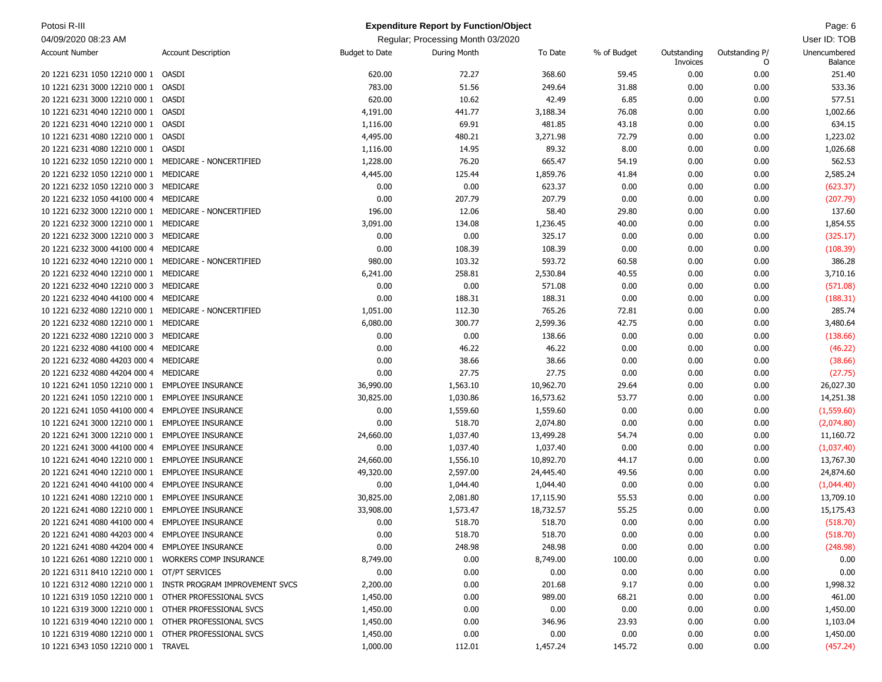**Expenditure Report by Function/Object**

Regular; Processing Month 03/2020

| Account Number | Account Description | Budget to Date | During Month | To Date | % of Budget | Outstanding Invoices | Outstanding P/O | Unencumbered Balance |
|---|---|---|---|---|---|---|---|---|
| 20 1221 6231 1050 12210 000 1 | OASDI | 620.00 | 72.27 | 368.60 | 59.45 | 0.00 | 0.00 | 251.40 |
| 10 1221 6231 3000 12210 000 1 | OASDI | 783.00 | 51.56 | 249.64 | 31.88 | 0.00 | 0.00 | 533.36 |
| 20 1221 6231 3000 12210 000 1 | OASDI | 620.00 | 10.62 | 42.49 | 6.85 | 0.00 | 0.00 | 577.51 |
| 10 1221 6231 4040 12210 000 1 | OASDI | 4,191.00 | 441.77 | 3,188.34 | 76.08 | 0.00 | 0.00 | 1,002.66 |
| 20 1221 6231 4040 12210 000 1 | OASDI | 1,116.00 | 69.91 | 481.85 | 43.18 | 0.00 | 0.00 | 634.15 |
| 10 1221 6231 4080 12210 000 1 | OASDI | 4,495.00 | 480.21 | 3,271.98 | 72.79 | 0.00 | 0.00 | 1,223.02 |
| 20 1221 6231 4080 12210 000 1 | OASDI | 1,116.00 | 14.95 | 89.32 | 8.00 | 0.00 | 0.00 | 1,026.68 |
| 10 1221 6232 1050 12210 000 1 | MEDICARE - NONCERTIFIED | 1,228.00 | 76.20 | 665.47 | 54.19 | 0.00 | 0.00 | 562.53 |
| 20 1221 6232 1050 12210 000 1 | MEDICARE | 4,445.00 | 125.44 | 1,859.76 | 41.84 | 0.00 | 0.00 | 2,585.24 |
| 20 1221 6232 1050 12210 000 3 | MEDICARE | 0.00 | 0.00 | 623.37 | 0.00 | 0.00 | 0.00 | (623.37) |
| 20 1221 6232 1050 44100 000 4 | MEDICARE | 0.00 | 207.79 | 207.79 | 0.00 | 0.00 | 0.00 | (207.79) |
| 10 1221 6232 3000 12210 000 1 | MEDICARE - NONCERTIFIED | 196.00 | 12.06 | 58.40 | 29.80 | 0.00 | 0.00 | 137.60 |
| 20 1221 6232 3000 12210 000 1 | MEDICARE | 3,091.00 | 134.08 | 1,236.45 | 40.00 | 0.00 | 0.00 | 1,854.55 |
| 20 1221 6232 3000 12210 000 3 | MEDICARE | 0.00 | 0.00 | 325.17 | 0.00 | 0.00 | 0.00 | (325.17) |
| 20 1221 6232 3000 44100 000 4 | MEDICARE | 0.00 | 108.39 | 108.39 | 0.00 | 0.00 | 0.00 | (108.39) |
| 10 1221 6232 4040 12210 000 1 | MEDICARE - NONCERTIFIED | 980.00 | 103.32 | 593.72 | 60.58 | 0.00 | 0.00 | 386.28 |
| 20 1221 6232 4040 12210 000 1 | MEDICARE | 6,241.00 | 258.81 | 2,530.84 | 40.55 | 0.00 | 0.00 | 3,710.16 |
| 20 1221 6232 4040 12210 000 3 | MEDICARE | 0.00 | 0.00 | 571.08 | 0.00 | 0.00 | 0.00 | (571.08) |
| 20 1221 6232 4040 44100 000 4 | MEDICARE | 0.00 | 188.31 | 188.31 | 0.00 | 0.00 | 0.00 | (188.31) |
| 10 1221 6232 4080 12210 000 1 | MEDICARE - NONCERTIFIED | 1,051.00 | 112.30 | 765.26 | 72.81 | 0.00 | 0.00 | 285.74 |
| 20 1221 6232 4080 12210 000 1 | MEDICARE | 6,080.00 | 300.77 | 2,599.36 | 42.75 | 0.00 | 0.00 | 3,480.64 |
| 20 1221 6232 4080 12210 000 3 | MEDICARE | 0.00 | 0.00 | 138.66 | 0.00 | 0.00 | 0.00 | (138.66) |
| 20 1221 6232 4080 44100 000 4 | MEDICARE | 0.00 | 46.22 | 46.22 | 0.00 | 0.00 | 0.00 | (46.22) |
| 20 1221 6232 4080 44203 000 4 | MEDICARE | 0.00 | 38.66 | 38.66 | 0.00 | 0.00 | 0.00 | (38.66) |
| 20 1221 6232 4080 44204 000 4 | MEDICARE | 0.00 | 27.75 | 27.75 | 0.00 | 0.00 | 0.00 | (27.75) |
| 10 1221 6241 1050 12210 000 1 | EMPLOYEE INSURANCE | 36,990.00 | 1,563.10 | 10,962.70 | 29.64 | 0.00 | 0.00 | 26,027.30 |
| 20 1221 6241 1050 12210 000 1 | EMPLOYEE INSURANCE | 30,825.00 | 1,030.86 | 16,573.62 | 53.77 | 0.00 | 0.00 | 14,251.38 |
| 20 1221 6241 1050 44100 000 4 | EMPLOYEE INSURANCE | 0.00 | 1,559.60 | 1,559.60 | 0.00 | 0.00 | 0.00 | (1,559.60) |
| 10 1221 6241 3000 12210 000 1 | EMPLOYEE INSURANCE | 0.00 | 518.70 | 2,074.80 | 0.00 | 0.00 | 0.00 | (2,074.80) |
| 20 1221 6241 3000 12210 000 1 | EMPLOYEE INSURANCE | 24,660.00 | 1,037.40 | 13,499.28 | 54.74 | 0.00 | 0.00 | 11,160.72 |
| 20 1221 6241 3000 44100 000 4 | EMPLOYEE INSURANCE | 0.00 | 1,037.40 | 1,037.40 | 0.00 | 0.00 | 0.00 | (1,037.40) |
| 10 1221 6241 4040 12210 000 1 | EMPLOYEE INSURANCE | 24,660.00 | 1,556.10 | 10,892.70 | 44.17 | 0.00 | 0.00 | 13,767.30 |
| 20 1221 6241 4040 12210 000 1 | EMPLOYEE INSURANCE | 49,320.00 | 2,597.00 | 24,445.40 | 49.56 | 0.00 | 0.00 | 24,874.60 |
| 20 1221 6241 4040 44100 000 4 | EMPLOYEE INSURANCE | 0.00 | 1,044.40 | 1,044.40 | 0.00 | 0.00 | 0.00 | (1,044.40) |
| 10 1221 6241 4080 12210 000 1 | EMPLOYEE INSURANCE | 30,825.00 | 2,081.80 | 17,115.90 | 55.53 | 0.00 | 0.00 | 13,709.10 |
| 20 1221 6241 4080 12210 000 1 | EMPLOYEE INSURANCE | 33,908.00 | 1,573.47 | 18,732.57 | 55.25 | 0.00 | 0.00 | 15,175.43 |
| 20 1221 6241 4080 44100 000 4 | EMPLOYEE INSURANCE | 0.00 | 518.70 | 518.70 | 0.00 | 0.00 | 0.00 | (518.70) |
| 20 1221 6241 4080 44203 000 4 | EMPLOYEE INSURANCE | 0.00 | 518.70 | 518.70 | 0.00 | 0.00 | 0.00 | (518.70) |
| 20 1221 6241 4080 44204 000 4 | EMPLOYEE INSURANCE | 0.00 | 248.98 | 248.98 | 0.00 | 0.00 | 0.00 | (248.98) |
| 10 1221 6261 4080 12210 000 1 | WORKERS COMP INSURANCE | 8,749.00 | 0.00 | 8,749.00 | 100.00 | 0.00 | 0.00 | 0.00 |
| 20 1221 6311 8410 12210 000 1 | OT/PT SERVICES | 0.00 | 0.00 | 0.00 | 0.00 | 0.00 | 0.00 | 0.00 |
| 10 1221 6312 4080 12210 000 1 | INSTR PROGRAM IMPROVEMENT SVCS | 2,200.00 | 0.00 | 201.68 | 9.17 | 0.00 | 0.00 | 1,998.32 |
| 10 1221 6319 1050 12210 000 1 | OTHER PROFESSIONAL SVCS | 1,450.00 | 0.00 | 989.00 | 68.21 | 0.00 | 0.00 | 461.00 |
| 10 1221 6319 3000 12210 000 1 | OTHER PROFESSIONAL SVCS | 1,450.00 | 0.00 | 0.00 | 0.00 | 0.00 | 0.00 | 1,450.00 |
| 10 1221 6319 4040 12210 000 1 | OTHER PROFESSIONAL SVCS | 1,450.00 | 0.00 | 346.96 | 23.93 | 0.00 | 0.00 | 1,103.04 |
| 10 1221 6319 4080 12210 000 1 | OTHER PROFESSIONAL SVCS | 1,450.00 | 0.00 | 0.00 | 0.00 | 0.00 | 0.00 | 1,450.00 |
| 10 1221 6343 1050 12210 000 1 | TRAVEL | 1,000.00 | 112.01 | 1,457.24 | 145.72 | 0.00 | 0.00 | (457.24) |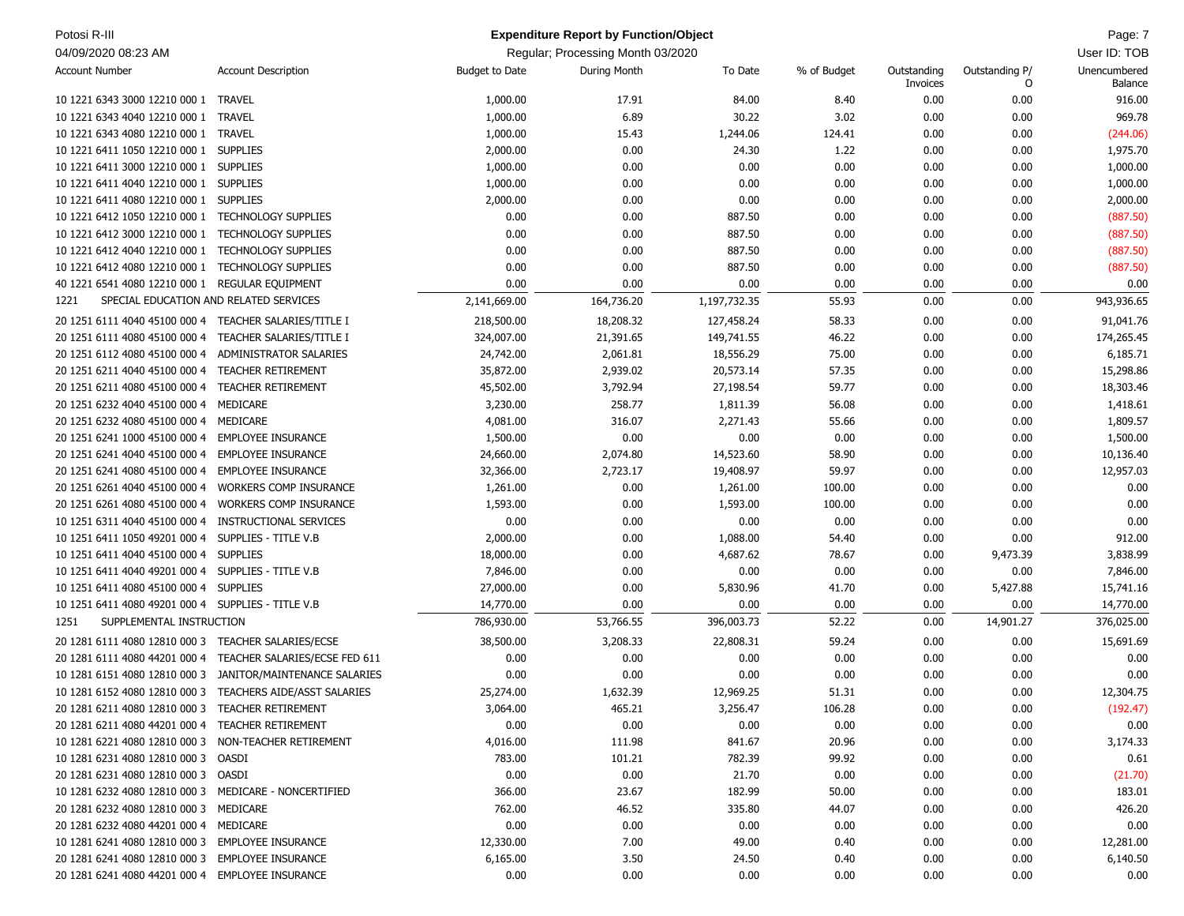# Expenditure Report by Function/Object

Potosi R-III
04/09/2020 08:23 AM

Regular; Processing Month 03/2020

User ID: TOB

| Account Number | Account Description | Budget to Date | During Month | To Date | % of Budget | Outstanding Invoices | Outstanding P/O | Unencumbered Balance |
|---|---|---|---|---|---|---|---|---|
| 10 1221 6343 3000 12210 000 1 | TRAVEL | 1,000.00 | 17.91 | 84.00 | 8.40 | 0.00 | 0.00 | 916.00 |
| 10 1221 6343 4040 12210 000 1 | TRAVEL | 1,000.00 | 6.89 | 30.22 | 3.02 | 0.00 | 0.00 | 969.78 |
| 10 1221 6343 4080 12210 000 1 | TRAVEL | 1,000.00 | 15.43 | 1,244.06 | 124.41 | 0.00 | 0.00 | (244.06) |
| 10 1221 6411 1050 12210 000 1 | SUPPLIES | 2,000.00 | 0.00 | 24.30 | 1.22 | 0.00 | 0.00 | 1,975.70 |
| 10 1221 6411 3000 12210 000 1 | SUPPLIES | 1,000.00 | 0.00 | 0.00 | 0.00 | 0.00 | 0.00 | 1,000.00 |
| 10 1221 6411 4040 12210 000 1 | SUPPLIES | 1,000.00 | 0.00 | 0.00 | 0.00 | 0.00 | 0.00 | 1,000.00 |
| 10 1221 6411 4080 12210 000 1 | SUPPLIES | 2,000.00 | 0.00 | 0.00 | 0.00 | 0.00 | 0.00 | 2,000.00 |
| 10 1221 6412 1050 12210 000 1 | TECHNOLOGY SUPPLIES | 0.00 | 0.00 | 887.50 | 0.00 | 0.00 | 0.00 | (887.50) |
| 10 1221 6412 3000 12210 000 1 | TECHNOLOGY SUPPLIES | 0.00 | 0.00 | 887.50 | 0.00 | 0.00 | 0.00 | (887.50) |
| 10 1221 6412 4040 12210 000 1 | TECHNOLOGY SUPPLIES | 0.00 | 0.00 | 887.50 | 0.00 | 0.00 | 0.00 | (887.50) |
| 10 1221 6412 4080 12210 000 1 | TECHNOLOGY SUPPLIES | 0.00 | 0.00 | 887.50 | 0.00 | 0.00 | 0.00 | (887.50) |
| 40 1221 6541 4080 12210 000 1 | REGULAR EQUIPMENT | 0.00 | 0.00 | 0.00 | 0.00 | 0.00 | 0.00 | 0.00 |
| 1221 | SPECIAL EDUCATION AND RELATED SERVICES | 2,141,669.00 | 164,736.20 | 1,197,732.35 | 55.93 | 0.00 | 0.00 | 943,936.65 |
| 20 1251 6111 4040 45100 000 4 | TEACHER SALARIES/TITLE I | 218,500.00 | 18,208.32 | 127,458.24 | 58.33 | 0.00 | 0.00 | 91,041.76 |
| 20 1251 6111 4080 45100 000 4 | TEACHER SALARIES/TITLE I | 324,007.00 | 21,391.65 | 149,741.55 | 46.22 | 0.00 | 0.00 | 174,265.45 |
| 20 1251 6112 4080 45100 000 4 | ADMINISTRATOR SALARIES | 24,742.00 | 2,061.81 | 18,556.29 | 75.00 | 0.00 | 0.00 | 6,185.71 |
| 20 1251 6211 4040 45100 000 4 | TEACHER RETIREMENT | 35,872.00 | 2,939.02 | 20,573.14 | 57.35 | 0.00 | 0.00 | 15,298.86 |
| 20 1251 6211 4080 45100 000 4 | TEACHER RETIREMENT | 45,502.00 | 3,792.94 | 27,198.54 | 59.77 | 0.00 | 0.00 | 18,303.46 |
| 20 1251 6232 4040 45100 000 4 | MEDICARE | 3,230.00 | 258.77 | 1,811.39 | 56.08 | 0.00 | 0.00 | 1,418.61 |
| 20 1251 6232 4080 45100 000 4 | MEDICARE | 4,081.00 | 316.07 | 2,271.43 | 55.66 | 0.00 | 0.00 | 1,809.57 |
| 20 1251 6241 1000 45100 000 4 | EMPLOYEE INSURANCE | 1,500.00 | 0.00 | 0.00 | 0.00 | 0.00 | 0.00 | 1,500.00 |
| 20 1251 6241 4040 45100 000 4 | EMPLOYEE INSURANCE | 24,660.00 | 2,074.80 | 14,523.60 | 58.90 | 0.00 | 0.00 | 10,136.40 |
| 20 1251 6241 4080 45100 000 4 | EMPLOYEE INSURANCE | 32,366.00 | 2,723.17 | 19,408.97 | 59.97 | 0.00 | 0.00 | 12,957.03 |
| 20 1251 6261 4040 45100 000 4 | WORKERS COMP INSURANCE | 1,261.00 | 0.00 | 1,261.00 | 100.00 | 0.00 | 0.00 | 0.00 |
| 20 1251 6261 4080 45100 000 4 | WORKERS COMP INSURANCE | 1,593.00 | 0.00 | 1,593.00 | 100.00 | 0.00 | 0.00 | 0.00 |
| 10 1251 6311 4040 45100 000 4 | INSTRUCTIONAL SERVICES | 0.00 | 0.00 | 0.00 | 0.00 | 0.00 | 0.00 | 0.00 |
| 10 1251 6411 1050 49201 000 4 | SUPPLIES - TITLE V.B | 2,000.00 | 0.00 | 1,088.00 | 54.40 | 0.00 | 0.00 | 912.00 |
| 10 1251 6411 4040 45100 000 4 | SUPPLIES | 18,000.00 | 0.00 | 4,687.62 | 78.67 | 0.00 | 9,473.39 | 3,838.99 |
| 10 1251 6411 4040 49201 000 4 | SUPPLIES - TITLE V.B | 7,846.00 | 0.00 | 0.00 | 0.00 | 0.00 | 0.00 | 7,846.00 |
| 10 1251 6411 4080 45100 000 4 | SUPPLIES | 27,000.00 | 0.00 | 5,830.96 | 41.70 | 0.00 | 5,427.88 | 15,741.16 |
| 10 1251 6411 4080 49201 000 4 | SUPPLIES - TITLE V.B | 14,770.00 | 0.00 | 0.00 | 0.00 | 0.00 | 0.00 | 14,770.00 |
| 1251 | SUPPLEMENTAL INSTRUCTION | 786,930.00 | 53,766.55 | 396,003.73 | 52.22 | 0.00 | 14,901.27 | 376,025.00 |
| 20 1281 6111 4080 12810 000 3 | TEACHER SALARIES/ECSE | 38,500.00 | 3,208.33 | 22,808.31 | 59.24 | 0.00 | 0.00 | 15,691.69 |
| 20 1281 6111 4080 44201 000 4 | TEACHER SALARIES/ECSE FED 611 | 0.00 | 0.00 | 0.00 | 0.00 | 0.00 | 0.00 | 0.00 |
| 10 1281 6151 4080 12810 000 3 | JANITOR/MAINTENANCE SALARIES | 0.00 | 0.00 | 0.00 | 0.00 | 0.00 | 0.00 | 0.00 |
| 10 1281 6152 4080 12810 000 3 | TEACHERS AIDE/ASST SALARIES | 25,274.00 | 1,632.39 | 12,969.25 | 51.31 | 0.00 | 0.00 | 12,304.75 |
| 20 1281 6211 4080 12810 000 3 | TEACHER RETIREMENT | 3,064.00 | 465.21 | 3,256.47 | 106.28 | 0.00 | 0.00 | (192.47) |
| 20 1281 6211 4080 44201 000 4 | TEACHER RETIREMENT | 0.00 | 0.00 | 0.00 | 0.00 | 0.00 | 0.00 | 0.00 |
| 10 1281 6221 4080 12810 000 3 | NON-TEACHER RETIREMENT | 4,016.00 | 111.98 | 841.67 | 20.96 | 0.00 | 0.00 | 3,174.33 |
| 10 1281 6231 4080 12810 000 3 | OASDI | 783.00 | 101.21 | 782.39 | 99.92 | 0.00 | 0.00 | 0.61 |
| 20 1281 6231 4080 12810 000 3 | OASDI | 0.00 | 0.00 | 21.70 | 0.00 | 0.00 | 0.00 | (21.70) |
| 10 1281 6232 4080 12810 000 3 | MEDICARE - NONCERTIFIED | 366.00 | 23.67 | 182.99 | 50.00 | 0.00 | 0.00 | 183.01 |
| 20 1281 6232 4080 12810 000 3 | MEDICARE | 762.00 | 46.52 | 335.80 | 44.07 | 0.00 | 0.00 | 426.20 |
| 20 1281 6232 4080 44201 000 4 | MEDICARE | 0.00 | 0.00 | 0.00 | 0.00 | 0.00 | 0.00 | 0.00 |
| 10 1281 6241 4080 12810 000 3 | EMPLOYEE INSURANCE | 12,330.00 | 7.00 | 49.00 | 0.40 | 0.00 | 0.00 | 12,281.00 |
| 20 1281 6241 4080 12810 000 3 | EMPLOYEE INSURANCE | 6,165.00 | 3.50 | 24.50 | 0.40 | 0.00 | 0.00 | 6,140.50 |
| 20 1281 6241 4080 44201 000 4 | EMPLOYEE INSURANCE | 0.00 | 0.00 | 0.00 | 0.00 | 0.00 | 0.00 | 0.00 |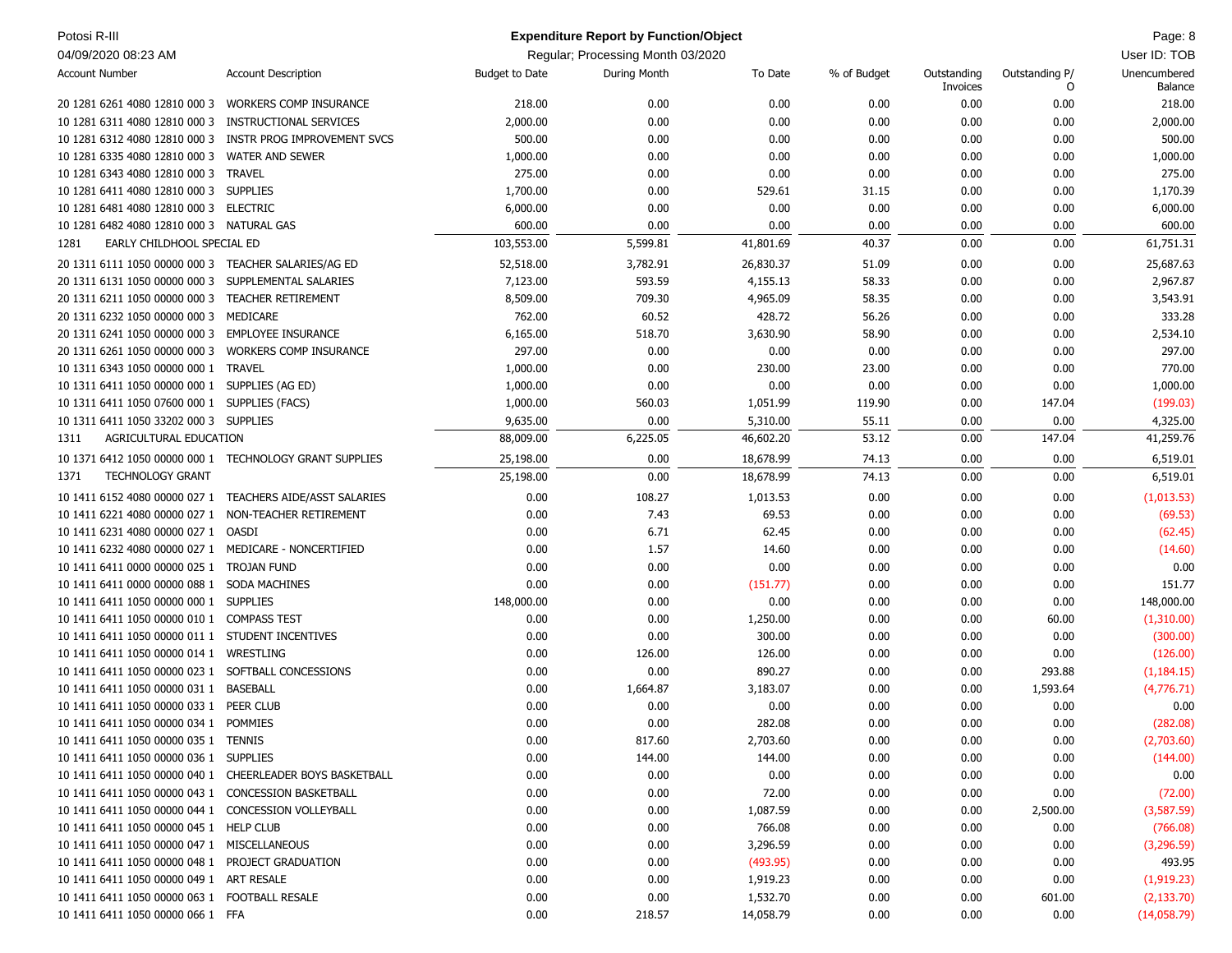## Expenditure Report by Function/Object

Potosi R-III — Regular; Processing Month 03/2020 — 04/09/2020 08:23 AM — User ID: TOB

| Account Number | Account Description | Budget to Date | During Month | To Date | % of Budget | Outstanding Invoices | Outstanding P/O | Unencumbered Balance |
|---|---|---|---|---|---|---|---|---|
| 20 1281 6261 4080 12810 000 3 | WORKERS COMP INSURANCE | 218.00 | 0.00 | 0.00 | 0.00 | 0.00 | 0.00 | 218.00 |
| 10 1281 6311 4080 12810 000 3 | INSTRUCTIONAL SERVICES | 2,000.00 | 0.00 | 0.00 | 0.00 | 0.00 | 0.00 | 2,000.00 |
| 10 1281 6312 4080 12810 000 3 | INSTR PROG IMPROVEMENT SVCS | 500.00 | 0.00 | 0.00 | 0.00 | 0.00 | 0.00 | 500.00 |
| 10 1281 6335 4080 12810 000 3 | WATER AND SEWER | 1,000.00 | 0.00 | 0.00 | 0.00 | 0.00 | 0.00 | 1,000.00 |
| 10 1281 6343 4080 12810 000 3 | TRAVEL | 275.00 | 0.00 | 0.00 | 0.00 | 0.00 | 0.00 | 275.00 |
| 10 1281 6411 4080 12810 000 3 | SUPPLIES | 1,700.00 | 0.00 | 529.61 | 31.15 | 0.00 | 0.00 | 1,170.39 |
| 10 1281 6481 4080 12810 000 3 | ELECTRIC | 6,000.00 | 0.00 | 0.00 | 0.00 | 0.00 | 0.00 | 6,000.00 |
| 10 1281 6482 4080 12810 000 3 | NATURAL GAS | 600.00 | 0.00 | 0.00 | 0.00 | 0.00 | 0.00 | 600.00 |
| 1281 | EARLY CHILDHOOL SPECIAL ED | 103,553.00 | 5,599.81 | 41,801.69 | 40.37 | 0.00 | 0.00 | 61,751.31 |
| 20 1311 6111 1050 00000 000 3 | TEACHER SALARIES/AG ED | 52,518.00 | 3,782.91 | 26,830.37 | 51.09 | 0.00 | 0.00 | 25,687.63 |
| 20 1311 6131 1050 00000 000 3 | SUPPLEMENTAL SALARIES | 7,123.00 | 593.59 | 4,155.13 | 58.33 | 0.00 | 0.00 | 2,967.87 |
| 20 1311 6211 1050 00000 000 3 | TEACHER RETIREMENT | 8,509.00 | 709.30 | 4,965.09 | 58.35 | 0.00 | 0.00 | 3,543.91 |
| 20 1311 6232 1050 00000 000 3 | MEDICARE | 762.00 | 60.52 | 428.72 | 56.26 | 0.00 | 0.00 | 333.28 |
| 20 1311 6241 1050 00000 000 3 | EMPLOYEE INSURANCE | 6,165.00 | 518.70 | 3,630.90 | 58.90 | 0.00 | 0.00 | 2,534.10 |
| 20 1311 6261 1050 00000 000 3 | WORKERS COMP INSURANCE | 297.00 | 0.00 | 0.00 | 0.00 | 0.00 | 0.00 | 297.00 |
| 10 1311 6343 1050 00000 000 1 | TRAVEL | 1,000.00 | 0.00 | 230.00 | 23.00 | 0.00 | 0.00 | 770.00 |
| 10 1311 6411 1050 00000 000 1 | SUPPLIES (AG ED) | 1,000.00 | 0.00 | 0.00 | 0.00 | 0.00 | 0.00 | 1,000.00 |
| 10 1311 6411 1050 07600 000 1 | SUPPLIES (FACS) | 1,000.00 | 560.03 | 1,051.99 | 119.90 | 0.00 | 147.04 | (199.03) |
| 10 1311 6411 1050 33202 000 3 | SUPPLIES | 9,635.00 | 0.00 | 5,310.00 | 55.11 | 0.00 | 0.00 | 4,325.00 |
| 1311 | AGRICULTURAL EDUCATION | 88,009.00 | 6,225.05 | 46,602.20 | 53.12 | 0.00 | 147.04 | 41,259.76 |
| 10 1371 6412 1050 00000 000 1 | TECHNOLOGY GRANT SUPPLIES | 25,198.00 | 0.00 | 18,678.99 | 74.13 | 0.00 | 0.00 | 6,519.01 |
| 1371 | TECHNOLOGY GRANT | 25,198.00 | 0.00 | 18,678.99 | 74.13 | 0.00 | 0.00 | 6,519.01 |
| 10 1411 6152 4080 00000 027 1 | TEACHERS AIDE/ASST SALARIES | 0.00 | 108.27 | 1,013.53 | 0.00 | 0.00 | 0.00 | (1,013.53) |
| 10 1411 6221 4080 00000 027 1 | NON-TEACHER RETIREMENT | 0.00 | 7.43 | 69.53 | 0.00 | 0.00 | 0.00 | (69.53) |
| 10 1411 6231 4080 00000 027 1 | OASDI | 0.00 | 6.71 | 62.45 | 0.00 | 0.00 | 0.00 | (62.45) |
| 10 1411 6232 4080 00000 027 1 | MEDICARE - NONCERTIFIED | 0.00 | 1.57 | 14.60 | 0.00 | 0.00 | 0.00 | (14.60) |
| 10 1411 6411 0000 00000 025 1 | TROJAN FUND | 0.00 | 0.00 | 0.00 | 0.00 | 0.00 | 0.00 | 0.00 |
| 10 1411 6411 0000 00000 088 1 | SODA MACHINES | 0.00 | 0.00 | (151.77) | 0.00 | 0.00 | 0.00 | 151.77 |
| 10 1411 6411 1050 00000 000 1 | SUPPLIES | 148,000.00 | 0.00 | 0.00 | 0.00 | 0.00 | 0.00 | 148,000.00 |
| 10 1411 6411 1050 00000 010 1 | COMPASS TEST | 0.00 | 0.00 | 1,250.00 | 0.00 | 0.00 | 60.00 | (1,310.00) |
| 10 1411 6411 1050 00000 011 1 | STUDENT INCENTIVES | 0.00 | 0.00 | 300.00 | 0.00 | 0.00 | 0.00 | (300.00) |
| 10 1411 6411 1050 00000 014 1 | WRESTLING | 0.00 | 126.00 | 126.00 | 0.00 | 0.00 | 0.00 | (126.00) |
| 10 1411 6411 1050 00000 023 1 | SOFTBALL CONCESSIONS | 0.00 | 0.00 | 890.27 | 0.00 | 0.00 | 293.88 | (1,184.15) |
| 10 1411 6411 1050 00000 031 1 | BASEBALL | 0.00 | 1,664.87 | 3,183.07 | 0.00 | 0.00 | 1,593.64 | (4,776.71) |
| 10 1411 6411 1050 00000 033 1 | PEER CLUB | 0.00 | 0.00 | 0.00 | 0.00 | 0.00 | 0.00 | 0.00 |
| 10 1411 6411 1050 00000 034 1 | POMMIES | 0.00 | 0.00 | 282.08 | 0.00 | 0.00 | 0.00 | (282.08) |
| 10 1411 6411 1050 00000 035 1 | TENNIS | 0.00 | 817.60 | 2,703.60 | 0.00 | 0.00 | 0.00 | (2,703.60) |
| 10 1411 6411 1050 00000 036 1 | SUPPLIES | 0.00 | 144.00 | 144.00 | 0.00 | 0.00 | 0.00 | (144.00) |
| 10 1411 6411 1050 00000 040 1 | CHEERLEADER BOYS BASKETBALL | 0.00 | 0.00 | 0.00 | 0.00 | 0.00 | 0.00 | 0.00 |
| 10 1411 6411 1050 00000 043 1 | CONCESSION BASKETBALL | 0.00 | 0.00 | 72.00 | 0.00 | 0.00 | 0.00 | (72.00) |
| 10 1411 6411 1050 00000 044 1 | CONCESSION VOLLEYBALL | 0.00 | 0.00 | 1,087.59 | 0.00 | 0.00 | 2,500.00 | (3,587.59) |
| 10 1411 6411 1050 00000 045 1 | HELP CLUB | 0.00 | 0.00 | 766.08 | 0.00 | 0.00 | 0.00 | (766.08) |
| 10 1411 6411 1050 00000 047 1 | MISCELLANEOUS | 0.00 | 0.00 | 3,296.59 | 0.00 | 0.00 | 0.00 | (3,296.59) |
| 10 1411 6411 1050 00000 048 1 | PROJECT GRADUATION | 0.00 | 0.00 | (493.95) | 0.00 | 0.00 | 0.00 | 493.95 |
| 10 1411 6411 1050 00000 049 1 | ART RESALE | 0.00 | 0.00 | 1,919.23 | 0.00 | 0.00 | 0.00 | (1,919.23) |
| 10 1411 6411 1050 00000 063 1 | FOOTBALL RESALE | 0.00 | 0.00 | 1,532.70 | 0.00 | 0.00 | 601.00 | (2,133.70) |
| 10 1411 6411 1050 00000 066 1 | FFA | 0.00 | 218.57 | 14,058.79 | 0.00 | 0.00 | 0.00 | (14,058.79) |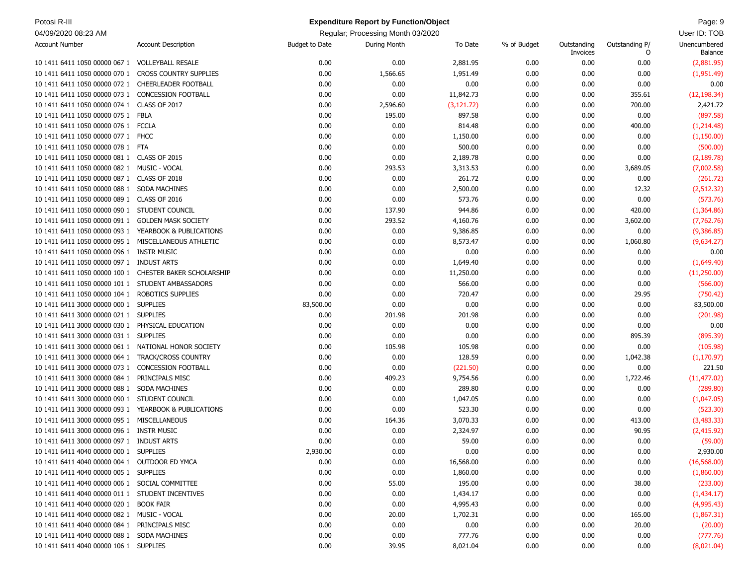# Expenditure Report by Function/Object

Potosi R-III
04/09/2020 08:23 AM

Regular; Processing Month 03/2020

User ID: TOB

| Account Number | Account Description | Budget to Date | During Month | To Date | % of Budget | Outstanding Invoices | Outstanding P/O | Unencumbered Balance |
|---|---|---|---|---|---|---|---|---|
| 10 1411 6411 1050 00000 067 1 | VOLLEYBALL RESALE | 0.00 | 0.00 | 2,881.95 | 0.00 | 0.00 | 0.00 | (2,881.95) |
| 10 1411 6411 1050 00000 070 1 | CROSS COUNTRY SUPPLIES | 0.00 | 1,566.65 | 1,951.49 | 0.00 | 0.00 | 0.00 | (1,951.49) |
| 10 1411 6411 1050 00000 072 1 | CHEERLEADER FOOTBALL | 0.00 | 0.00 | 0.00 | 0.00 | 0.00 | 0.00 | 0.00 |
| 10 1411 6411 1050 00000 073 1 | CONCESSION FOOTBALL | 0.00 | 0.00 | 11,842.73 | 0.00 | 0.00 | 355.61 | (12,198.34) |
| 10 1411 6411 1050 00000 074 1 | CLASS OF 2017 | 0.00 | 2,596.60 | (3,121.72) | 0.00 | 0.00 | 700.00 | 2,421.72 |
| 10 1411 6411 1050 00000 075 1 | FBLA | 0.00 | 195.00 | 897.58 | 0.00 | 0.00 | 0.00 | (897.58) |
| 10 1411 6411 1050 00000 076 1 | FCCLA | 0.00 | 0.00 | 814.48 | 0.00 | 0.00 | 400.00 | (1,214.48) |
| 10 1411 6411 1050 00000 077 1 | FHCC | 0.00 | 0.00 | 1,150.00 | 0.00 | 0.00 | 0.00 | (1,150.00) |
| 10 1411 6411 1050 00000 078 1 | FTA | 0.00 | 0.00 | 500.00 | 0.00 | 0.00 | 0.00 | (500.00) |
| 10 1411 6411 1050 00000 081 1 | CLASS OF 2015 | 0.00 | 0.00 | 2,189.78 | 0.00 | 0.00 | 0.00 | (2,189.78) |
| 10 1411 6411 1050 00000 082 1 | MUSIC - VOCAL | 0.00 | 293.53 | 3,313.53 | 0.00 | 0.00 | 3,689.05 | (7,002.58) |
| 10 1411 6411 1050 00000 087 1 | CLASS OF 2018 | 0.00 | 0.00 | 261.72 | 0.00 | 0.00 | 0.00 | (261.72) |
| 10 1411 6411 1050 00000 088 1 | SODA MACHINES | 0.00 | 0.00 | 2,500.00 | 0.00 | 0.00 | 12.32 | (2,512.32) |
| 10 1411 6411 1050 00000 089 1 | CLASS OF 2016 | 0.00 | 0.00 | 573.76 | 0.00 | 0.00 | 0.00 | (573.76) |
| 10 1411 6411 1050 00000 090 1 | STUDENT COUNCIL | 0.00 | 137.90 | 944.86 | 0.00 | 0.00 | 420.00 | (1,364.86) |
| 10 1411 6411 1050 00000 091 1 | GOLDEN MASK SOCIETY | 0.00 | 293.52 | 4,160.76 | 0.00 | 0.00 | 3,602.00 | (7,762.76) |
| 10 1411 6411 1050 00000 093 1 | YEARBOOK & PUBLICATIONS | 0.00 | 0.00 | 9,386.85 | 0.00 | 0.00 | 0.00 | (9,386.85) |
| 10 1411 6411 1050 00000 095 1 | MISCELLANEOUS ATHLETIC | 0.00 | 0.00 | 8,573.47 | 0.00 | 0.00 | 1,060.80 | (9,634.27) |
| 10 1411 6411 1050 00000 096 1 | INSTR MUSIC | 0.00 | 0.00 | 0.00 | 0.00 | 0.00 | 0.00 | 0.00 |
| 10 1411 6411 1050 00000 097 1 | INDUST ARTS | 0.00 | 0.00 | 1,649.40 | 0.00 | 0.00 | 0.00 | (1,649.40) |
| 10 1411 6411 1050 00000 100 1 | CHESTER BAKER SCHOLARSHIP | 0.00 | 0.00 | 11,250.00 | 0.00 | 0.00 | 0.00 | (11,250.00) |
| 10 1411 6411 1050 00000 101 1 | STUDENT AMBASSADORS | 0.00 | 0.00 | 566.00 | 0.00 | 0.00 | 0.00 | (566.00) |
| 10 1411 6411 1050 00000 104 1 | ROBOTICS SUPPLIES | 0.00 | 0.00 | 720.47 | 0.00 | 0.00 | 29.95 | (750.42) |
| 10 1411 6411 3000 00000 000 1 | SUPPLIES | 83,500.00 | 0.00 | 0.00 | 0.00 | 0.00 | 0.00 | 83,500.00 |
| 10 1411 6411 3000 00000 021 1 | SUPPLIES | 0.00 | 201.98 | 201.98 | 0.00 | 0.00 | 0.00 | (201.98) |
| 10 1411 6411 3000 00000 030 1 | PHYSICAL EDUCATION | 0.00 | 0.00 | 0.00 | 0.00 | 0.00 | 0.00 | 0.00 |
| 10 1411 6411 3000 00000 031 1 | SUPPLIES | 0.00 | 0.00 | 0.00 | 0.00 | 0.00 | 895.39 | (895.39) |
| 10 1411 6411 3000 00000 061 1 | NATIONAL HONOR SOCIETY | 0.00 | 105.98 | 105.98 | 0.00 | 0.00 | 0.00 | (105.98) |
| 10 1411 6411 3000 00000 064 1 | TRACK/CROSS COUNTRY | 0.00 | 0.00 | 128.59 | 0.00 | 0.00 | 1,042.38 | (1,170.97) |
| 10 1411 6411 3000 00000 073 1 | CONCESSION FOOTBALL | 0.00 | 0.00 | (221.50) | 0.00 | 0.00 | 0.00 | 221.50 |
| 10 1411 6411 3000 00000 084 1 | PRINCIPALS MISC | 0.00 | 409.23 | 9,754.56 | 0.00 | 0.00 | 1,722.46 | (11,477.02) |
| 10 1411 6411 3000 00000 088 1 | SODA MACHINES | 0.00 | 0.00 | 289.80 | 0.00 | 0.00 | 0.00 | (289.80) |
| 10 1411 6411 3000 00000 090 1 | STUDENT COUNCIL | 0.00 | 0.00 | 1,047.05 | 0.00 | 0.00 | 0.00 | (1,047.05) |
| 10 1411 6411 3000 00000 093 1 | YEARBOOK & PUBLICATIONS | 0.00 | 0.00 | 523.30 | 0.00 | 0.00 | 0.00 | (523.30) |
| 10 1411 6411 3000 00000 095 1 | MISCELLANEOUS | 0.00 | 164.36 | 3,070.33 | 0.00 | 0.00 | 413.00 | (3,483.33) |
| 10 1411 6411 3000 00000 096 1 | INSTR MUSIC | 0.00 | 0.00 | 2,324.97 | 0.00 | 0.00 | 90.95 | (2,415.92) |
| 10 1411 6411 3000 00000 097 1 | INDUST ARTS | 0.00 | 0.00 | 59.00 | 0.00 | 0.00 | 0.00 | (59.00) |
| 10 1411 6411 4040 00000 000 1 | SUPPLIES | 2,930.00 | 0.00 | 0.00 | 0.00 | 0.00 | 0.00 | 2,930.00 |
| 10 1411 6411 4040 00000 004 1 | OUTDOOR ED YMCA | 0.00 | 0.00 | 16,568.00 | 0.00 | 0.00 | 0.00 | (16,568.00) |
| 10 1411 6411 4040 00000 005 1 | SUPPLIES | 0.00 | 0.00 | 1,860.00 | 0.00 | 0.00 | 0.00 | (1,860.00) |
| 10 1411 6411 4040 00000 006 1 | SOCIAL COMMITTEE | 0.00 | 55.00 | 195.00 | 0.00 | 0.00 | 38.00 | (233.00) |
| 10 1411 6411 4040 00000 011 1 | STUDENT INCENTIVES | 0.00 | 0.00 | 1,434.17 | 0.00 | 0.00 | 0.00 | (1,434.17) |
| 10 1411 6411 4040 00000 020 1 | BOOK FAIR | 0.00 | 0.00 | 4,995.43 | 0.00 | 0.00 | 0.00 | (4,995.43) |
| 10 1411 6411 4040 00000 082 1 | MUSIC - VOCAL | 0.00 | 20.00 | 1,702.31 | 0.00 | 0.00 | 165.00 | (1,867.31) |
| 10 1411 6411 4040 00000 084 1 | PRINCIPALS MISC | 0.00 | 0.00 | 0.00 | 0.00 | 0.00 | 20.00 | (20.00) |
| 10 1411 6411 4040 00000 088 1 | SODA MACHINES | 0.00 | 0.00 | 777.76 | 0.00 | 0.00 | 0.00 | (777.76) |
| 10 1411 6411 4040 00000 106 1 | SUPPLIES | 0.00 | 39.95 | 8,021.04 | 0.00 | 0.00 | 0.00 | (8,021.04) |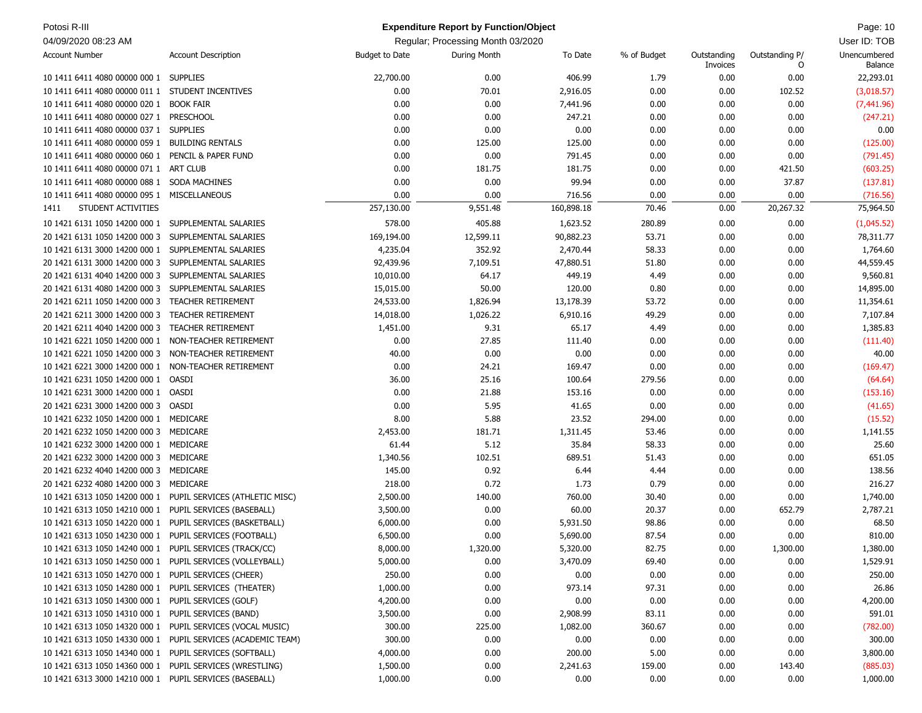Potosi R-III

**Expenditure Report by Function/Object**

Regular; Processing Month 03/2020

04/09/2020 08:23 AM

User ID: TOB

| Account Number | Account Description | Budget to Date | During Month | To Date | % of Budget | Outstanding Invoices | Outstanding P/O | Unencumbered Balance |
|---|---|---|---|---|---|---|---|---|
| 10 1411 6411 4080 00000 000 1 | SUPPLIES | 22,700.00 | 0.00 | 406.99 | 1.79 | 0.00 | 0.00 | 22,293.01 |
| 10 1411 6411 4080 00000 011 1 | STUDENT INCENTIVES | 0.00 | 70.01 | 2,916.05 | 0.00 | 0.00 | 102.52 | (3,018.57) |
| 10 1411 6411 4080 00000 020 1 | BOOK FAIR | 0.00 | 0.00 | 7,441.96 | 0.00 | 0.00 | 0.00 | (7,441.96) |
| 10 1411 6411 4080 00000 027 1 | PRESCHOOL | 0.00 | 0.00 | 247.21 | 0.00 | 0.00 | 0.00 | (247.21) |
| 10 1411 6411 4080 00000 037 1 | SUPPLIES | 0.00 | 0.00 | 0.00 | 0.00 | 0.00 | 0.00 | 0.00 |
| 10 1411 6411 4080 00000 059 1 | BUILDING RENTALS | 0.00 | 125.00 | 125.00 | 0.00 | 0.00 | 0.00 | (125.00) |
| 10 1411 6411 4080 00000 060 1 | PENCIL & PAPER FUND | 0.00 | 0.00 | 791.45 | 0.00 | 0.00 | 0.00 | (791.45) |
| 10 1411 6411 4080 00000 071 1 | ART CLUB | 0.00 | 181.75 | 181.75 | 0.00 | 0.00 | 421.50 | (603.25) |
| 10 1411 6411 4080 00000 088 1 | SODA MACHINES | 0.00 | 0.00 | 99.94 | 0.00 | 0.00 | 37.87 | (137.81) |
| 10 1411 6411 4080 00000 095 1 | MISCELLANEOUS | 0.00 | 0.00 | 716.56 | 0.00 | 0.00 | 0.00 | (716.56) |
| 1411 | STUDENT ACTIVITIES | 257,130.00 | 9,551.48 | 160,898.18 | 70.46 | 0.00 | 20,267.32 | 75,964.50 |
| 10 1421 6131 1050 14200 000 1 | SUPPLEMENTAL SALARIES | 578.00 | 405.88 | 1,623.52 | 280.89 | 0.00 | 0.00 | (1,045.52) |
| 20 1421 6131 1050 14200 000 3 | SUPPLEMENTAL SALARIES | 169,194.00 | 12,599.11 | 90,882.23 | 53.71 | 0.00 | 0.00 | 78,311.77 |
| 10 1421 6131 3000 14200 000 1 | SUPPLEMENTAL SALARIES | 4,235.04 | 352.92 | 2,470.44 | 58.33 | 0.00 | 0.00 | 1,764.60 |
| 20 1421 6131 3000 14200 000 3 | SUPPLEMENTAL SALARIES | 92,439.96 | 7,109.51 | 47,880.51 | 51.80 | 0.00 | 0.00 | 44,559.45 |
| 20 1421 6131 4040 14200 000 3 | SUPPLEMENTAL SALARIES | 10,010.00 | 64.17 | 449.19 | 4.49 | 0.00 | 0.00 | 9,560.81 |
| 20 1421 6131 4080 14200 000 3 | SUPPLEMENTAL SALARIES | 15,015.00 | 50.00 | 120.00 | 0.80 | 0.00 | 0.00 | 14,895.00 |
| 20 1421 6211 1050 14200 000 3 | TEACHER RETIREMENT | 24,533.00 | 1,826.94 | 13,178.39 | 53.72 | 0.00 | 0.00 | 11,354.61 |
| 20 1421 6211 3000 14200 000 3 | TEACHER RETIREMENT | 14,018.00 | 1,026.22 | 6,910.16 | 49.29 | 0.00 | 0.00 | 7,107.84 |
| 20 1421 6211 4040 14200 000 3 | TEACHER RETIREMENT | 1,451.00 | 9.31 | 65.17 | 4.49 | 0.00 | 0.00 | 1,385.83 |
| 10 1421 6221 1050 14200 000 1 | NON-TEACHER RETIREMENT | 0.00 | 27.85 | 111.40 | 0.00 | 0.00 | 0.00 | (111.40) |
| 10 1421 6221 1050 14200 000 3 | NON-TEACHER RETIREMENT | 40.00 | 0.00 | 0.00 | 0.00 | 0.00 | 0.00 | 40.00 |
| 10 1421 6221 3000 14200 000 1 | NON-TEACHER RETIREMENT | 0.00 | 24.21 | 169.47 | 0.00 | 0.00 | 0.00 | (169.47) |
| 10 1421 6231 1050 14200 000 1 | OASDI | 36.00 | 25.16 | 100.64 | 279.56 | 0.00 | 0.00 | (64.64) |
| 10 1421 6231 3000 14200 000 1 | OASDI | 0.00 | 21.88 | 153.16 | 0.00 | 0.00 | 0.00 | (153.16) |
| 20 1421 6231 3000 14200 000 3 | OASDI | 0.00 | 5.95 | 41.65 | 0.00 | 0.00 | 0.00 | (41.65) |
| 10 1421 6232 1050 14200 000 1 | MEDICARE | 8.00 | 5.88 | 23.52 | 294.00 | 0.00 | 0.00 | (15.52) |
| 20 1421 6232 1050 14200 000 3 | MEDICARE | 2,453.00 | 181.71 | 1,311.45 | 53.46 | 0.00 | 0.00 | 1,141.55 |
| 10 1421 6232 3000 14200 000 1 | MEDICARE | 61.44 | 5.12 | 35.84 | 58.33 | 0.00 | 0.00 | 25.60 |
| 20 1421 6232 3000 14200 000 3 | MEDICARE | 1,340.56 | 102.51 | 689.51 | 51.43 | 0.00 | 0.00 | 651.05 |
| 20 1421 6232 4040 14200 000 3 | MEDICARE | 145.00 | 0.92 | 6.44 | 4.44 | 0.00 | 0.00 | 138.56 |
| 20 1421 6232 4080 14200 000 3 | MEDICARE | 218.00 | 0.72 | 1.73 | 0.79 | 0.00 | 0.00 | 216.27 |
| 10 1421 6313 1050 14200 000 1 | PUPIL SERVICES (ATHLETIC MISC) | 2,500.00 | 140.00 | 760.00 | 30.40 | 0.00 | 0.00 | 1,740.00 |
| 10 1421 6313 1050 14210 000 1 | PUPIL SERVICES (BASEBALL) | 3,500.00 | 0.00 | 60.00 | 20.37 | 0.00 | 652.79 | 2,787.21 |
| 10 1421 6313 1050 14220 000 1 | PUPIL SERVICES (BASKETBALL) | 6,000.00 | 0.00 | 5,931.50 | 98.86 | 0.00 | 0.00 | 68.50 |
| 10 1421 6313 1050 14230 000 1 | PUPIL SERVICES (FOOTBALL) | 6,500.00 | 0.00 | 5,690.00 | 87.54 | 0.00 | 0.00 | 810.00 |
| 10 1421 6313 1050 14240 000 1 | PUPIL SERVICES (TRACK/CC) | 8,000.00 | 1,320.00 | 5,320.00 | 82.75 | 0.00 | 1,300.00 | 1,380.00 |
| 10 1421 6313 1050 14250 000 1 | PUPIL SERVICES (VOLLEYBALL) | 5,000.00 | 0.00 | 3,470.09 | 69.40 | 0.00 | 0.00 | 1,529.91 |
| 10 1421 6313 1050 14270 000 1 | PUPIL SERVICES (CHEER) | 250.00 | 0.00 | 0.00 | 0.00 | 0.00 | 0.00 | 250.00 |
| 10 1421 6313 1050 14280 000 1 | PUPIL SERVICES (THEATER) | 1,000.00 | 0.00 | 973.14 | 97.31 | 0.00 | 0.00 | 26.86 |
| 10 1421 6313 1050 14300 000 1 | PUPIL SERVICES (GOLF) | 4,200.00 | 0.00 | 0.00 | 0.00 | 0.00 | 0.00 | 4,200.00 |
| 10 1421 6313 1050 14310 000 1 | PUPIL SERVICES (BAND) | 3,500.00 | 0.00 | 2,908.99 | 83.11 | 0.00 | 0.00 | 591.01 |
| 10 1421 6313 1050 14320 000 1 | PUPIL SERVICES (VOCAL MUSIC) | 300.00 | 225.00 | 1,082.00 | 360.67 | 0.00 | 0.00 | (782.00) |
| 10 1421 6313 1050 14330 000 1 | PUPIL SERVICES (ACADEMIC TEAM) | 300.00 | 0.00 | 0.00 | 0.00 | 0.00 | 0.00 | 300.00 |
| 10 1421 6313 1050 14340 000 1 | PUPIL SERVICES (SOFTBALL) | 4,000.00 | 0.00 | 200.00 | 5.00 | 0.00 | 0.00 | 3,800.00 |
| 10 1421 6313 1050 14360 000 1 | PUPIL SERVICES (WRESTLING) | 1,500.00 | 0.00 | 2,241.63 | 159.00 | 0.00 | 143.40 | (885.03) |
| 10 1421 6313 3000 14210 000 1 | PUPIL SERVICES (BASEBALL) | 1,000.00 | 0.00 | 0.00 | 0.00 | 0.00 | 0.00 | 1,000.00 |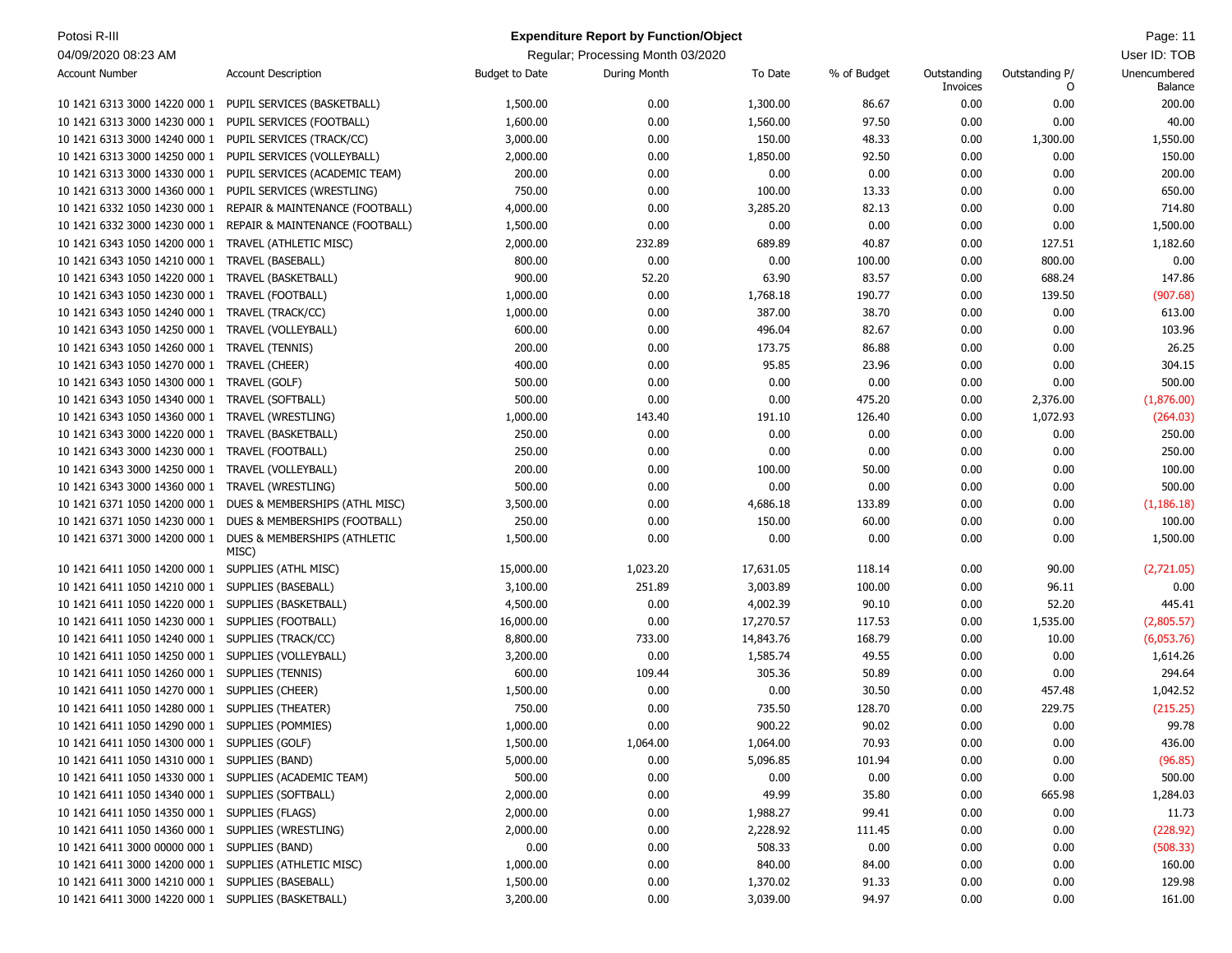Potosi R-III

**Expenditure Report by Function/Object**

Regular; Processing Month 03/2020

04/09/2020 08:23 AM

User ID: TOB

| Account Number | Account Description | Budget to Date | During Month | To Date | % of Budget | Outstanding Invoices | Outstanding P/O | Unencumbered Balance |
|---|---|---|---|---|---|---|---|---|
| 10 1421 6313 3000 14220 000 1 | PUPIL SERVICES (BASKETBALL) | 1,500.00 | 0.00 | 1,300.00 | 86.67 | 0.00 | 0.00 | 200.00 |
| 10 1421 6313 3000 14230 000 1 | PUPIL SERVICES (FOOTBALL) | 1,600.00 | 0.00 | 1,560.00 | 97.50 | 0.00 | 0.00 | 40.00 |
| 10 1421 6313 3000 14240 000 1 | PUPIL SERVICES (TRACK/CC) | 3,000.00 | 0.00 | 150.00 | 48.33 | 0.00 | 1,300.00 | 1,550.00 |
| 10 1421 6313 3000 14250 000 1 | PUPIL SERVICES (VOLLEYBALL) | 2,000.00 | 0.00 | 1,850.00 | 92.50 | 0.00 | 0.00 | 150.00 |
| 10 1421 6313 3000 14330 000 1 | PUPIL SERVICES (ACADEMIC TEAM) | 200.00 | 0.00 | 0.00 | 0.00 | 0.00 | 0.00 | 200.00 |
| 10 1421 6313 3000 14360 000 1 | PUPIL SERVICES (WRESTLING) | 750.00 | 0.00 | 100.00 | 13.33 | 0.00 | 0.00 | 650.00 |
| 10 1421 6332 1050 14230 000 1 | REPAIR & MAINTENANCE (FOOTBALL) | 4,000.00 | 0.00 | 3,285.20 | 82.13 | 0.00 | 0.00 | 714.80 |
| 10 1421 6332 3000 14230 000 1 | REPAIR & MAINTENANCE (FOOTBALL) | 1,500.00 | 0.00 | 0.00 | 0.00 | 0.00 | 0.00 | 1,500.00 |
| 10 1421 6343 1050 14200 000 1 | TRAVEL (ATHLETIC MISC) | 2,000.00 | 232.89 | 689.89 | 40.87 | 0.00 | 127.51 | 1,182.60 |
| 10 1421 6343 1050 14210 000 1 | TRAVEL (BASEBALL) | 800.00 | 0.00 | 0.00 | 100.00 | 0.00 | 800.00 | 0.00 |
| 10 1421 6343 1050 14220 000 1 | TRAVEL (BASKETBALL) | 900.00 | 52.20 | 63.90 | 83.57 | 0.00 | 688.24 | 147.86 |
| 10 1421 6343 1050 14230 000 1 | TRAVEL (FOOTBALL) | 1,000.00 | 0.00 | 1,768.18 | 190.77 | 0.00 | 139.50 | (907.68) |
| 10 1421 6343 1050 14240 000 1 | TRAVEL (TRACK/CC) | 1,000.00 | 0.00 | 387.00 | 38.70 | 0.00 | 0.00 | 613.00 |
| 10 1421 6343 1050 14250 000 1 | TRAVEL (VOLLEYBALL) | 600.00 | 0.00 | 496.04 | 82.67 | 0.00 | 0.00 | 103.96 |
| 10 1421 6343 1050 14260 000 1 | TRAVEL (TENNIS) | 200.00 | 0.00 | 173.75 | 86.88 | 0.00 | 0.00 | 26.25 |
| 10 1421 6343 1050 14270 000 1 | TRAVEL (CHEER) | 400.00 | 0.00 | 95.85 | 23.96 | 0.00 | 0.00 | 304.15 |
| 10 1421 6343 1050 14300 000 1 | TRAVEL (GOLF) | 500.00 | 0.00 | 0.00 | 0.00 | 0.00 | 0.00 | 500.00 |
| 10 1421 6343 1050 14340 000 1 | TRAVEL (SOFTBALL) | 500.00 | 0.00 | 0.00 | 475.20 | 0.00 | 2,376.00 | (1,876.00) |
| 10 1421 6343 1050 14360 000 1 | TRAVEL (WRESTLING) | 1,000.00 | 143.40 | 191.10 | 126.40 | 0.00 | 1,072.93 | (264.03) |
| 10 1421 6343 3000 14220 000 1 | TRAVEL (BASKETBALL) | 250.00 | 0.00 | 0.00 | 0.00 | 0.00 | 0.00 | 250.00 |
| 10 1421 6343 3000 14230 000 1 | TRAVEL (FOOTBALL) | 250.00 | 0.00 | 0.00 | 0.00 | 0.00 | 0.00 | 250.00 |
| 10 1421 6343 3000 14250 000 1 | TRAVEL (VOLLEYBALL) | 200.00 | 0.00 | 100.00 | 50.00 | 0.00 | 0.00 | 100.00 |
| 10 1421 6343 3000 14360 000 1 | TRAVEL (WRESTLING) | 500.00 | 0.00 | 0.00 | 0.00 | 0.00 | 0.00 | 500.00 |
| 10 1421 6371 1050 14200 000 1 | DUES & MEMBERSHIPS (ATHL MISC) | 3,500.00 | 0.00 | 4,686.18 | 133.89 | 0.00 | 0.00 | (1,186.18) |
| 10 1421 6371 1050 14230 000 1 | DUES & MEMBERSHIPS (FOOTBALL) | 250.00 | 0.00 | 150.00 | 60.00 | 0.00 | 0.00 | 100.00 |
| 10 1421 6371 3000 14200 000 1 | DUES & MEMBERSHIPS (ATHLETIC MISC) | 1,500.00 | 0.00 | 0.00 | 0.00 | 0.00 | 0.00 | 1,500.00 |
| 10 1421 6411 1050 14200 000 1 | SUPPLIES (ATHL MISC) | 15,000.00 | 1,023.20 | 17,631.05 | 118.14 | 0.00 | 90.00 | (2,721.05) |
| 10 1421 6411 1050 14210 000 1 | SUPPLIES (BASEBALL) | 3,100.00 | 251.89 | 3,003.89 | 100.00 | 0.00 | 96.11 | 0.00 |
| 10 1421 6411 1050 14220 000 1 | SUPPLIES (BASKETBALL) | 4,500.00 | 0.00 | 4,002.39 | 90.10 | 0.00 | 52.20 | 445.41 |
| 10 1421 6411 1050 14230 000 1 | SUPPLIES (FOOTBALL) | 16,000.00 | 0.00 | 17,270.57 | 117.53 | 0.00 | 1,535.00 | (2,805.57) |
| 10 1421 6411 1050 14240 000 1 | SUPPLIES (TRACK/CC) | 8,800.00 | 733.00 | 14,843.76 | 168.79 | 0.00 | 10.00 | (6,053.76) |
| 10 1421 6411 1050 14250 000 1 | SUPPLIES (VOLLEYBALL) | 3,200.00 | 0.00 | 1,585.74 | 49.55 | 0.00 | 0.00 | 1,614.26 |
| 10 1421 6411 1050 14260 000 1 | SUPPLIES (TENNIS) | 600.00 | 109.44 | 305.36 | 50.89 | 0.00 | 0.00 | 294.64 |
| 10 1421 6411 1050 14270 000 1 | SUPPLIES (CHEER) | 1,500.00 | 0.00 | 0.00 | 30.50 | 0.00 | 457.48 | 1,042.52 |
| 10 1421 6411 1050 14280 000 1 | SUPPLIES (THEATER) | 750.00 | 0.00 | 735.50 | 128.70 | 0.00 | 229.75 | (215.25) |
| 10 1421 6411 1050 14290 000 1 | SUPPLIES (POMMIES) | 1,000.00 | 0.00 | 900.22 | 90.02 | 0.00 | 0.00 | 99.78 |
| 10 1421 6411 1050 14300 000 1 | SUPPLIES (GOLF) | 1,500.00 | 1,064.00 | 1,064.00 | 70.93 | 0.00 | 0.00 | 436.00 |
| 10 1421 6411 1050 14310 000 1 | SUPPLIES (BAND) | 5,000.00 | 0.00 | 5,096.85 | 101.94 | 0.00 | 0.00 | (96.85) |
| 10 1421 6411 1050 14330 000 1 | SUPPLIES (ACADEMIC TEAM) | 500.00 | 0.00 | 0.00 | 0.00 | 0.00 | 0.00 | 500.00 |
| 10 1421 6411 1050 14340 000 1 | SUPPLIES (SOFTBALL) | 2,000.00 | 0.00 | 49.99 | 35.80 | 0.00 | 665.98 | 1,284.03 |
| 10 1421 6411 1050 14350 000 1 | SUPPLIES (FLAGS) | 2,000.00 | 0.00 | 1,988.27 | 99.41 | 0.00 | 0.00 | 11.73 |
| 10 1421 6411 1050 14360 000 1 | SUPPLIES (WRESTLING) | 2,000.00 | 0.00 | 2,228.92 | 111.45 | 0.00 | 0.00 | (228.92) |
| 10 1421 6411 3000 00000 000 1 | SUPPLIES (BAND) | 0.00 | 0.00 | 508.33 | 0.00 | 0.00 | 0.00 | (508.33) |
| 10 1421 6411 3000 14200 000 1 | SUPPLIES (ATHLETIC MISC) | 1,000.00 | 0.00 | 840.00 | 84.00 | 0.00 | 0.00 | 160.00 |
| 10 1421 6411 3000 14210 000 1 | SUPPLIES (BASEBALL) | 1,500.00 | 0.00 | 1,370.02 | 91.33 | 0.00 | 0.00 | 129.98 |
| 10 1421 6411 3000 14220 000 1 | SUPPLIES (BASKETBALL) | 3,200.00 | 0.00 | 3,039.00 | 94.97 | 0.00 | 0.00 | 161.00 |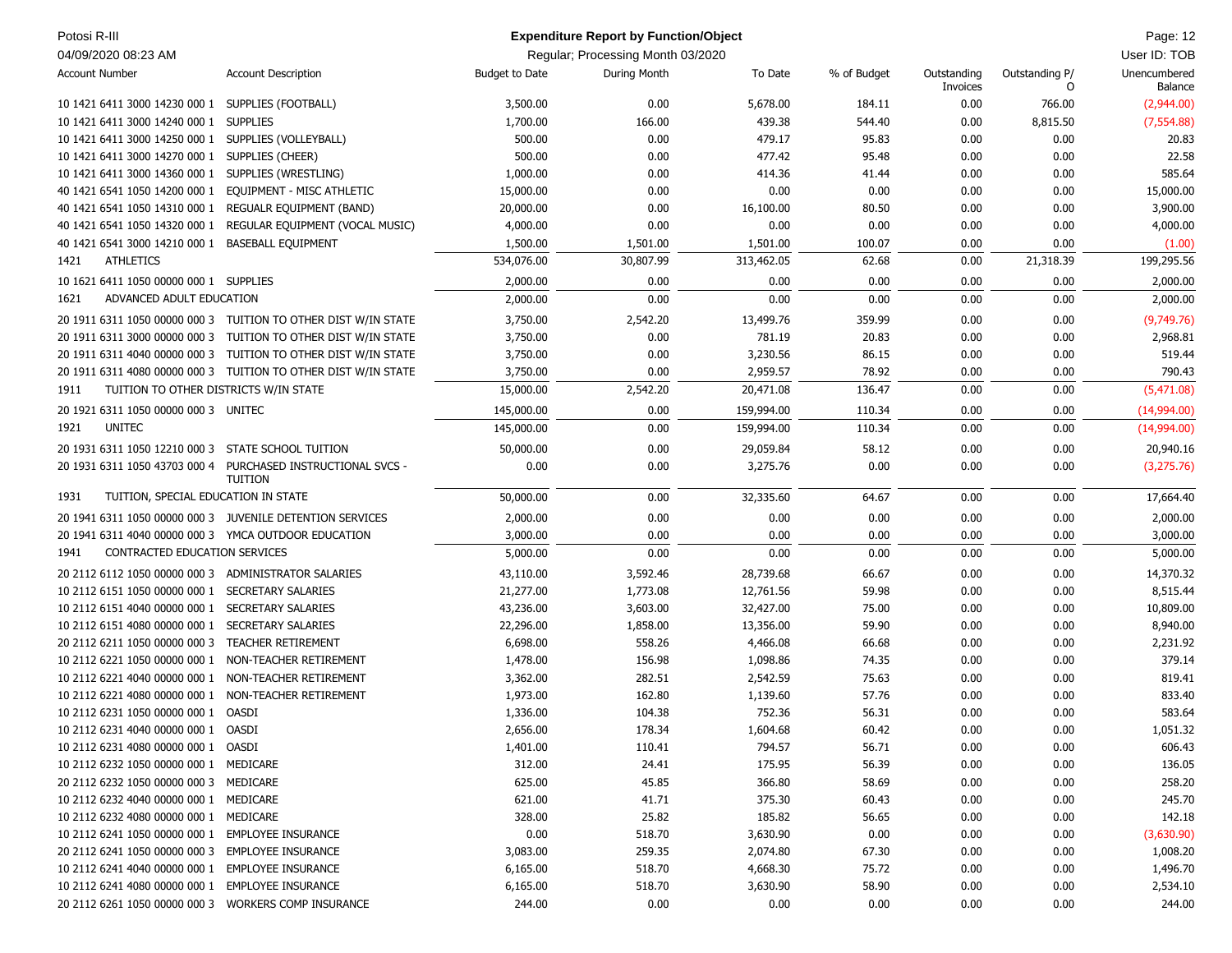Potosi R-III

04/09/2020 08:23 AM

**Expenditure Report by Function/Object**

Regular; Processing Month 03/2020

| Account Number | Account Description | Budget to Date | During Month | To Date | % of Budget | Outstanding Invoices | Outstanding P/O | Unencumbered Balance |
|---|---|---|---|---|---|---|---|---|
| 10 1421 6411 3000 14230 000 1 | SUPPLIES (FOOTBALL) | 3,500.00 | 0.00 | 5,678.00 | 184.11 | 0.00 | 766.00 | (2,944.00) |
| 10 1421 6411 3000 14240 000 1 | SUPPLIES | 1,700.00 | 166.00 | 439.38 | 544.40 | 0.00 | 8,815.50 | (7,554.88) |
| 10 1421 6411 3000 14250 000 1 | SUPPLIES (VOLLEYBALL) | 500.00 | 0.00 | 479.17 | 95.83 | 0.00 | 0.00 | 20.83 |
| 10 1421 6411 3000 14270 000 1 | SUPPLIES (CHEER) | 500.00 | 0.00 | 477.42 | 95.48 | 0.00 | 0.00 | 22.58 |
| 10 1421 6411 3000 14360 000 1 | SUPPLIES (WRESTLING) | 1,000.00 | 0.00 | 414.36 | 41.44 | 0.00 | 0.00 | 585.64 |
| 40 1421 6541 1050 14200 000 1 | EQUIPMENT - MISC ATHLETIC | 15,000.00 | 0.00 | 0.00 | 0.00 | 0.00 | 0.00 | 15,000.00 |
| 40 1421 6541 1050 14310 000 1 | REGUALR EQUIPMENT (BAND) | 20,000.00 | 0.00 | 16,100.00 | 80.50 | 0.00 | 0.00 | 3,900.00 |
| 40 1421 6541 1050 14320 000 1 | REGULAR EQUIPMENT (VOCAL MUSIC) | 4,000.00 | 0.00 | 0.00 | 0.00 | 0.00 | 0.00 | 4,000.00 |
| 40 1421 6541 3000 14210 000 1 | BASEBALL EQUIPMENT | 1,500.00 | 1,501.00 | 1,501.00 | 100.07 | 0.00 | 0.00 | (1.00) |
| 1421 | ATHLETICS | 534,076.00 | 30,807.99 | 313,462.05 | 62.68 | 0.00 | 21,318.39 | 199,295.56 |
| 10 1621 6411 1050 00000 000 1 | SUPPLIES | 2,000.00 | 0.00 | 0.00 | 0.00 | 0.00 | 0.00 | 2,000.00 |
| 1621 | ADVANCED ADULT EDUCATION | 2,000.00 | 0.00 | 0.00 | 0.00 | 0.00 | 0.00 | 2,000.00 |
| 20 1911 6311 1050 00000 000 3 | TUITION TO OTHER DIST W/IN STATE | 3,750.00 | 2,542.20 | 13,499.76 | 359.99 | 0.00 | 0.00 | (9,749.76) |
| 20 1911 6311 3000 00000 000 3 | TUITION TO OTHER DIST W/IN STATE | 3,750.00 | 0.00 | 781.19 | 20.83 | 0.00 | 0.00 | 2,968.81 |
| 20 1911 6311 4040 00000 000 3 | TUITION TO OTHER DIST W/IN STATE | 3,750.00 | 0.00 | 3,230.56 | 86.15 | 0.00 | 0.00 | 519.44 |
| 20 1911 6311 4080 00000 000 3 | TUITION TO OTHER DIST W/IN STATE | 3,750.00 | 0.00 | 2,959.57 | 78.92 | 0.00 | 0.00 | 790.43 |
| 1911 | TUITION TO OTHER DISTRICTS W/IN STATE | 15,000.00 | 2,542.20 | 20,471.08 | 136.47 | 0.00 | 0.00 | (5,471.08) |
| 20 1921 6311 1050 00000 000 3 | UNITEC | 145,000.00 | 0.00 | 159,994.00 | 110.34 | 0.00 | 0.00 | (14,994.00) |
| 1921 | UNITEC | 145,000.00 | 0.00 | 159,994.00 | 110.34 | 0.00 | 0.00 | (14,994.00) |
| 20 1931 6311 1050 12210 000 3 | STATE SCHOOL TUITION | 50,000.00 | 0.00 | 29,059.84 | 58.12 | 0.00 | 0.00 | 20,940.16 |
| 20 1931 6311 1050 43703 000 4 | PURCHASED INSTRUCTIONAL SVCS - TUITION | 0.00 | 0.00 | 3,275.76 | 0.00 | 0.00 | 0.00 | (3,275.76) |
| 1931 | TUITION, SPECIAL EDUCATION IN STATE | 50,000.00 | 0.00 | 32,335.60 | 64.67 | 0.00 | 0.00 | 17,664.40 |
| 20 1941 6311 1050 00000 000 3 | JUVENILE DETENTION SERVICES | 2,000.00 | 0.00 | 0.00 | 0.00 | 0.00 | 0.00 | 2,000.00 |
| 20 1941 6311 4040 00000 000 3 | YMCA OUTDOOR EDUCATION | 3,000.00 | 0.00 | 0.00 | 0.00 | 0.00 | 0.00 | 3,000.00 |
| 1941 | CONTRACTED EDUCATION SERVICES | 5,000.00 | 0.00 | 0.00 | 0.00 | 0.00 | 0.00 | 5,000.00 |
| 20 2112 6112 1050 00000 000 3 | ADMINISTRATOR SALARIES | 43,110.00 | 3,592.46 | 28,739.68 | 66.67 | 0.00 | 0.00 | 14,370.32 |
| 10 2112 6151 1050 00000 000 1 | SECRETARY SALARIES | 21,277.00 | 1,773.08 | 12,761.56 | 59.98 | 0.00 | 0.00 | 8,515.44 |
| 10 2112 6151 4040 00000 000 1 | SECRETARY SALARIES | 43,236.00 | 3,603.00 | 32,427.00 | 75.00 | 0.00 | 0.00 | 10,809.00 |
| 10 2112 6151 4080 00000 000 1 | SECRETARY SALARIES | 22,296.00 | 1,858.00 | 13,356.00 | 59.90 | 0.00 | 0.00 | 8,940.00 |
| 20 2112 6211 1050 00000 000 3 | TEACHER RETIREMENT | 6,698.00 | 558.26 | 4,466.08 | 66.68 | 0.00 | 0.00 | 2,231.92 |
| 10 2112 6221 1050 00000 000 1 | NON-TEACHER RETIREMENT | 1,478.00 | 156.98 | 1,098.86 | 74.35 | 0.00 | 0.00 | 379.14 |
| 10 2112 6221 4040 00000 000 1 | NON-TEACHER RETIREMENT | 3,362.00 | 282.51 | 2,542.59 | 75.63 | 0.00 | 0.00 | 819.41 |
| 10 2112 6221 4080 00000 000 1 | NON-TEACHER RETIREMENT | 1,973.00 | 162.80 | 1,139.60 | 57.76 | 0.00 | 0.00 | 833.40 |
| 10 2112 6231 1050 00000 000 1 | OASDI | 1,336.00 | 104.38 | 752.36 | 56.31 | 0.00 | 0.00 | 583.64 |
| 10 2112 6231 4040 00000 000 1 | OASDI | 2,656.00 | 178.34 | 1,604.68 | 60.42 | 0.00 | 0.00 | 1,051.32 |
| 10 2112 6231 4080 00000 000 1 | OASDI | 1,401.00 | 110.41 | 794.57 | 56.71 | 0.00 | 0.00 | 606.43 |
| 10 2112 6232 1050 00000 000 1 | MEDICARE | 312.00 | 24.41 | 175.95 | 56.39 | 0.00 | 0.00 | 136.05 |
| 20 2112 6232 1050 00000 000 3 | MEDICARE | 625.00 | 45.85 | 366.80 | 58.69 | 0.00 | 0.00 | 258.20 |
| 10 2112 6232 4040 00000 000 1 | MEDICARE | 621.00 | 41.71 | 375.30 | 60.43 | 0.00 | 0.00 | 245.70 |
| 10 2112 6232 4080 00000 000 1 | MEDICARE | 328.00 | 25.82 | 185.82 | 56.65 | 0.00 | 0.00 | 142.18 |
| 10 2112 6241 1050 00000 000 1 | EMPLOYEE INSURANCE | 0.00 | 518.70 | 3,630.90 | 0.00 | 0.00 | 0.00 | (3,630.90) |
| 20 2112 6241 1050 00000 000 3 | EMPLOYEE INSURANCE | 3,083.00 | 259.35 | 2,074.80 | 67.30 | 0.00 | 0.00 | 1,008.20 |
| 10 2112 6241 4040 00000 000 1 | EMPLOYEE INSURANCE | 6,165.00 | 518.70 | 4,668.30 | 75.72 | 0.00 | 0.00 | 1,496.70 |
| 10 2112 6241 4080 00000 000 1 | EMPLOYEE INSURANCE | 6,165.00 | 518.70 | 3,630.90 | 58.90 | 0.00 | 0.00 | 2,534.10 |
| 20 2112 6261 1050 00000 000 3 | WORKERS COMP INSURANCE | 244.00 | 0.00 | 0.00 | 0.00 | 0.00 | 0.00 | 244.00 |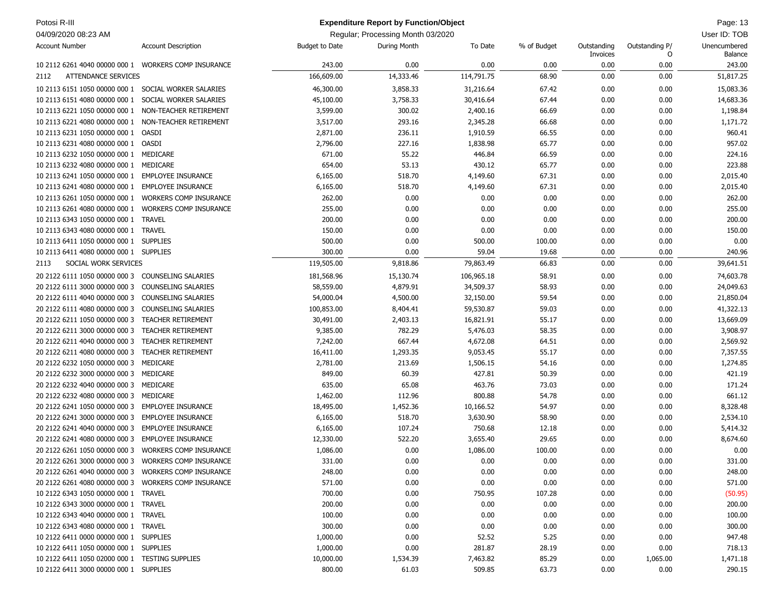| Account Number | Account Description | Budget to Date | During Month | To Date | % of Budget | Outstanding Invoices | Outstanding P/O | Unencumbered Balance |
|---|---|---|---|---|---|---|---|---|
| 10 2112 6261 4040 00000 000 1 | WORKERS COMP INSURANCE | 243.00 | 0.00 | 0.00 | 0.00 | 0.00 | 0.00 | 243.00 |
| 2112 | ATTENDANCE SERVICES | 166,609.00 | 14,333.46 | 114,791.75 | 68.90 | 0.00 | 0.00 | 51,817.25 |
| 10 2113 6151 1050 00000 000 1 | SOCIAL WORKER SALARIES | 46,300.00 | 3,858.33 | 31,216.64 | 67.42 | 0.00 | 0.00 | 15,083.36 |
| 10 2113 6151 4080 00000 000 1 | SOCIAL WORKER SALARIES | 45,100.00 | 3,758.33 | 30,416.64 | 67.44 | 0.00 | 0.00 | 14,683.36 |
| 10 2113 6221 1050 00000 000 1 | NON-TEACHER RETIREMENT | 3,599.00 | 300.02 | 2,400.16 | 66.69 | 0.00 | 0.00 | 1,198.84 |
| 10 2113 6221 4080 00000 000 1 | NON-TEACHER RETIREMENT | 3,517.00 | 293.16 | 2,345.28 | 66.68 | 0.00 | 0.00 | 1,171.72 |
| 10 2113 6231 1050 00000 000 1 | OASDI | 2,871.00 | 236.11 | 1,910.59 | 66.55 | 0.00 | 0.00 | 960.41 |
| 10 2113 6231 4080 00000 000 1 | OASDI | 2,796.00 | 227.16 | 1,838.98 | 65.77 | 0.00 | 0.00 | 957.02 |
| 10 2113 6232 1050 00000 000 1 | MEDICARE | 671.00 | 55.22 | 446.84 | 66.59 | 0.00 | 0.00 | 224.16 |
| 10 2113 6232 4080 00000 000 1 | MEDICARE | 654.00 | 53.13 | 430.12 | 65.77 | 0.00 | 0.00 | 223.88 |
| 10 2113 6241 1050 00000 000 1 | EMPLOYEE INSURANCE | 6,165.00 | 518.70 | 4,149.60 | 67.31 | 0.00 | 0.00 | 2,015.40 |
| 10 2113 6241 4080 00000 000 1 | EMPLOYEE INSURANCE | 6,165.00 | 518.70 | 4,149.60 | 67.31 | 0.00 | 0.00 | 2,015.40 |
| 10 2113 6261 1050 00000 000 1 | WORKERS COMP INSURANCE | 262.00 | 0.00 | 0.00 | 0.00 | 0.00 | 0.00 | 262.00 |
| 10 2113 6261 4080 00000 000 1 | WORKERS COMP INSURANCE | 255.00 | 0.00 | 0.00 | 0.00 | 0.00 | 0.00 | 255.00 |
| 10 2113 6343 1050 00000 000 1 | TRAVEL | 200.00 | 0.00 | 0.00 | 0.00 | 0.00 | 0.00 | 200.00 |
| 10 2113 6343 4080 00000 000 1 | TRAVEL | 150.00 | 0.00 | 0.00 | 0.00 | 0.00 | 0.00 | 150.00 |
| 10 2113 6411 1050 00000 000 1 | SUPPLIES | 500.00 | 0.00 | 500.00 | 100.00 | 0.00 | 0.00 | 0.00 |
| 10 2113 6411 4080 00000 000 1 | SUPPLIES | 300.00 | 0.00 | 59.04 | 19.68 | 0.00 | 0.00 | 240.96 |
| 2113 | SOCIAL WORK SERVICES | 119,505.00 | 9,818.86 | 79,863.49 | 66.83 | 0.00 | 0.00 | 39,641.51 |
| 20 2122 6111 1050 00000 000 3 | COUNSELING SALARIES | 181,568.96 | 15,130.74 | 106,965.18 | 58.91 | 0.00 | 0.00 | 74,603.78 |
| 20 2122 6111 3000 00000 000 3 | COUNSELING SALARIES | 58,559.00 | 4,879.91 | 34,509.37 | 58.93 | 0.00 | 0.00 | 24,049.63 |
| 20 2122 6111 4040 00000 000 3 | COUNSELING SALARIES | 54,000.04 | 4,500.00 | 32,150.00 | 59.54 | 0.00 | 0.00 | 21,850.04 |
| 20 2122 6111 4080 00000 000 3 | COUNSELING SALARIES | 100,853.00 | 8,404.41 | 59,530.87 | 59.03 | 0.00 | 0.00 | 41,322.13 |
| 20 2122 6211 1050 00000 000 3 | TEACHER RETIREMENT | 30,491.00 | 2,403.13 | 16,821.91 | 55.17 | 0.00 | 0.00 | 13,669.09 |
| 20 2122 6211 3000 00000 000 3 | TEACHER RETIREMENT | 9,385.00 | 782.29 | 5,476.03 | 58.35 | 0.00 | 0.00 | 3,908.97 |
| 20 2122 6211 4040 00000 000 3 | TEACHER RETIREMENT | 7,242.00 | 667.44 | 4,672.08 | 64.51 | 0.00 | 0.00 | 2,569.92 |
| 20 2122 6211 4080 00000 000 3 | TEACHER RETIREMENT | 16,411.00 | 1,293.35 | 9,053.45 | 55.17 | 0.00 | 0.00 | 7,357.55 |
| 20 2122 6232 1050 00000 000 3 | MEDICARE | 2,781.00 | 213.69 | 1,506.15 | 54.16 | 0.00 | 0.00 | 1,274.85 |
| 20 2122 6232 3000 00000 000 3 | MEDICARE | 849.00 | 60.39 | 427.81 | 50.39 | 0.00 | 0.00 | 421.19 |
| 20 2122 6232 4040 00000 000 3 | MEDICARE | 635.00 | 65.08 | 463.76 | 73.03 | 0.00 | 0.00 | 171.24 |
| 20 2122 6232 4080 00000 000 3 | MEDICARE | 1,462.00 | 112.96 | 800.88 | 54.78 | 0.00 | 0.00 | 661.12 |
| 20 2122 6241 1050 00000 000 3 | EMPLOYEE INSURANCE | 18,495.00 | 1,452.36 | 10,166.52 | 54.97 | 0.00 | 0.00 | 8,328.48 |
| 20 2122 6241 3000 00000 000 3 | EMPLOYEE INSURANCE | 6,165.00 | 518.70 | 3,630.90 | 58.90 | 0.00 | 0.00 | 2,534.10 |
| 20 2122 6241 4040 00000 000 3 | EMPLOYEE INSURANCE | 6,165.00 | 107.24 | 750.68 | 12.18 | 0.00 | 0.00 | 5,414.32 |
| 20 2122 6241 4080 00000 000 3 | EMPLOYEE INSURANCE | 12,330.00 | 522.20 | 3,655.40 | 29.65 | 0.00 | 0.00 | 8,674.60 |
| 20 2122 6261 1050 00000 000 3 | WORKERS COMP INSURANCE | 1,086.00 | 0.00 | 1,086.00 | 100.00 | 0.00 | 0.00 | 0.00 |
| 20 2122 6261 3000 00000 000 3 | WORKERS COMP INSURANCE | 331.00 | 0.00 | 0.00 | 0.00 | 0.00 | 0.00 | 331.00 |
| 20 2122 6261 4040 00000 000 3 | WORKERS COMP INSURANCE | 248.00 | 0.00 | 0.00 | 0.00 | 0.00 | 0.00 | 248.00 |
| 20 2122 6261 4080 00000 000 3 | WORKERS COMP INSURANCE | 571.00 | 0.00 | 0.00 | 0.00 | 0.00 | 0.00 | 571.00 |
| 10 2122 6343 1050 00000 000 1 | TRAVEL | 700.00 | 0.00 | 750.95 | 107.28 | 0.00 | 0.00 | (50.95) |
| 10 2122 6343 3000 00000 000 1 | TRAVEL | 200.00 | 0.00 | 0.00 | 0.00 | 0.00 | 0.00 | 200.00 |
| 10 2122 6343 4040 00000 000 1 | TRAVEL | 100.00 | 0.00 | 0.00 | 0.00 | 0.00 | 0.00 | 100.00 |
| 10 2122 6343 4080 00000 000 1 | TRAVEL | 300.00 | 0.00 | 0.00 | 0.00 | 0.00 | 0.00 | 300.00 |
| 10 2122 6411 0000 00000 000 1 | SUPPLIES | 1,000.00 | 0.00 | 52.52 | 5.25 | 0.00 | 0.00 | 947.48 |
| 10 2122 6411 1050 00000 000 1 | SUPPLIES | 1,000.00 | 0.00 | 281.87 | 28.19 | 0.00 | 0.00 | 718.13 |
| 10 2122 6411 1050 02000 000 1 | TESTING SUPPLIES | 10,000.00 | 1,534.39 | 7,463.82 | 85.29 | 0.00 | 1,065.00 | 1,471.18 |
| 10 2122 6411 3000 00000 000 1 | SUPPLIES | 800.00 | 61.03 | 509.85 | 63.73 | 0.00 | 0.00 | 290.15 |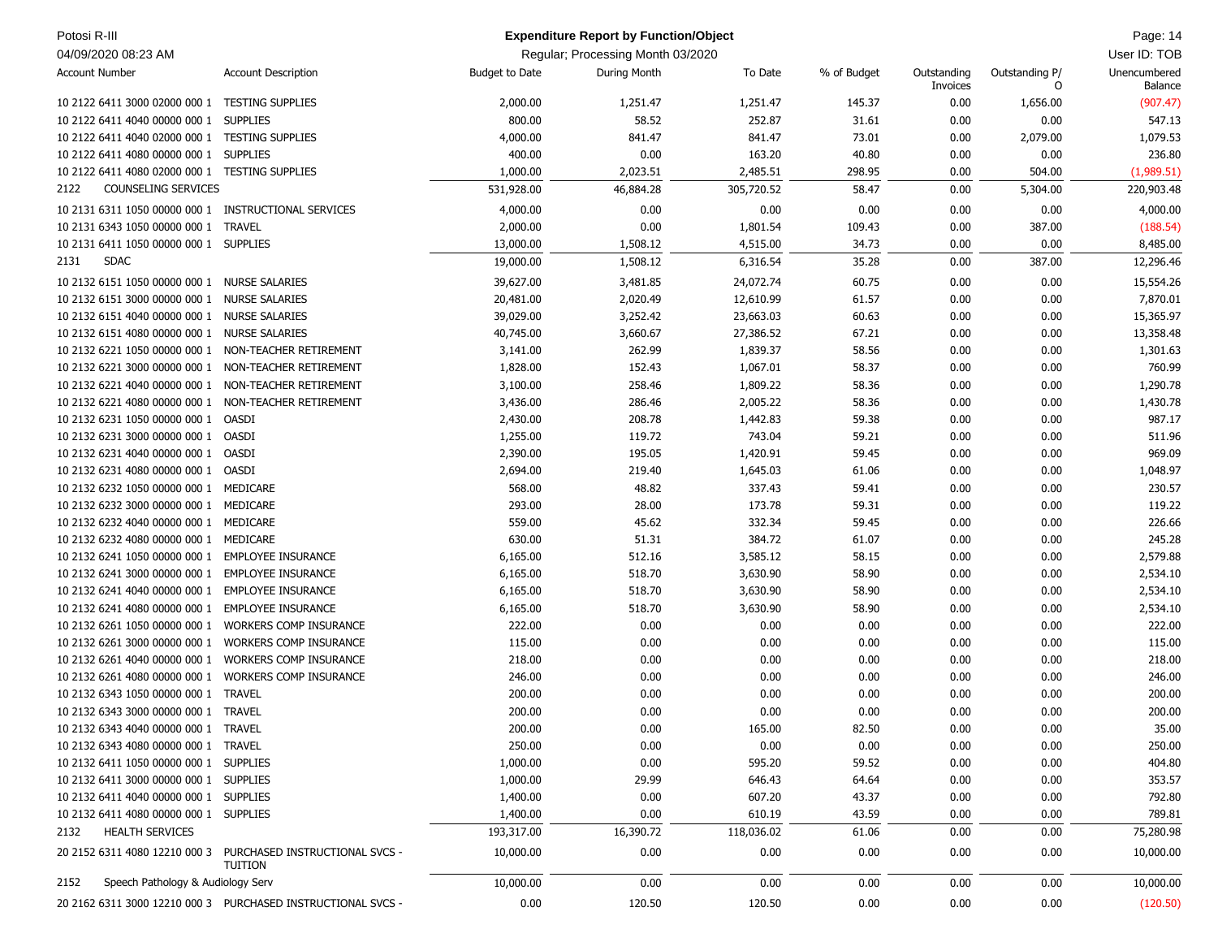| Account Number | Account Description | Budget to Date | During Month | To Date | % of Budget | Outstanding Invoices | Outstanding P/O | Unencumbered Balance |
|---|---|---|---|---|---|---|---|---|
| 10 2122 6411 3000 02000 000 1 | TESTING SUPPLIES | 2,000.00 | 1,251.47 | 1,251.47 | 145.37 | 0.00 | 1,656.00 | (907.47) |
| 10 2122 6411 4040 00000 000 1 | SUPPLIES | 800.00 | 58.52 | 252.87 | 31.61 | 0.00 | 0.00 | 547.13 |
| 10 2122 6411 4040 02000 000 1 | TESTING SUPPLIES | 4,000.00 | 841.47 | 841.47 | 73.01 | 0.00 | 2,079.00 | 1,079.53 |
| 10 2122 6411 4080 00000 000 1 | SUPPLIES | 400.00 | 0.00 | 163.20 | 40.80 | 0.00 | 0.00 | 236.80 |
| 10 2122 6411 4080 02000 000 1 | TESTING SUPPLIES | 1,000.00 | 2,023.51 | 2,485.51 | 298.95 | 0.00 | 504.00 | (1,989.51) |
| 2122 | COUNSELING SERVICES | 531,928.00 | 46,884.28 | 305,720.52 | 58.47 | 0.00 | 5,304.00 | 220,903.48 |
| 10 2131 6311 1050 00000 000 1 | INSTRUCTIONAL SERVICES | 4,000.00 | 0.00 | 0.00 | 0.00 | 0.00 | 0.00 | 4,000.00 |
| 10 2131 6343 1050 00000 000 1 | TRAVEL | 2,000.00 | 0.00 | 1,801.54 | 109.43 | 0.00 | 387.00 | (188.54) |
| 10 2131 6411 1050 00000 000 1 | SUPPLIES | 13,000.00 | 1,508.12 | 4,515.00 | 34.73 | 0.00 | 0.00 | 8,485.00 |
| 2131 | SDAC | 19,000.00 | 1,508.12 | 6,316.54 | 35.28 | 0.00 | 387.00 | 12,296.46 |
| 10 2132 6151 1050 00000 000 1 | NURSE SALARIES | 39,627.00 | 3,481.85 | 24,072.74 | 60.75 | 0.00 | 0.00 | 15,554.26 |
| 10 2132 6151 3000 00000 000 1 | NURSE SALARIES | 20,481.00 | 2,020.49 | 12,610.99 | 61.57 | 0.00 | 0.00 | 7,870.01 |
| 10 2132 6151 4040 00000 000 1 | NURSE SALARIES | 39,029.00 | 3,252.42 | 23,663.03 | 60.63 | 0.00 | 0.00 | 15,365.97 |
| 10 2132 6151 4080 00000 000 1 | NURSE SALARIES | 40,745.00 | 3,660.67 | 27,386.52 | 67.21 | 0.00 | 0.00 | 13,358.48 |
| 10 2132 6221 1050 00000 000 1 | NON-TEACHER RETIREMENT | 3,141.00 | 262.99 | 1,839.37 | 58.56 | 0.00 | 0.00 | 1,301.63 |
| 10 2132 6221 3000 00000 000 1 | NON-TEACHER RETIREMENT | 1,828.00 | 152.43 | 1,067.01 | 58.37 | 0.00 | 0.00 | 760.99 |
| 10 2132 6221 4040 00000 000 1 | NON-TEACHER RETIREMENT | 3,100.00 | 258.46 | 1,809.22 | 58.36 | 0.00 | 0.00 | 1,290.78 |
| 10 2132 6221 4080 00000 000 1 | NON-TEACHER RETIREMENT | 3,436.00 | 286.46 | 2,005.22 | 58.36 | 0.00 | 0.00 | 1,430.78 |
| 10 2132 6231 1050 00000 000 1 | OASDI | 2,430.00 | 208.78 | 1,442.83 | 59.38 | 0.00 | 0.00 | 987.17 |
| 10 2132 6231 3000 00000 000 1 | OASDI | 1,255.00 | 119.72 | 743.04 | 59.21 | 0.00 | 0.00 | 511.96 |
| 10 2132 6231 4040 00000 000 1 | OASDI | 2,390.00 | 195.05 | 1,420.91 | 59.45 | 0.00 | 0.00 | 969.09 |
| 10 2132 6231 4080 00000 000 1 | OASDI | 2,694.00 | 219.40 | 1,645.03 | 61.06 | 0.00 | 0.00 | 1,048.97 |
| 10 2132 6232 1050 00000 000 1 | MEDICARE | 568.00 | 48.82 | 337.43 | 59.41 | 0.00 | 0.00 | 230.57 |
| 10 2132 6232 3000 00000 000 1 | MEDICARE | 293.00 | 28.00 | 173.78 | 59.31 | 0.00 | 0.00 | 119.22 |
| 10 2132 6232 4040 00000 000 1 | MEDICARE | 559.00 | 45.62 | 332.34 | 59.45 | 0.00 | 0.00 | 226.66 |
| 10 2132 6232 4080 00000 000 1 | MEDICARE | 630.00 | 51.31 | 384.72 | 61.07 | 0.00 | 0.00 | 245.28 |
| 10 2132 6241 1050 00000 000 1 | EMPLOYEE INSURANCE | 6,165.00 | 512.16 | 3,585.12 | 58.15 | 0.00 | 0.00 | 2,579.88 |
| 10 2132 6241 3000 00000 000 1 | EMPLOYEE INSURANCE | 6,165.00 | 518.70 | 3,630.90 | 58.90 | 0.00 | 0.00 | 2,534.10 |
| 10 2132 6241 4040 00000 000 1 | EMPLOYEE INSURANCE | 6,165.00 | 518.70 | 3,630.90 | 58.90 | 0.00 | 0.00 | 2,534.10 |
| 10 2132 6241 4080 00000 000 1 | EMPLOYEE INSURANCE | 6,165.00 | 518.70 | 3,630.90 | 58.90 | 0.00 | 0.00 | 2,534.10 |
| 10 2132 6261 1050 00000 000 1 | WORKERS COMP INSURANCE | 222.00 | 0.00 | 0.00 | 0.00 | 0.00 | 0.00 | 222.00 |
| 10 2132 6261 3000 00000 000 1 | WORKERS COMP INSURANCE | 115.00 | 0.00 | 0.00 | 0.00 | 0.00 | 0.00 | 115.00 |
| 10 2132 6261 4040 00000 000 1 | WORKERS COMP INSURANCE | 218.00 | 0.00 | 0.00 | 0.00 | 0.00 | 0.00 | 218.00 |
| 10 2132 6261 4080 00000 000 1 | WORKERS COMP INSURANCE | 246.00 | 0.00 | 0.00 | 0.00 | 0.00 | 0.00 | 246.00 |
| 10 2132 6343 1050 00000 000 1 | TRAVEL | 200.00 | 0.00 | 0.00 | 0.00 | 0.00 | 0.00 | 200.00 |
| 10 2132 6343 3000 00000 000 1 | TRAVEL | 200.00 | 0.00 | 0.00 | 0.00 | 0.00 | 0.00 | 200.00 |
| 10 2132 6343 4040 00000 000 1 | TRAVEL | 200.00 | 0.00 | 165.00 | 82.50 | 0.00 | 0.00 | 35.00 |
| 10 2132 6343 4080 00000 000 1 | TRAVEL | 250.00 | 0.00 | 0.00 | 0.00 | 0.00 | 0.00 | 250.00 |
| 10 2132 6411 1050 00000 000 1 | SUPPLIES | 1,000.00 | 0.00 | 595.20 | 59.52 | 0.00 | 0.00 | 404.80 |
| 10 2132 6411 3000 00000 000 1 | SUPPLIES | 1,000.00 | 29.99 | 646.43 | 64.64 | 0.00 | 0.00 | 353.57 |
| 10 2132 6411 4040 00000 000 1 | SUPPLIES | 1,400.00 | 0.00 | 607.20 | 43.37 | 0.00 | 0.00 | 792.80 |
| 10 2132 6411 4080 00000 000 1 | SUPPLIES | 1,400.00 | 0.00 | 610.19 | 43.59 | 0.00 | 0.00 | 789.81 |
| 2132 | HEALTH SERVICES | 193,317.00 | 16,390.72 | 118,036.02 | 61.06 | 0.00 | 0.00 | 75,280.98 |
| 20 2152 6311 4080 12210 000 3 | PURCHASED INSTRUCTIONAL SVCS - TUITION | 10,000.00 | 0.00 | 0.00 | 0.00 | 0.00 | 0.00 | 10,000.00 |
| 2152 | Speech Pathology & Audiology Serv | 10,000.00 | 0.00 | 0.00 | 0.00 | 0.00 | 0.00 | 10,000.00 |
| 20 2162 6311 3000 12210 000 3 | PURCHASED INSTRUCTIONAL SVCS - | 0.00 | 120.50 | 120.50 | 0.00 | 0.00 | 0.00 | (120.50) |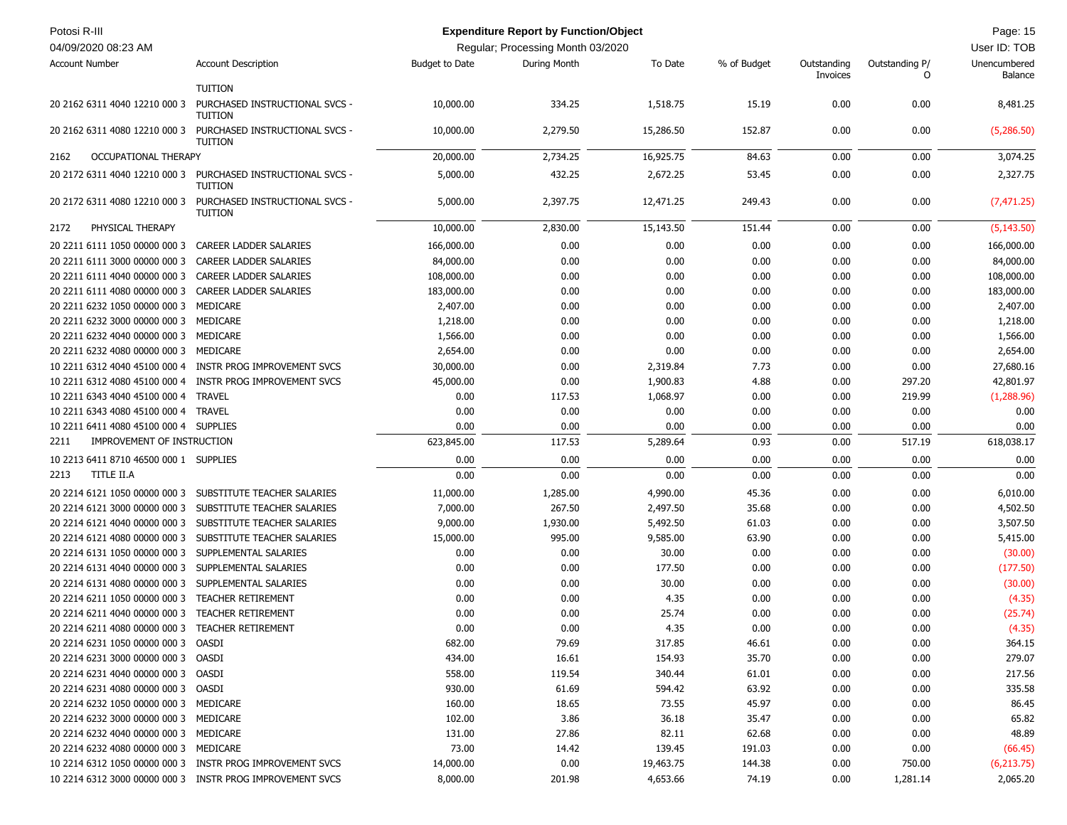**Expenditure Report by Function/Object**

Regular; Processing Month 03/2020

| Account Number | Account Description | Budget to Date | During Month | To Date | % of Budget | Outstanding Invoices | Outstanding P/O | Unencumbered Balance |
|---|---|---|---|---|---|---|---|---|
| | TUITION | | | | | | | |
| 20 2162 6311 4040 12210 000 3 | PURCHASED INSTRUCTIONAL SVCS - TUITION | 10,000.00 | 334.25 | 1,518.75 | 15.19 | 0.00 | 0.00 | 8,481.25 |
| 20 2162 6311 4080 12210 000 3 | PURCHASED INSTRUCTIONAL SVCS - TUITION | 10,000.00 | 2,279.50 | 15,286.50 | 152.87 | 0.00 | 0.00 | (5,286.50) |
| 2162 | OCCUPATIONAL THERAPY | 20,000.00 | 2,734.25 | 16,925.75 | 84.63 | 0.00 | 0.00 | 3,074.25 |
| 20 2172 6311 4040 12210 000 3 | PURCHASED INSTRUCTIONAL SVCS - TUITION | 5,000.00 | 432.25 | 2,672.25 | 53.45 | 0.00 | 0.00 | 2,327.75 |
| 20 2172 6311 4080 12210 000 3 | PURCHASED INSTRUCTIONAL SVCS - TUITION | 5,000.00 | 2,397.75 | 12,471.25 | 249.43 | 0.00 | 0.00 | (7,471.25) |
| 2172 | PHYSICAL THERAPY | 10,000.00 | 2,830.00 | 15,143.50 | 151.44 | 0.00 | 0.00 | (5,143.50) |
| 20 2211 6111 1050 00000 000 3 | CAREER LADDER SALARIES | 166,000.00 | 0.00 | 0.00 | 0.00 | 0.00 | 0.00 | 166,000.00 |
| 20 2211 6111 3000 00000 000 3 | CAREER LADDER SALARIES | 84,000.00 | 0.00 | 0.00 | 0.00 | 0.00 | 0.00 | 84,000.00 |
| 20 2211 6111 4040 00000 000 3 | CAREER LADDER SALARIES | 108,000.00 | 0.00 | 0.00 | 0.00 | 0.00 | 0.00 | 108,000.00 |
| 20 2211 6111 4080 00000 000 3 | CAREER LADDER SALARIES | 183,000.00 | 0.00 | 0.00 | 0.00 | 0.00 | 0.00 | 183,000.00 |
| 20 2211 6232 1050 00000 000 3 | MEDICARE | 2,407.00 | 0.00 | 0.00 | 0.00 | 0.00 | 0.00 | 2,407.00 |
| 20 2211 6232 3000 00000 000 3 | MEDICARE | 1,218.00 | 0.00 | 0.00 | 0.00 | 0.00 | 0.00 | 1,218.00 |
| 20 2211 6232 4040 00000 000 3 | MEDICARE | 1,566.00 | 0.00 | 0.00 | 0.00 | 0.00 | 0.00 | 1,566.00 |
| 20 2211 6232 4080 00000 000 3 | MEDICARE | 2,654.00 | 0.00 | 0.00 | 0.00 | 0.00 | 0.00 | 2,654.00 |
| 10 2211 6312 4040 45100 000 4 | INSTR PROG IMPROVEMENT SVCS | 30,000.00 | 0.00 | 2,319.84 | 7.73 | 0.00 | 0.00 | 27,680.16 |
| 10 2211 6312 4080 45100 000 4 | INSTR PROG IMPROVEMENT SVCS | 45,000.00 | 0.00 | 1,900.83 | 4.88 | 0.00 | 297.20 | 42,801.97 |
| 10 2211 6343 4040 45100 000 4 | TRAVEL | 0.00 | 117.53 | 1,068.97 | 0.00 | 0.00 | 219.99 | (1,288.96) |
| 10 2211 6343 4080 45100 000 4 | TRAVEL | 0.00 | 0.00 | 0.00 | 0.00 | 0.00 | 0.00 | 0.00 |
| 10 2211 6411 4080 45100 000 4 | SUPPLIES | 0.00 | 0.00 | 0.00 | 0.00 | 0.00 | 0.00 | 0.00 |
| 2211 | IMPROVEMENT OF INSTRUCTION | 623,845.00 | 117.53 | 5,289.64 | 0.93 | 0.00 | 517.19 | 618,038.17 |
| 10 2213 6411 8710 46500 000 1 | SUPPLIES | 0.00 | 0.00 | 0.00 | 0.00 | 0.00 | 0.00 | 0.00 |
| 2213 | TITLE II.A | 0.00 | 0.00 | 0.00 | 0.00 | 0.00 | 0.00 | 0.00 |
| 20 2214 6121 1050 00000 000 3 | SUBSTITUTE TEACHER SALARIES | 11,000.00 | 1,285.00 | 4,990.00 | 45.36 | 0.00 | 0.00 | 6,010.00 |
| 20 2214 6121 3000 00000 000 3 | SUBSTITUTE TEACHER SALARIES | 7,000.00 | 267.50 | 2,497.50 | 35.68 | 0.00 | 0.00 | 4,502.50 |
| 20 2214 6121 4040 00000 000 3 | SUBSTITUTE TEACHER SALARIES | 9,000.00 | 1,930.00 | 5,492.50 | 61.03 | 0.00 | 0.00 | 3,507.50 |
| 20 2214 6121 4080 00000 000 3 | SUBSTITUTE TEACHER SALARIES | 15,000.00 | 995.00 | 9,585.00 | 63.90 | 0.00 | 0.00 | 5,415.00 |
| 20 2214 6131 1050 00000 000 3 | SUPPLEMENTAL SALARIES | 0.00 | 0.00 | 30.00 | 0.00 | 0.00 | 0.00 | (30.00) |
| 20 2214 6131 4040 00000 000 3 | SUPPLEMENTAL SALARIES | 0.00 | 0.00 | 177.50 | 0.00 | 0.00 | 0.00 | (177.50) |
| 20 2214 6131 4080 00000 000 3 | SUPPLEMENTAL SALARIES | 0.00 | 0.00 | 30.00 | 0.00 | 0.00 | 0.00 | (30.00) |
| 20 2214 6211 1050 00000 000 3 | TEACHER RETIREMENT | 0.00 | 0.00 | 4.35 | 0.00 | 0.00 | 0.00 | (4.35) |
| 20 2214 6211 4040 00000 000 3 | TEACHER RETIREMENT | 0.00 | 0.00 | 25.74 | 0.00 | 0.00 | 0.00 | (25.74) |
| 20 2214 6211 4080 00000 000 3 | TEACHER RETIREMENT | 0.00 | 0.00 | 4.35 | 0.00 | 0.00 | 0.00 | (4.35) |
| 20 2214 6231 1050 00000 000 3 | OASDI | 682.00 | 79.69 | 317.85 | 46.61 | 0.00 | 0.00 | 364.15 |
| 20 2214 6231 3000 00000 000 3 | OASDI | 434.00 | 16.61 | 154.93 | 35.70 | 0.00 | 0.00 | 279.07 |
| 20 2214 6231 4040 00000 000 3 | OASDI | 558.00 | 119.54 | 340.44 | 61.01 | 0.00 | 0.00 | 217.56 |
| 20 2214 6231 4080 00000 000 3 | OASDI | 930.00 | 61.69 | 594.42 | 63.92 | 0.00 | 0.00 | 335.58 |
| 20 2214 6232 1050 00000 000 3 | MEDICARE | 160.00 | 18.65 | 73.55 | 45.97 | 0.00 | 0.00 | 86.45 |
| 20 2214 6232 3000 00000 000 3 | MEDICARE | 102.00 | 3.86 | 36.18 | 35.47 | 0.00 | 0.00 | 65.82 |
| 20 2214 6232 4040 00000 000 3 | MEDICARE | 131.00 | 27.86 | 82.11 | 62.68 | 0.00 | 0.00 | 48.89 |
| 20 2214 6232 4080 00000 000 3 | MEDICARE | 73.00 | 14.42 | 139.45 | 191.03 | 0.00 | 0.00 | (66.45) |
| 10 2214 6312 1050 00000 000 3 | INSTR PROG IMPROVEMENT SVCS | 14,000.00 | 0.00 | 19,463.75 | 144.38 | 0.00 | 750.00 | (6,213.75) |
| 10 2214 6312 3000 00000 000 3 | INSTR PROG IMPROVEMENT SVCS | 8,000.00 | 201.98 | 4,653.66 | 74.19 | 0.00 | 1,281.14 | 2,065.20 |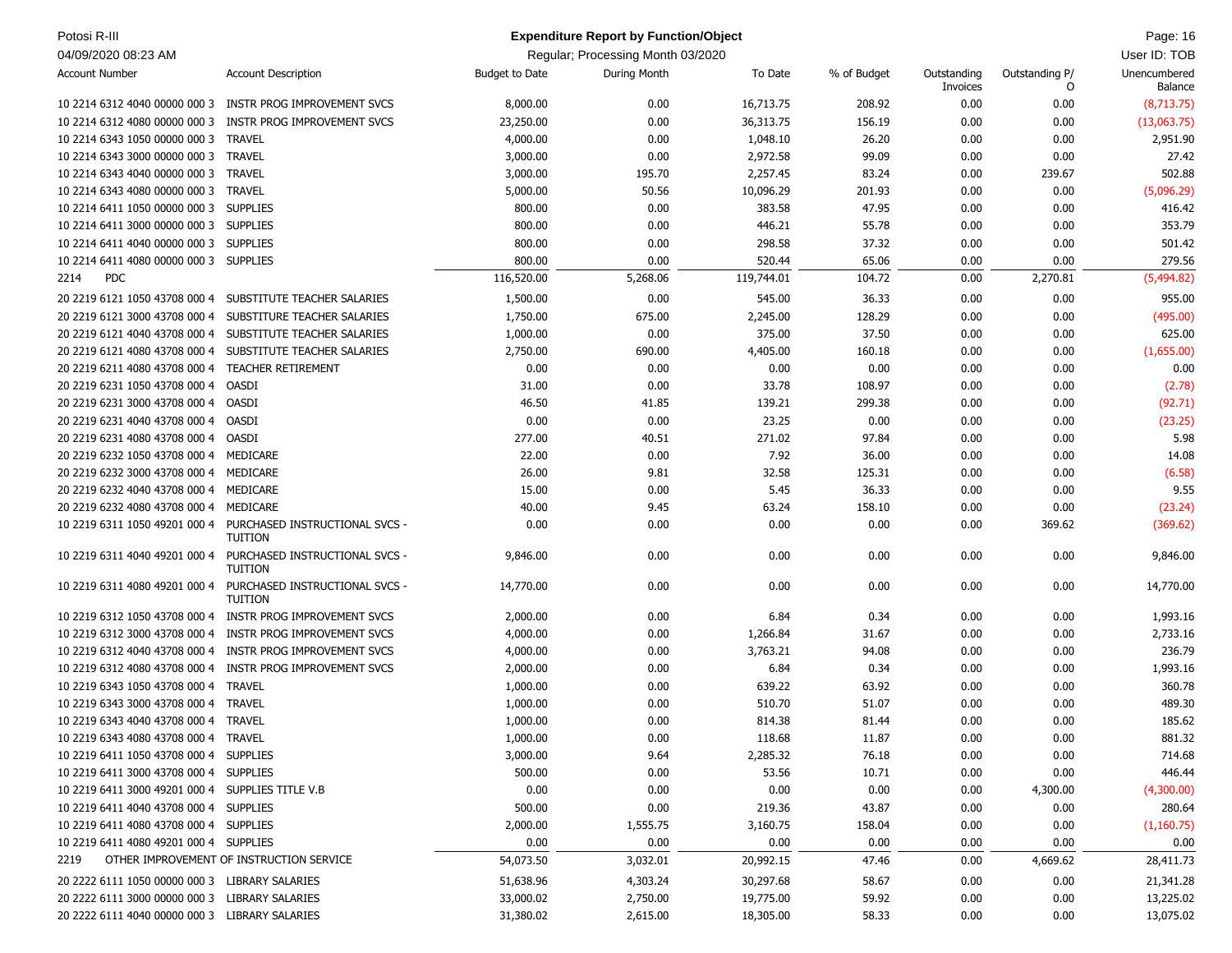Potosi R-III

**Expenditure Report by Function/Object**

04/09/2020 08:23 AM

Regular; Processing Month 03/2020

User ID: TOB

| Account Number | Account Description | Budget to Date | During Month | To Date | % of Budget | Outstanding Invoices | Outstanding P/O | Unencumbered Balance |
|---|---|---|---|---|---|---|---|---|
| 10 2214 6312 4040 00000 000 3 | INSTR PROG IMPROVEMENT SVCS | 8,000.00 | 0.00 | 16,713.75 | 208.92 | 0.00 | 0.00 | (8,713.75) |
| 10 2214 6312 4080 00000 000 3 | INSTR PROG IMPROVEMENT SVCS | 23,250.00 | 0.00 | 36,313.75 | 156.19 | 0.00 | 0.00 | (13,063.75) |
| 10 2214 6343 1050 00000 000 3 | TRAVEL | 4,000.00 | 0.00 | 1,048.10 | 26.20 | 0.00 | 0.00 | 2,951.90 |
| 10 2214 6343 3000 00000 000 3 | TRAVEL | 3,000.00 | 0.00 | 2,972.58 | 99.09 | 0.00 | 0.00 | 27.42 |
| 10 2214 6343 4040 00000 000 3 | TRAVEL | 3,000.00 | 195.70 | 2,257.45 | 83.24 | 0.00 | 239.67 | 502.88 |
| 10 2214 6343 4080 00000 000 3 | TRAVEL | 5,000.00 | 50.56 | 10,096.29 | 201.93 | 0.00 | 0.00 | (5,096.29) |
| 10 2214 6411 1050 00000 000 3 | SUPPLIES | 800.00 | 0.00 | 383.58 | 47.95 | 0.00 | 0.00 | 416.42 |
| 10 2214 6411 3000 00000 000 3 | SUPPLIES | 800.00 | 0.00 | 446.21 | 55.78 | 0.00 | 0.00 | 353.79 |
| 10 2214 6411 4040 00000 000 3 | SUPPLIES | 800.00 | 0.00 | 298.58 | 37.32 | 0.00 | 0.00 | 501.42 |
| 10 2214 6411 4080 00000 000 3 | SUPPLIES | 800.00 | 0.00 | 520.44 | 65.06 | 0.00 | 0.00 | 279.56 |
| 2214 | PDC | 116,520.00 | 5,268.06 | 119,744.01 | 104.72 | 0.00 | 2,270.81 | (5,494.82) |
| 20 2219 6121 1050 43708 000 4 | SUBSTITUTE TEACHER SALARIES | 1,500.00 | 0.00 | 545.00 | 36.33 | 0.00 | 0.00 | 955.00 |
| 20 2219 6121 3000 43708 000 4 | SUBSTITURE TEACHER SALARIES | 1,750.00 | 675.00 | 2,245.00 | 128.29 | 0.00 | 0.00 | (495.00) |
| 20 2219 6121 4040 43708 000 4 | SUBSTITUTE TEACHER SALARIES | 1,000.00 | 0.00 | 375.00 | 37.50 | 0.00 | 0.00 | 625.00 |
| 20 2219 6121 4080 43708 000 4 | SUBSTITUTE TEACHER SALARIES | 2,750.00 | 690.00 | 4,405.00 | 160.18 | 0.00 | 0.00 | (1,655.00) |
| 20 2219 6211 4080 43708 000 4 | TEACHER RETIREMENT | 0.00 | 0.00 | 0.00 | 0.00 | 0.00 | 0.00 | 0.00 |
| 20 2219 6231 1050 43708 000 4 | OASDI | 31.00 | 0.00 | 33.78 | 108.97 | 0.00 | 0.00 | (2.78) |
| 20 2219 6231 3000 43708 000 4 | OASDI | 46.50 | 41.85 | 139.21 | 299.38 | 0.00 | 0.00 | (92.71) |
| 20 2219 6231 4040 43708 000 4 | OASDI | 0.00 | 0.00 | 23.25 | 0.00 | 0.00 | 0.00 | (23.25) |
| 20 2219 6231 4080 43708 000 4 | OASDI | 277.00 | 40.51 | 271.02 | 97.84 | 0.00 | 0.00 | 5.98 |
| 20 2219 6232 1050 43708 000 4 | MEDICARE | 22.00 | 0.00 | 7.92 | 36.00 | 0.00 | 0.00 | 14.08 |
| 20 2219 6232 3000 43708 000 4 | MEDICARE | 26.00 | 9.81 | 32.58 | 125.31 | 0.00 | 0.00 | (6.58) |
| 20 2219 6232 4040 43708 000 4 | MEDICARE | 15.00 | 0.00 | 5.45 | 36.33 | 0.00 | 0.00 | 9.55 |
| 20 2219 6232 4080 43708 000 4 | MEDICARE | 40.00 | 9.45 | 63.24 | 158.10 | 0.00 | 0.00 | (23.24) |
| 10 2219 6311 1050 49201 000 4 | PURCHASED INSTRUCTIONAL SVCS - TUITION | 0.00 | 0.00 | 0.00 | 0.00 | 0.00 | 369.62 | (369.62) |
| 10 2219 6311 4040 49201 000 4 | PURCHASED INSTRUCTIONAL SVCS - TUITION | 9,846.00 | 0.00 | 0.00 | 0.00 | 0.00 | 0.00 | 9,846.00 |
| 10 2219 6311 4080 49201 000 4 | PURCHASED INSTRUCTIONAL SVCS - TUITION | 14,770.00 | 0.00 | 0.00 | 0.00 | 0.00 | 0.00 | 14,770.00 |
| 10 2219 6312 1050 43708 000 4 | INSTR PROG IMPROVEMENT SVCS | 2,000.00 | 0.00 | 6.84 | 0.34 | 0.00 | 0.00 | 1,993.16 |
| 10 2219 6312 3000 43708 000 4 | INSTR PROG IMPROVEMENT SVCS | 4,000.00 | 0.00 | 1,266.84 | 31.67 | 0.00 | 0.00 | 2,733.16 |
| 10 2219 6312 4040 43708 000 4 | INSTR PROG IMPROVEMENT SVCS | 4,000.00 | 0.00 | 3,763.21 | 94.08 | 0.00 | 0.00 | 236.79 |
| 10 2219 6312 4080 43708 000 4 | INSTR PROG IMPROVEMENT SVCS | 2,000.00 | 0.00 | 6.84 | 0.34 | 0.00 | 0.00 | 1,993.16 |
| 10 2219 6343 1050 43708 000 4 | TRAVEL | 1,000.00 | 0.00 | 639.22 | 63.92 | 0.00 | 0.00 | 360.78 |
| 10 2219 6343 3000 43708 000 4 | TRAVEL | 1,000.00 | 0.00 | 510.70 | 51.07 | 0.00 | 0.00 | 489.30 |
| 10 2219 6343 4040 43708 000 4 | TRAVEL | 1,000.00 | 0.00 | 814.38 | 81.44 | 0.00 | 0.00 | 185.62 |
| 10 2219 6343 4080 43708 000 4 | TRAVEL | 1,000.00 | 0.00 | 118.68 | 11.87 | 0.00 | 0.00 | 881.32 |
| 10 2219 6411 1050 43708 000 4 | SUPPLIES | 3,000.00 | 9.64 | 2,285.32 | 76.18 | 0.00 | 0.00 | 714.68 |
| 10 2219 6411 3000 43708 000 4 | SUPPLIES | 500.00 | 0.00 | 53.56 | 10.71 | 0.00 | 0.00 | 446.44 |
| 10 2219 6411 3000 49201 000 4 | SUPPLIES TITLE V.B | 0.00 | 0.00 | 0.00 | 0.00 | 0.00 | 4,300.00 | (4,300.00) |
| 10 2219 6411 4040 43708 000 4 | SUPPLIES | 500.00 | 0.00 | 219.36 | 43.87 | 0.00 | 0.00 | 280.64 |
| 10 2219 6411 4080 43708 000 4 | SUPPLIES | 2,000.00 | 1,555.75 | 3,160.75 | 158.04 | 0.00 | 0.00 | (1,160.75) |
| 10 2219 6411 4080 49201 000 4 | SUPPLIES | 0.00 | 0.00 | 0.00 | 0.00 | 0.00 | 0.00 | 0.00 |
| 2219 | OTHER IMPROVEMENT OF INSTRUCTION SERVICE | 54,073.50 | 3,032.01 | 20,992.15 | 47.46 | 0.00 | 4,669.62 | 28,411.73 |
| 20 2222 6111 1050 00000 000 3 | LIBRARY SALARIES | 51,638.96 | 4,303.24 | 30,297.68 | 58.67 | 0.00 | 0.00 | 21,341.28 |
| 20 2222 6111 3000 00000 000 3 | LIBRARY SALARIES | 33,000.02 | 2,750.00 | 19,775.00 | 59.92 | 0.00 | 0.00 | 13,225.02 |
| 20 2222 6111 4040 00000 000 3 | LIBRARY SALARIES | 31,380.02 | 2,615.00 | 18,305.00 | 58.33 | 0.00 | 0.00 | 13,075.02 |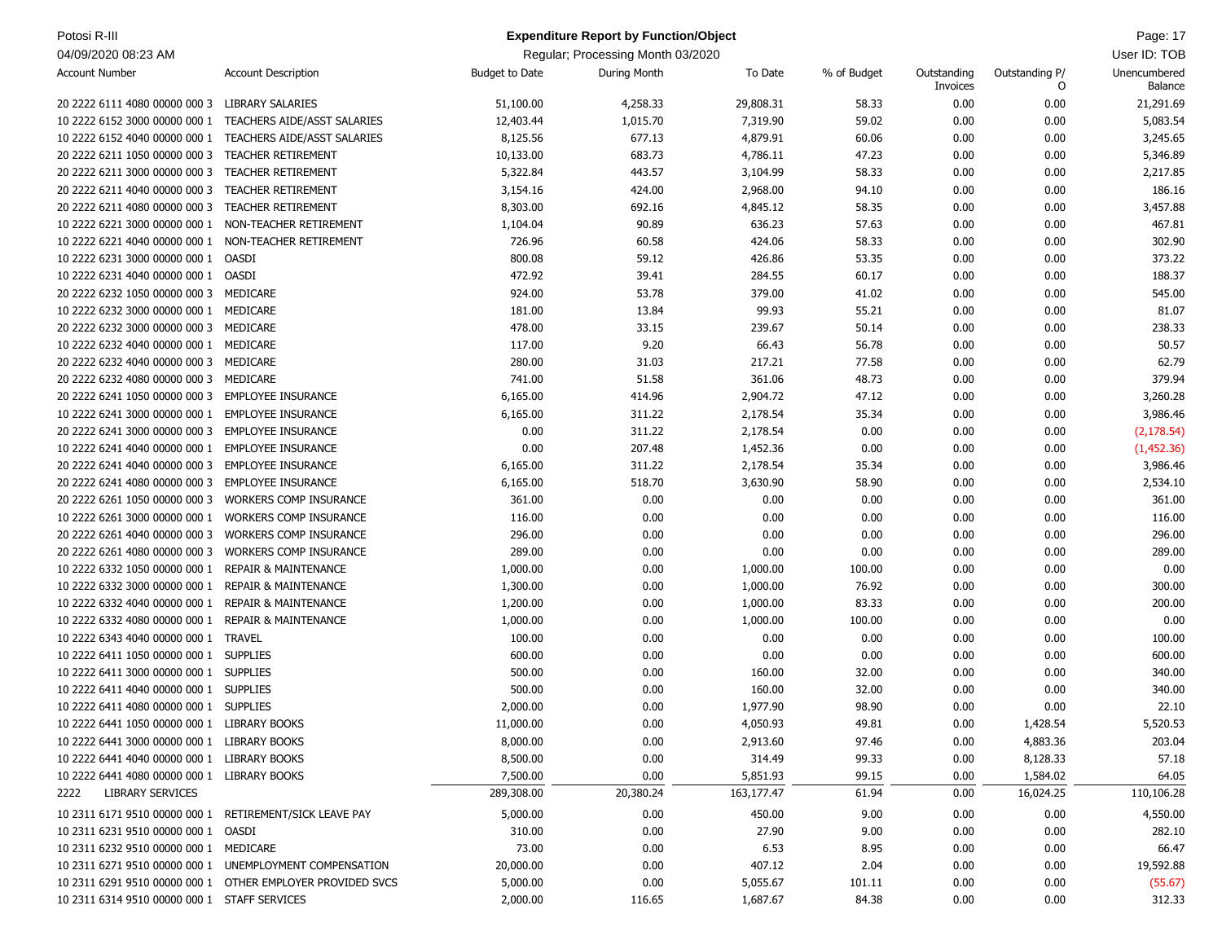| Account Number | Account Description | Budget to Date | During Month | To Date | % of Budget | Outstanding Invoices | Outstanding P/O | Unencumbered Balance |
|---|---|---|---|---|---|---|---|---|
| 20 2222 6111 4080 00000 000 3 | LIBRARY SALARIES | 51,100.00 | 4,258.33 | 29,808.31 | 58.33 | 0.00 | 0.00 | 21,291.69 |
| 10 2222 6152 3000 00000 000 1 | TEACHERS AIDE/ASST SALARIES | 12,403.44 | 1,015.70 | 7,319.90 | 59.02 | 0.00 | 0.00 | 5,083.54 |
| 10 2222 6152 4040 00000 000 1 | TEACHERS AIDE/ASST SALARIES | 8,125.56 | 677.13 | 4,879.91 | 60.06 | 0.00 | 0.00 | 3,245.65 |
| 20 2222 6211 1050 00000 000 3 | TEACHER RETIREMENT | 10,133.00 | 683.73 | 4,786.11 | 47.23 | 0.00 | 0.00 | 5,346.89 |
| 20 2222 6211 3000 00000 000 3 | TEACHER RETIREMENT | 5,322.84 | 443.57 | 3,104.99 | 58.33 | 0.00 | 0.00 | 2,217.85 |
| 20 2222 6211 4040 00000 000 3 | TEACHER RETIREMENT | 3,154.16 | 424.00 | 2,968.00 | 94.10 | 0.00 | 0.00 | 186.16 |
| 20 2222 6211 4080 00000 000 3 | TEACHER RETIREMENT | 8,303.00 | 692.16 | 4,845.12 | 58.35 | 0.00 | 0.00 | 3,457.88 |
| 10 2222 6221 3000 00000 000 1 | NON-TEACHER RETIREMENT | 1,104.04 | 90.89 | 636.23 | 57.63 | 0.00 | 0.00 | 467.81 |
| 10 2222 6221 4040 00000 000 1 | NON-TEACHER RETIREMENT | 726.96 | 60.58 | 424.06 | 58.33 | 0.00 | 0.00 | 302.90 |
| 10 2222 6231 3000 00000 000 1 | OASDI | 800.08 | 59.12 | 426.86 | 53.35 | 0.00 | 0.00 | 373.22 |
| 10 2222 6231 4040 00000 000 1 | OASDI | 472.92 | 39.41 | 284.55 | 60.17 | 0.00 | 0.00 | 188.37 |
| 20 2222 6232 1050 00000 000 3 | MEDICARE | 924.00 | 53.78 | 379.00 | 41.02 | 0.00 | 0.00 | 545.00 |
| 10 2222 6232 3000 00000 000 1 | MEDICARE | 181.00 | 13.84 | 99.93 | 55.21 | 0.00 | 0.00 | 81.07 |
| 20 2222 6232 3000 00000 000 3 | MEDICARE | 478.00 | 33.15 | 239.67 | 50.14 | 0.00 | 0.00 | 238.33 |
| 10 2222 6232 4040 00000 000 1 | MEDICARE | 117.00 | 9.20 | 66.43 | 56.78 | 0.00 | 0.00 | 50.57 |
| 20 2222 6232 4040 00000 000 3 | MEDICARE | 280.00 | 31.03 | 217.21 | 77.58 | 0.00 | 0.00 | 62.79 |
| 20 2222 6232 4080 00000 000 3 | MEDICARE | 741.00 | 51.58 | 361.06 | 48.73 | 0.00 | 0.00 | 379.94 |
| 20 2222 6241 1050 00000 000 3 | EMPLOYEE INSURANCE | 6,165.00 | 414.96 | 2,904.72 | 47.12 | 0.00 | 0.00 | 3,260.28 |
| 10 2222 6241 3000 00000 000 1 | EMPLOYEE INSURANCE | 6,165.00 | 311.22 | 2,178.54 | 35.34 | 0.00 | 0.00 | 3,986.46 |
| 20 2222 6241 3000 00000 000 3 | EMPLOYEE INSURANCE | 0.00 | 311.22 | 2,178.54 | 0.00 | 0.00 | 0.00 | (2,178.54) |
| 10 2222 6241 4040 00000 000 1 | EMPLOYEE INSURANCE | 0.00 | 207.48 | 1,452.36 | 0.00 | 0.00 | 0.00 | (1,452.36) |
| 20 2222 6241 4040 00000 000 3 | EMPLOYEE INSURANCE | 6,165.00 | 311.22 | 2,178.54 | 35.34 | 0.00 | 0.00 | 3,986.46 |
| 20 2222 6241 4080 00000 000 3 | EMPLOYEE INSURANCE | 6,165.00 | 518.70 | 3,630.90 | 58.90 | 0.00 | 0.00 | 2,534.10 |
| 20 2222 6261 1050 00000 000 3 | WORKERS COMP INSURANCE | 361.00 | 0.00 | 0.00 | 0.00 | 0.00 | 0.00 | 361.00 |
| 10 2222 6261 3000 00000 000 1 | WORKERS COMP INSURANCE | 116.00 | 0.00 | 0.00 | 0.00 | 0.00 | 0.00 | 116.00 |
| 20 2222 6261 4040 00000 000 3 | WORKERS COMP INSURANCE | 296.00 | 0.00 | 0.00 | 0.00 | 0.00 | 0.00 | 296.00 |
| 20 2222 6261 4080 00000 000 3 | WORKERS COMP INSURANCE | 289.00 | 0.00 | 0.00 | 0.00 | 0.00 | 0.00 | 289.00 |
| 10 2222 6332 1050 00000 000 1 | REPAIR & MAINTENANCE | 1,000.00 | 0.00 | 1,000.00 | 100.00 | 0.00 | 0.00 | 0.00 |
| 10 2222 6332 3000 00000 000 1 | REPAIR & MAINTENANCE | 1,300.00 | 0.00 | 1,000.00 | 76.92 | 0.00 | 0.00 | 300.00 |
| 10 2222 6332 4040 00000 000 1 | REPAIR & MAINTENANCE | 1,200.00 | 0.00 | 1,000.00 | 83.33 | 0.00 | 0.00 | 200.00 |
| 10 2222 6332 4080 00000 000 1 | REPAIR & MAINTENANCE | 1,000.00 | 0.00 | 1,000.00 | 100.00 | 0.00 | 0.00 | 0.00 |
| 10 2222 6343 4040 00000 000 1 | TRAVEL | 100.00 | 0.00 | 0.00 | 0.00 | 0.00 | 0.00 | 100.00 |
| 10 2222 6411 1050 00000 000 1 | SUPPLIES | 600.00 | 0.00 | 0.00 | 0.00 | 0.00 | 0.00 | 600.00 |
| 10 2222 6411 3000 00000 000 1 | SUPPLIES | 500.00 | 0.00 | 160.00 | 32.00 | 0.00 | 0.00 | 340.00 |
| 10 2222 6411 4040 00000 000 1 | SUPPLIES | 500.00 | 0.00 | 160.00 | 32.00 | 0.00 | 0.00 | 340.00 |
| 10 2222 6411 4080 00000 000 1 | SUPPLIES | 2,000.00 | 0.00 | 1,977.90 | 98.90 | 0.00 | 0.00 | 22.10 |
| 10 2222 6441 1050 00000 000 1 | LIBRARY BOOKS | 11,000.00 | 0.00 | 4,050.93 | 49.81 | 0.00 | 1,428.54 | 5,520.53 |
| 10 2222 6441 3000 00000 000 1 | LIBRARY BOOKS | 8,000.00 | 0.00 | 2,913.60 | 97.46 | 0.00 | 4,883.36 | 203.04 |
| 10 2222 6441 4040 00000 000 1 | LIBRARY BOOKS | 8,500.00 | 0.00 | 314.49 | 99.33 | 0.00 | 8,128.33 | 57.18 |
| 10 2222 6441 4080 00000 000 1 | LIBRARY BOOKS | 7,500.00 | 0.00 | 5,851.93 | 99.15 | 0.00 | 1,584.02 | 64.05 |
| 2222 | LIBRARY SERVICES | 289,308.00 | 20,380.24 | 163,177.47 | 61.94 | 0.00 | 16,024.25 | 110,106.28 |
| 10 2311 6171 9510 00000 000 1 | RETIREMENT/SICK LEAVE PAY | 5,000.00 | 0.00 | 450.00 | 9.00 | 0.00 | 0.00 | 4,550.00 |
| 10 2311 6231 9510 00000 000 1 | OASDI | 310.00 | 0.00 | 27.90 | 9.00 | 0.00 | 0.00 | 282.10 |
| 10 2311 6232 9510 00000 000 1 | MEDICARE | 73.00 | 0.00 | 6.53 | 8.95 | 0.00 | 0.00 | 66.47 |
| 10 2311 6271 9510 00000 000 1 | UNEMPLOYMENT COMPENSATION | 20,000.00 | 0.00 | 407.12 | 2.04 | 0.00 | 0.00 | 19,592.88 |
| 10 2311 6291 9510 00000 000 1 | OTHER EMPLOYER PROVIDED SVCS | 5,000.00 | 0.00 | 5,055.67 | 101.11 | 0.00 | 0.00 | (55.67) |
| 10 2311 6314 9510 00000 000 1 | STAFF SERVICES | 2,000.00 | 116.65 | 1,687.67 | 84.38 | 0.00 | 0.00 | 312.33 |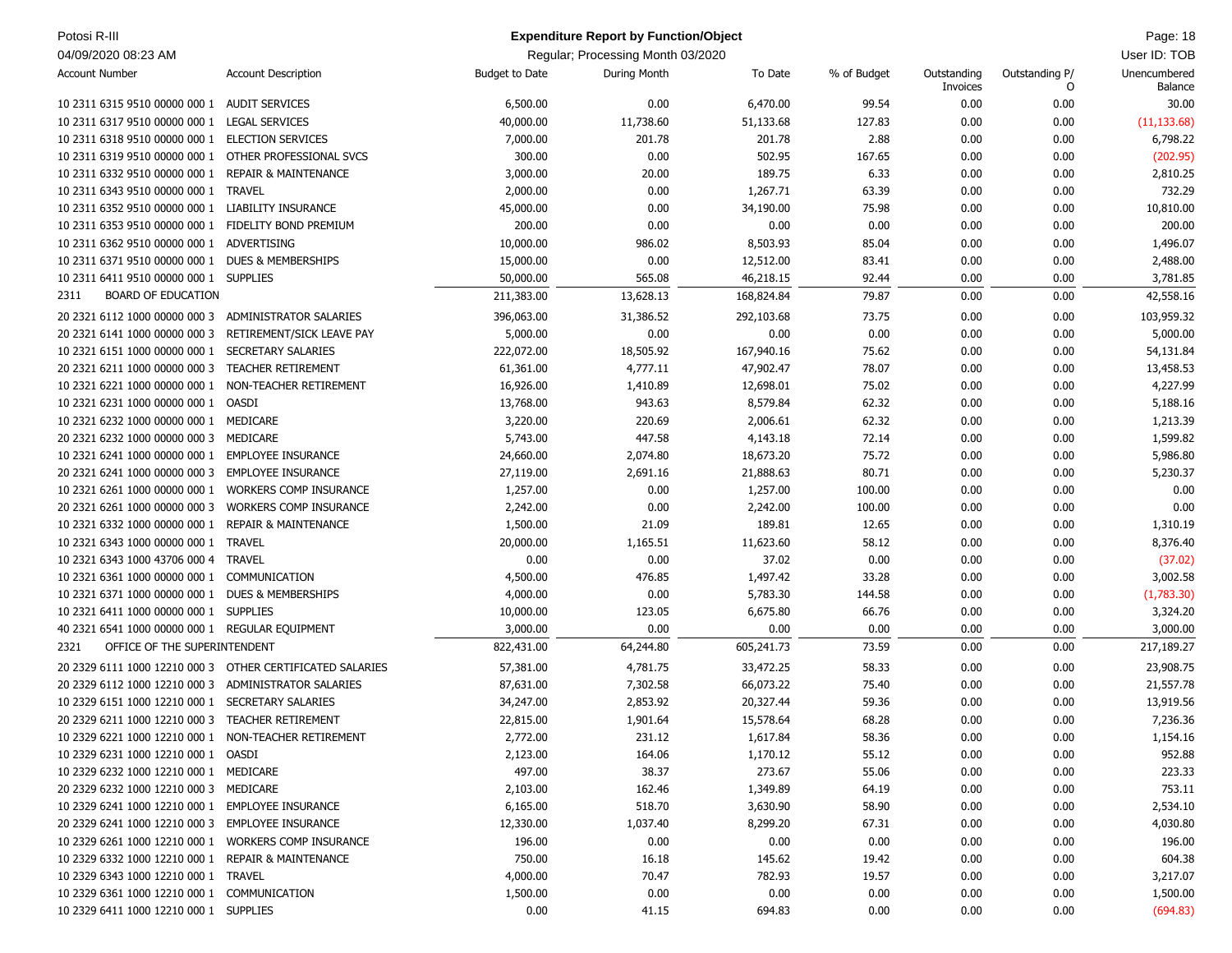**Potosi R-III**

**Expenditure Report by Function/Object**

Regular; Processing Month 03/2020

04/09/2020 08:23 AM

User ID: TOB

| Account Number | Account Description | Budget to Date | During Month | To Date | % of Budget | Outstanding Invoices | Outstanding P/O | Unencumbered Balance |
|---|---|---|---|---|---|---|---|---|
| 10 2311 6315 9510 00000 000 1 | AUDIT SERVICES | 6,500.00 | 0.00 | 6,470.00 | 99.54 | 0.00 | 0.00 | 30.00 |
| 10 2311 6317 9510 00000 000 1 | LEGAL SERVICES | 40,000.00 | 11,738.60 | 51,133.68 | 127.83 | 0.00 | 0.00 | (11,133.68) |
| 10 2311 6318 9510 00000 000 1 | ELECTION SERVICES | 7,000.00 | 201.78 | 201.78 | 2.88 | 0.00 | 0.00 | 6,798.22 |
| 10 2311 6319 9510 00000 000 1 | OTHER PROFESSIONAL SVCS | 300.00 | 0.00 | 502.95 | 167.65 | 0.00 | 0.00 | (202.95) |
| 10 2311 6332 9510 00000 000 1 | REPAIR & MAINTENANCE | 3,000.00 | 20.00 | 189.75 | 6.33 | 0.00 | 0.00 | 2,810.25 |
| 10 2311 6343 9510 00000 000 1 | TRAVEL | 2,000.00 | 0.00 | 1,267.71 | 63.39 | 0.00 | 0.00 | 732.29 |
| 10 2311 6352 9510 00000 000 1 | LIABILITY INSURANCE | 45,000.00 | 0.00 | 34,190.00 | 75.98 | 0.00 | 0.00 | 10,810.00 |
| 10 2311 6353 9510 00000 000 1 | FIDELITY BOND PREMIUM | 200.00 | 0.00 | 0.00 | 0.00 | 0.00 | 0.00 | 200.00 |
| 10 2311 6362 9510 00000 000 1 | ADVERTISING | 10,000.00 | 986.02 | 8,503.93 | 85.04 | 0.00 | 0.00 | 1,496.07 |
| 10 2311 6371 9510 00000 000 1 | DUES & MEMBERSHIPS | 15,000.00 | 0.00 | 12,512.00 | 83.41 | 0.00 | 0.00 | 2,488.00 |
| 10 2311 6411 9510 00000 000 1 | SUPPLIES | 50,000.00 | 565.08 | 46,218.15 | 92.44 | 0.00 | 0.00 | 3,781.85 |
| 2311 | BOARD OF EDUCATION | 211,383.00 | 13,628.13 | 168,824.84 | 79.87 | 0.00 | 0.00 | 42,558.16 |
| 20 2321 6112 1000 00000 000 3 | ADMINISTRATOR SALARIES | 396,063.00 | 31,386.52 | 292,103.68 | 73.75 | 0.00 | 0.00 | 103,959.32 |
| 20 2321 6141 1000 00000 000 3 | RETIREMENT/SICK LEAVE PAY | 5,000.00 | 0.00 | 0.00 | 0.00 | 0.00 | 0.00 | 5,000.00 |
| 10 2321 6151 1000 00000 000 1 | SECRETARY SALARIES | 222,072.00 | 18,505.92 | 167,940.16 | 75.62 | 0.00 | 0.00 | 54,131.84 |
| 20 2321 6211 1000 00000 000 3 | TEACHER RETIREMENT | 61,361.00 | 4,777.11 | 47,902.47 | 78.07 | 0.00 | 0.00 | 13,458.53 |
| 10 2321 6221 1000 00000 000 1 | NON-TEACHER RETIREMENT | 16,926.00 | 1,410.89 | 12,698.01 | 75.02 | 0.00 | 0.00 | 4,227.99 |
| 10 2321 6231 1000 00000 000 1 | OASDI | 13,768.00 | 943.63 | 8,579.84 | 62.32 | 0.00 | 0.00 | 5,188.16 |
| 10 2321 6232 1000 00000 000 1 | MEDICARE | 3,220.00 | 220.69 | 2,006.61 | 62.32 | 0.00 | 0.00 | 1,213.39 |
| 20 2321 6232 1000 00000 000 3 | MEDICARE | 5,743.00 | 447.58 | 4,143.18 | 72.14 | 0.00 | 0.00 | 1,599.82 |
| 10 2321 6241 1000 00000 000 1 | EMPLOYEE INSURANCE | 24,660.00 | 2,074.80 | 18,673.20 | 75.72 | 0.00 | 0.00 | 5,986.80 |
| 20 2321 6241 1000 00000 000 3 | EMPLOYEE INSURANCE | 27,119.00 | 2,691.16 | 21,888.63 | 80.71 | 0.00 | 0.00 | 5,230.37 |
| 10 2321 6261 1000 00000 000 1 | WORKERS COMP INSURANCE | 1,257.00 | 0.00 | 1,257.00 | 100.00 | 0.00 | 0.00 | 0.00 |
| 20 2321 6261 1000 00000 000 3 | WORKERS COMP INSURANCE | 2,242.00 | 0.00 | 2,242.00 | 100.00 | 0.00 | 0.00 | 0.00 |
| 10 2321 6332 1000 00000 000 1 | REPAIR & MAINTENANCE | 1,500.00 | 21.09 | 189.81 | 12.65 | 0.00 | 0.00 | 1,310.19 |
| 10 2321 6343 1000 00000 000 1 | TRAVEL | 20,000.00 | 1,165.51 | 11,623.60 | 58.12 | 0.00 | 0.00 | 8,376.40 |
| 10 2321 6343 1000 43706 000 4 | TRAVEL | 0.00 | 0.00 | 37.02 | 0.00 | 0.00 | 0.00 | (37.02) |
| 10 2321 6361 1000 00000 000 1 | COMMUNICATION | 4,500.00 | 476.85 | 1,497.42 | 33.28 | 0.00 | 0.00 | 3,002.58 |
| 10 2321 6371 1000 00000 000 1 | DUES & MEMBERSHIPS | 4,000.00 | 0.00 | 5,783.30 | 144.58 | 0.00 | 0.00 | (1,783.30) |
| 10 2321 6411 1000 00000 000 1 | SUPPLIES | 10,000.00 | 123.05 | 6,675.80 | 66.76 | 0.00 | 0.00 | 3,324.20 |
| 40 2321 6541 1000 00000 000 1 | REGULAR EQUIPMENT | 3,000.00 | 0.00 | 0.00 | 0.00 | 0.00 | 0.00 | 3,000.00 |
| 2321 | OFFICE OF THE SUPERINTENDENT | 822,431.00 | 64,244.80 | 605,241.73 | 73.59 | 0.00 | 0.00 | 217,189.27 |
| 20 2329 6111 1000 12210 000 3 | OTHER CERTIFICATED SALARIES | 57,381.00 | 4,781.75 | 33,472.25 | 58.33 | 0.00 | 0.00 | 23,908.75 |
| 20 2329 6112 1000 12210 000 3 | ADMINISTRATOR SALARIES | 87,631.00 | 7,302.58 | 66,073.22 | 75.40 | 0.00 | 0.00 | 21,557.78 |
| 10 2329 6151 1000 12210 000 1 | SECRETARY SALARIES | 34,247.00 | 2,853.92 | 20,327.44 | 59.36 | 0.00 | 0.00 | 13,919.56 |
| 20 2329 6211 1000 12210 000 3 | TEACHER RETIREMENT | 22,815.00 | 1,901.64 | 15,578.64 | 68.28 | 0.00 | 0.00 | 7,236.36 |
| 10 2329 6221 1000 12210 000 1 | NON-TEACHER RETIREMENT | 2,772.00 | 231.12 | 1,617.84 | 58.36 | 0.00 | 0.00 | 1,154.16 |
| 10 2329 6231 1000 12210 000 1 | OASDI | 2,123.00 | 164.06 | 1,170.12 | 55.12 | 0.00 | 0.00 | 952.88 |
| 10 2329 6232 1000 12210 000 1 | MEDICARE | 497.00 | 38.37 | 273.67 | 55.06 | 0.00 | 0.00 | 223.33 |
| 20 2329 6232 1000 12210 000 3 | MEDICARE | 2,103.00 | 162.46 | 1,349.89 | 64.19 | 0.00 | 0.00 | 753.11 |
| 10 2329 6241 1000 12210 000 1 | EMPLOYEE INSURANCE | 6,165.00 | 518.70 | 3,630.90 | 58.90 | 0.00 | 0.00 | 2,534.10 |
| 20 2329 6241 1000 12210 000 3 | EMPLOYEE INSURANCE | 12,330.00 | 1,037.40 | 8,299.20 | 67.31 | 0.00 | 0.00 | 4,030.80 |
| 10 2329 6261 1000 12210 000 1 | WORKERS COMP INSURANCE | 196.00 | 0.00 | 0.00 | 0.00 | 0.00 | 0.00 | 196.00 |
| 10 2329 6332 1000 12210 000 1 | REPAIR & MAINTENANCE | 750.00 | 16.18 | 145.62 | 19.42 | 0.00 | 0.00 | 604.38 |
| 10 2329 6343 1000 12210 000 1 | TRAVEL | 4,000.00 | 70.47 | 782.93 | 19.57 | 0.00 | 0.00 | 3,217.07 |
| 10 2329 6361 1000 12210 000 1 | COMMUNICATION | 1,500.00 | 0.00 | 0.00 | 0.00 | 0.00 | 0.00 | 1,500.00 |
| 10 2329 6411 1000 12210 000 1 | SUPPLIES | 0.00 | 41.15 | 694.83 | 0.00 | 0.00 | 0.00 | (694.83) |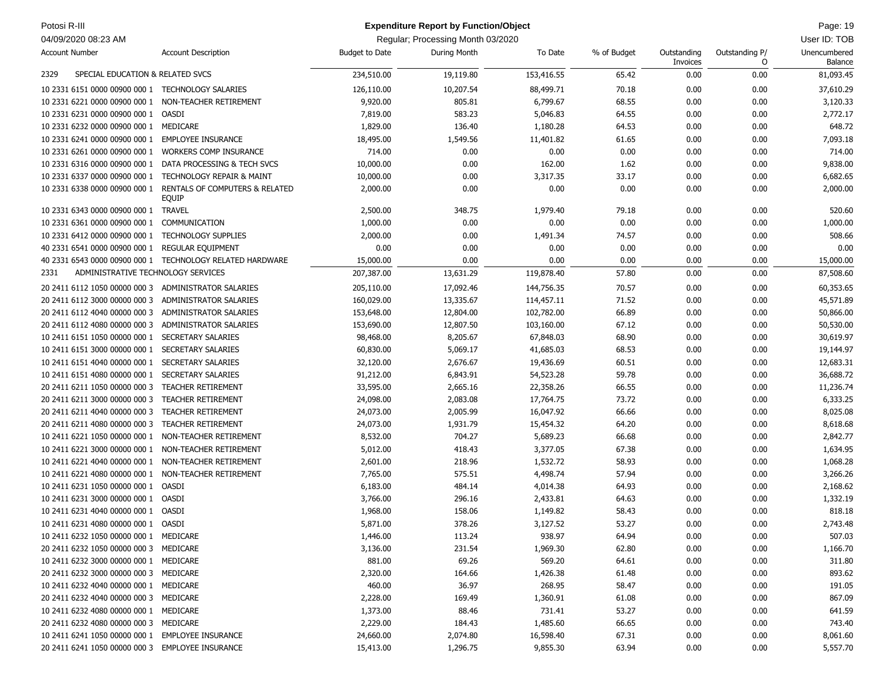**Potosi R-III**
04/09/2020 08:23 AM

**Expenditure Report by Function/Object**
Regular; Processing Month 03/2020

User ID: TOB

| Account Number | Account Description | Budget to Date | During Month | To Date | % of Budget | Outstanding Invoices | Outstanding P/O | Unencumbered Balance |
|---|---|---|---|---|---|---|---|---|
| 2329 | SPECIAL EDUCATION & RELATED SVCS | 234,510.00 | 19,119.80 | 153,416.55 | 65.42 | 0.00 | 0.00 | 81,093.45 |
| 10 2331 6151 0000 00900 000 1 | TECHNOLOGY SALARIES | 126,110.00 | 10,207.54 | 88,499.71 | 70.18 | 0.00 | 0.00 | 37,610.29 |
| 10 2331 6221 0000 00900 000 1 | NON-TEACHER RETIREMENT | 9,920.00 | 805.81 | 6,799.67 | 68.55 | 0.00 | 0.00 | 3,120.33 |
| 10 2331 6231 0000 00900 000 1 | OASDI | 7,819.00 | 583.23 | 5,046.83 | 64.55 | 0.00 | 0.00 | 2,772.17 |
| 10 2331 6232 0000 00900 000 1 | MEDICARE | 1,829.00 | 136.40 | 1,180.28 | 64.53 | 0.00 | 0.00 | 648.72 |
| 10 2331 6241 0000 00900 000 1 | EMPLOYEE INSURANCE | 18,495.00 | 1,549.56 | 11,401.82 | 61.65 | 0.00 | 0.00 | 7,093.18 |
| 10 2331 6261 0000 00900 000 1 | WORKERS COMP INSURANCE | 714.00 | 0.00 | 0.00 | 0.00 | 0.00 | 0.00 | 714.00 |
| 10 2331 6316 0000 00900 000 1 | DATA PROCESSING & TECH SVCS | 10,000.00 | 0.00 | 162.00 | 1.62 | 0.00 | 0.00 | 9,838.00 |
| 10 2331 6337 0000 00900 000 1 | TECHNOLOGY REPAIR & MAINT | 10,000.00 | 0.00 | 3,317.35 | 33.17 | 0.00 | 0.00 | 6,682.65 |
| 10 2331 6338 0000 00900 000 1 | RENTALS OF COMPUTERS & RELATED EQUIP | 2,000.00 | 0.00 | 0.00 | 0.00 | 0.00 | 0.00 | 2,000.00 |
| 10 2331 6343 0000 00900 000 1 | TRAVEL | 2,500.00 | 348.75 | 1,979.40 | 79.18 | 0.00 | 0.00 | 520.60 |
| 10 2331 6361 0000 00900 000 1 | COMMUNICATION | 1,000.00 | 0.00 | 0.00 | 0.00 | 0.00 | 0.00 | 1,000.00 |
| 10 2331 6412 0000 00900 000 1 | TECHNOLOGY SUPPLIES | 2,000.00 | 0.00 | 1,491.34 | 74.57 | 0.00 | 0.00 | 508.66 |
| 40 2331 6541 0000 00900 000 1 | REGULAR EQUIPMENT | 0.00 | 0.00 | 0.00 | 0.00 | 0.00 | 0.00 | 0.00 |
| 40 2331 6543 0000 00900 000 1 | TECHNOLOGY RELATED HARDWARE | 15,000.00 | 0.00 | 0.00 | 0.00 | 0.00 | 0.00 | 15,000.00 |
| 2331 | ADMINISTRATIVE TECHNOLOGY SERVICES | 207,387.00 | 13,631.29 | 119,878.40 | 57.80 | 0.00 | 0.00 | 87,508.60 |
| 20 2411 6112 1050 00000 000 3 | ADMINISTRATOR SALARIES | 205,110.00 | 17,092.46 | 144,756.35 | 70.57 | 0.00 | 0.00 | 60,353.65 |
| 20 2411 6112 3000 00000 000 3 | ADMINISTRATOR SALARIES | 160,029.00 | 13,335.67 | 114,457.11 | 71.52 | 0.00 | 0.00 | 45,571.89 |
| 20 2411 6112 4040 00000 000 3 | ADMINISTRATOR SALARIES | 153,648.00 | 12,804.00 | 102,782.00 | 66.89 | 0.00 | 0.00 | 50,866.00 |
| 20 2411 6112 4080 00000 000 3 | ADMINISTRATOR SALARIES | 153,690.00 | 12,807.50 | 103,160.00 | 67.12 | 0.00 | 0.00 | 50,530.00 |
| 10 2411 6151 1050 00000 000 1 | SECRETARY SALARIES | 98,468.00 | 8,205.67 | 67,848.03 | 68.90 | 0.00 | 0.00 | 30,619.97 |
| 10 2411 6151 3000 00000 000 1 | SECRETARY SALARIES | 60,830.00 | 5,069.17 | 41,685.03 | 68.53 | 0.00 | 0.00 | 19,144.97 |
| 10 2411 6151 4040 00000 000 1 | SECRETARY SALARIES | 32,120.00 | 2,676.67 | 19,436.69 | 60.51 | 0.00 | 0.00 | 12,683.31 |
| 10 2411 6151 4080 00000 000 1 | SECRETARY SALARIES | 91,212.00 | 6,843.91 | 54,523.28 | 59.78 | 0.00 | 0.00 | 36,688.72 |
| 20 2411 6211 1050 00000 000 3 | TEACHER RETIREMENT | 33,595.00 | 2,665.16 | 22,358.26 | 66.55 | 0.00 | 0.00 | 11,236.74 |
| 20 2411 6211 3000 00000 000 3 | TEACHER RETIREMENT | 24,098.00 | 2,083.08 | 17,764.75 | 73.72 | 0.00 | 0.00 | 6,333.25 |
| 20 2411 6211 4040 00000 000 3 | TEACHER RETIREMENT | 24,073.00 | 2,005.99 | 16,047.92 | 66.66 | 0.00 | 0.00 | 8,025.08 |
| 20 2411 6211 4080 00000 000 3 | TEACHER RETIREMENT | 24,073.00 | 1,931.79 | 15,454.32 | 64.20 | 0.00 | 0.00 | 8,618.68 |
| 10 2411 6221 1050 00000 000 1 | NON-TEACHER RETIREMENT | 8,532.00 | 704.27 | 5,689.23 | 66.68 | 0.00 | 0.00 | 2,842.77 |
| 10 2411 6221 3000 00000 000 1 | NON-TEACHER RETIREMENT | 5,012.00 | 418.43 | 3,377.05 | 67.38 | 0.00 | 0.00 | 1,634.95 |
| 10 2411 6221 4040 00000 000 1 | NON-TEACHER RETIREMENT | 2,601.00 | 218.96 | 1,532.72 | 58.93 | 0.00 | 0.00 | 1,068.28 |
| 10 2411 6221 4080 00000 000 1 | NON-TEACHER RETIREMENT | 7,765.00 | 575.51 | 4,498.74 | 57.94 | 0.00 | 0.00 | 3,266.26 |
| 10 2411 6231 1050 00000 000 1 | OASDI | 6,183.00 | 484.14 | 4,014.38 | 64.93 | 0.00 | 0.00 | 2,168.62 |
| 10 2411 6231 3000 00000 000 1 | OASDI | 3,766.00 | 296.16 | 2,433.81 | 64.63 | 0.00 | 0.00 | 1,332.19 |
| 10 2411 6231 4040 00000 000 1 | OASDI | 1,968.00 | 158.06 | 1,149.82 | 58.43 | 0.00 | 0.00 | 818.18 |
| 10 2411 6231 4080 00000 000 1 | OASDI | 5,871.00 | 378.26 | 3,127.52 | 53.27 | 0.00 | 0.00 | 2,743.48 |
| 10 2411 6232 1050 00000 000 1 | MEDICARE | 1,446.00 | 113.24 | 938.97 | 64.94 | 0.00 | 0.00 | 507.03 |
| 20 2411 6232 1050 00000 000 3 | MEDICARE | 3,136.00 | 231.54 | 1,969.30 | 62.80 | 0.00 | 0.00 | 1,166.70 |
| 10 2411 6232 3000 00000 000 1 | MEDICARE | 881.00 | 69.26 | 569.20 | 64.61 | 0.00 | 0.00 | 311.80 |
| 20 2411 6232 3000 00000 000 3 | MEDICARE | 2,320.00 | 164.66 | 1,426.38 | 61.48 | 0.00 | 0.00 | 893.62 |
| 10 2411 6232 4040 00000 000 1 | MEDICARE | 460.00 | 36.97 | 268.95 | 58.47 | 0.00 | 0.00 | 191.05 |
| 20 2411 6232 4040 00000 000 3 | MEDICARE | 2,228.00 | 169.49 | 1,360.91 | 61.08 | 0.00 | 0.00 | 867.09 |
| 10 2411 6232 4080 00000 000 1 | MEDICARE | 1,373.00 | 88.46 | 731.41 | 53.27 | 0.00 | 0.00 | 641.59 |
| 20 2411 6232 4080 00000 000 3 | MEDICARE | 2,229.00 | 184.43 | 1,485.60 | 66.65 | 0.00 | 0.00 | 743.40 |
| 10 2411 6241 1050 00000 000 1 | EMPLOYEE INSURANCE | 24,660.00 | 2,074.80 | 16,598.40 | 67.31 | 0.00 | 0.00 | 8,061.60 |
| 20 2411 6241 1050 00000 000 3 | EMPLOYEE INSURANCE | 15,413.00 | 1,296.75 | 9,855.30 | 63.94 | 0.00 | 0.00 | 5,557.70 |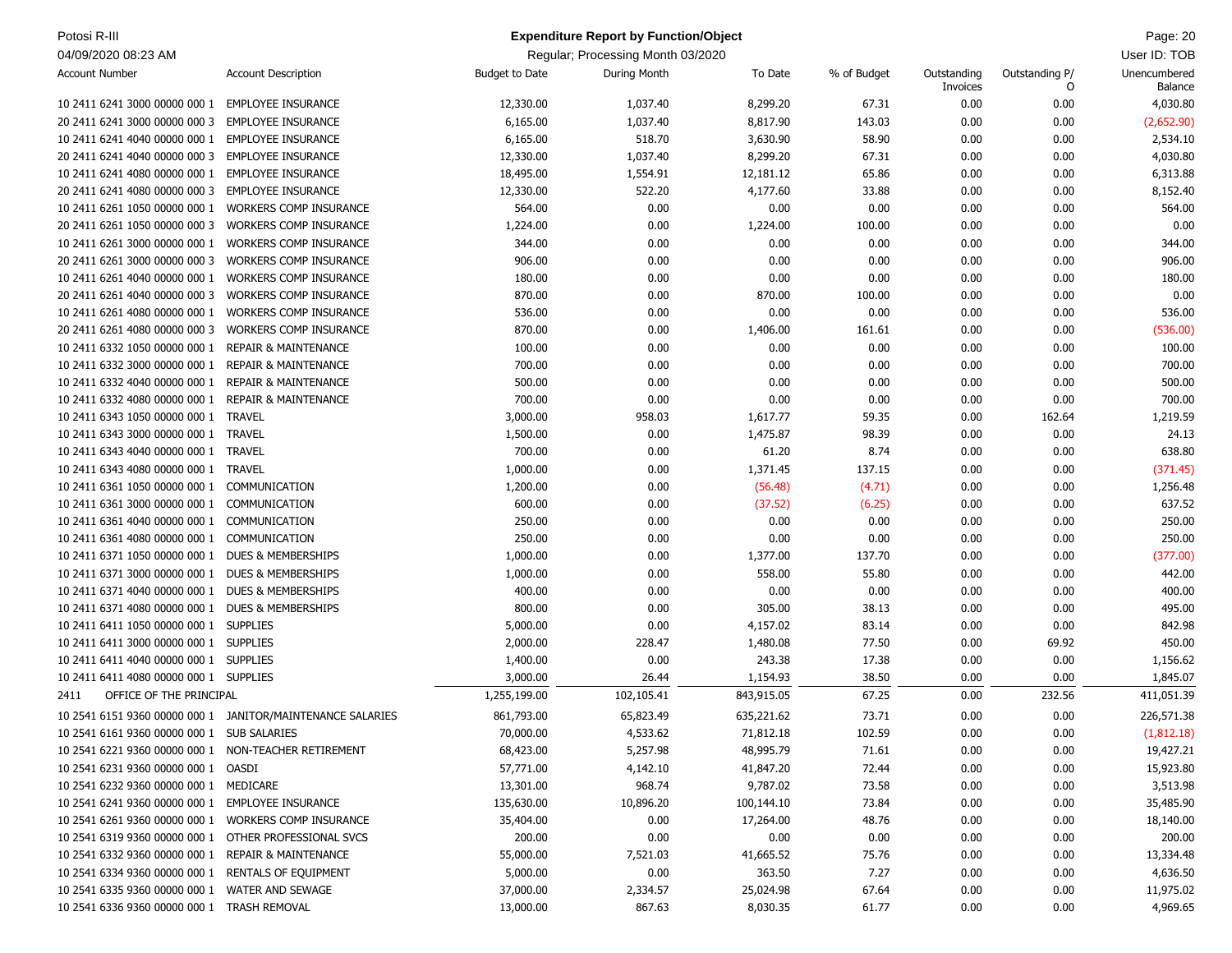**Potosi R-III** — **Expenditure Report by Function/Object**

04/09/2020 08:23 AM — Regular; Processing Month 03/2020 — User ID: TOB

| Account Number | Account Description | Budget to Date | During Month | To Date | % of Budget | Outstanding Invoices | Outstanding P/O | Unencumbered Balance |
|---|---|---|---|---|---|---|---|---|
| 10 2411 6241 3000 00000 000 1 | EMPLOYEE INSURANCE | 12,330.00 | 1,037.40 | 8,299.20 | 67.31 | 0.00 | 0.00 | 4,030.80 |
| 20 2411 6241 3000 00000 000 3 | EMPLOYEE INSURANCE | 6,165.00 | 1,037.40 | 8,817.90 | 143.03 | 0.00 | 0.00 | (2,652.90) |
| 10 2411 6241 4040 00000 000 1 | EMPLOYEE INSURANCE | 6,165.00 | 518.70 | 3,630.90 | 58.90 | 0.00 | 0.00 | 2,534.10 |
| 20 2411 6241 4040 00000 000 3 | EMPLOYEE INSURANCE | 12,330.00 | 1,037.40 | 8,299.20 | 67.31 | 0.00 | 0.00 | 4,030.80 |
| 10 2411 6241 4080 00000 000 1 | EMPLOYEE INSURANCE | 18,495.00 | 1,554.91 | 12,181.12 | 65.86 | 0.00 | 0.00 | 6,313.88 |
| 20 2411 6241 4080 00000 000 3 | EMPLOYEE INSURANCE | 12,330.00 | 522.20 | 4,177.60 | 33.88 | 0.00 | 0.00 | 8,152.40 |
| 10 2411 6261 1050 00000 000 1 | WORKERS COMP INSURANCE | 564.00 | 0.00 | 0.00 | 0.00 | 0.00 | 0.00 | 564.00 |
| 20 2411 6261 1050 00000 000 3 | WORKERS COMP INSURANCE | 1,224.00 | 0.00 | 1,224.00 | 100.00 | 0.00 | 0.00 | 0.00 |
| 10 2411 6261 3000 00000 000 1 | WORKERS COMP INSURANCE | 344.00 | 0.00 | 0.00 | 0.00 | 0.00 | 0.00 | 344.00 |
| 20 2411 6261 3000 00000 000 3 | WORKERS COMP INSURANCE | 906.00 | 0.00 | 0.00 | 0.00 | 0.00 | 0.00 | 906.00 |
| 10 2411 6261 4040 00000 000 1 | WORKERS COMP INSURANCE | 180.00 | 0.00 | 0.00 | 0.00 | 0.00 | 0.00 | 180.00 |
| 20 2411 6261 4040 00000 000 3 | WORKERS COMP INSURANCE | 870.00 | 0.00 | 870.00 | 100.00 | 0.00 | 0.00 | 0.00 |
| 10 2411 6261 4080 00000 000 1 | WORKERS COMP INSURANCE | 536.00 | 0.00 | 0.00 | 0.00 | 0.00 | 0.00 | 536.00 |
| 20 2411 6261 4080 00000 000 3 | WORKERS COMP INSURANCE | 870.00 | 0.00 | 1,406.00 | 161.61 | 0.00 | 0.00 | (536.00) |
| 10 2411 6332 1050 00000 000 1 | REPAIR & MAINTENANCE | 100.00 | 0.00 | 0.00 | 0.00 | 0.00 | 0.00 | 100.00 |
| 10 2411 6332 3000 00000 000 1 | REPAIR & MAINTENANCE | 700.00 | 0.00 | 0.00 | 0.00 | 0.00 | 0.00 | 700.00 |
| 10 2411 6332 4040 00000 000 1 | REPAIR & MAINTENANCE | 500.00 | 0.00 | 0.00 | 0.00 | 0.00 | 0.00 | 500.00 |
| 10 2411 6332 4080 00000 000 1 | REPAIR & MAINTENANCE | 700.00 | 0.00 | 0.00 | 0.00 | 0.00 | 0.00 | 700.00 |
| 10 2411 6343 1050 00000 000 1 | TRAVEL | 3,000.00 | 958.03 | 1,617.77 | 59.35 | 0.00 | 162.64 | 1,219.59 |
| 10 2411 6343 3000 00000 000 1 | TRAVEL | 1,500.00 | 0.00 | 1,475.87 | 98.39 | 0.00 | 0.00 | 24.13 |
| 10 2411 6343 4040 00000 000 1 | TRAVEL | 700.00 | 0.00 | 61.20 | 8.74 | 0.00 | 0.00 | 638.80 |
| 10 2411 6343 4080 00000 000 1 | TRAVEL | 1,000.00 | 0.00 | 1,371.45 | 137.15 | 0.00 | 0.00 | (371.45) |
| 10 2411 6361 1050 00000 000 1 | COMMUNICATION | 1,200.00 | 0.00 | (56.48) | (4.71) | 0.00 | 0.00 | 1,256.48 |
| 10 2411 6361 3000 00000 000 1 | COMMUNICATION | 600.00 | 0.00 | (37.52) | (6.25) | 0.00 | 0.00 | 637.52 |
| 10 2411 6361 4040 00000 000 1 | COMMUNICATION | 250.00 | 0.00 | 0.00 | 0.00 | 0.00 | 0.00 | 250.00 |
| 10 2411 6361 4080 00000 000 1 | COMMUNICATION | 250.00 | 0.00 | 0.00 | 0.00 | 0.00 | 0.00 | 250.00 |
| 10 2411 6371 1050 00000 000 1 | DUES & MEMBERSHIPS | 1,000.00 | 0.00 | 1,377.00 | 137.70 | 0.00 | 0.00 | (377.00) |
| 10 2411 6371 3000 00000 000 1 | DUES & MEMBERSHIPS | 1,000.00 | 0.00 | 558.00 | 55.80 | 0.00 | 0.00 | 442.00 |
| 10 2411 6371 4040 00000 000 1 | DUES & MEMBERSHIPS | 400.00 | 0.00 | 0.00 | 0.00 | 0.00 | 0.00 | 400.00 |
| 10 2411 6371 4080 00000 000 1 | DUES & MEMBERSHIPS | 800.00 | 0.00 | 305.00 | 38.13 | 0.00 | 0.00 | 495.00 |
| 10 2411 6411 1050 00000 000 1 | SUPPLIES | 5,000.00 | 0.00 | 4,157.02 | 83.14 | 0.00 | 0.00 | 842.98 |
| 10 2411 6411 3000 00000 000 1 | SUPPLIES | 2,000.00 | 228.47 | 1,480.08 | 77.50 | 0.00 | 69.92 | 450.00 |
| 10 2411 6411 4040 00000 000 1 | SUPPLIES | 1,400.00 | 0.00 | 243.38 | 17.38 | 0.00 | 0.00 | 1,156.62 |
| 10 2411 6411 4080 00000 000 1 | SUPPLIES | 3,000.00 | 26.44 | 1,154.93 | 38.50 | 0.00 | 0.00 | 1,845.07 |
| 2411 | OFFICE OF THE PRINCIPAL | 1,255,199.00 | 102,105.41 | 843,915.05 | 67.25 | 0.00 | 232.56 | 411,051.39 |
| 10 2541 6151 9360 00000 000 1 | JANITOR/MAINTENANCE SALARIES | 861,793.00 | 65,823.49 | 635,221.62 | 73.71 | 0.00 | 0.00 | 226,571.38 |
| 10 2541 6161 9360 00000 000 1 | SUB SALARIES | 70,000.00 | 4,533.62 | 71,812.18 | 102.59 | 0.00 | 0.00 | (1,812.18) |
| 10 2541 6221 9360 00000 000 1 | NON-TEACHER RETIREMENT | 68,423.00 | 5,257.98 | 48,995.79 | 71.61 | 0.00 | 0.00 | 19,427.21 |
| 10 2541 6231 9360 00000 000 1 | OASDI | 57,771.00 | 4,142.10 | 41,847.20 | 72.44 | 0.00 | 0.00 | 15,923.80 |
| 10 2541 6232 9360 00000 000 1 | MEDICARE | 13,301.00 | 968.74 | 9,787.02 | 73.58 | 0.00 | 0.00 | 3,513.98 |
| 10 2541 6241 9360 00000 000 1 | EMPLOYEE INSURANCE | 135,630.00 | 10,896.20 | 100,144.10 | 73.84 | 0.00 | 0.00 | 35,485.90 |
| 10 2541 6261 9360 00000 000 1 | WORKERS COMP INSURANCE | 35,404.00 | 0.00 | 17,264.00 | 48.76 | 0.00 | 0.00 | 18,140.00 |
| 10 2541 6319 9360 00000 000 1 | OTHER PROFESSIONAL SVCS | 200.00 | 0.00 | 0.00 | 0.00 | 0.00 | 0.00 | 200.00 |
| 10 2541 6332 9360 00000 000 1 | REPAIR & MAINTENANCE | 55,000.00 | 7,521.03 | 41,665.52 | 75.76 | 0.00 | 0.00 | 13,334.48 |
| 10 2541 6334 9360 00000 000 1 | RENTALS OF EQUIPMENT | 5,000.00 | 0.00 | 363.50 | 7.27 | 0.00 | 0.00 | 4,636.50 |
| 10 2541 6335 9360 00000 000 1 | WATER AND SEWAGE | 37,000.00 | 2,334.57 | 25,024.98 | 67.64 | 0.00 | 0.00 | 11,975.02 |
| 10 2541 6336 9360 00000 000 1 | TRASH REMOVAL | 13,000.00 | 867.63 | 8,030.35 | 61.77 | 0.00 | 0.00 | 4,969.65 |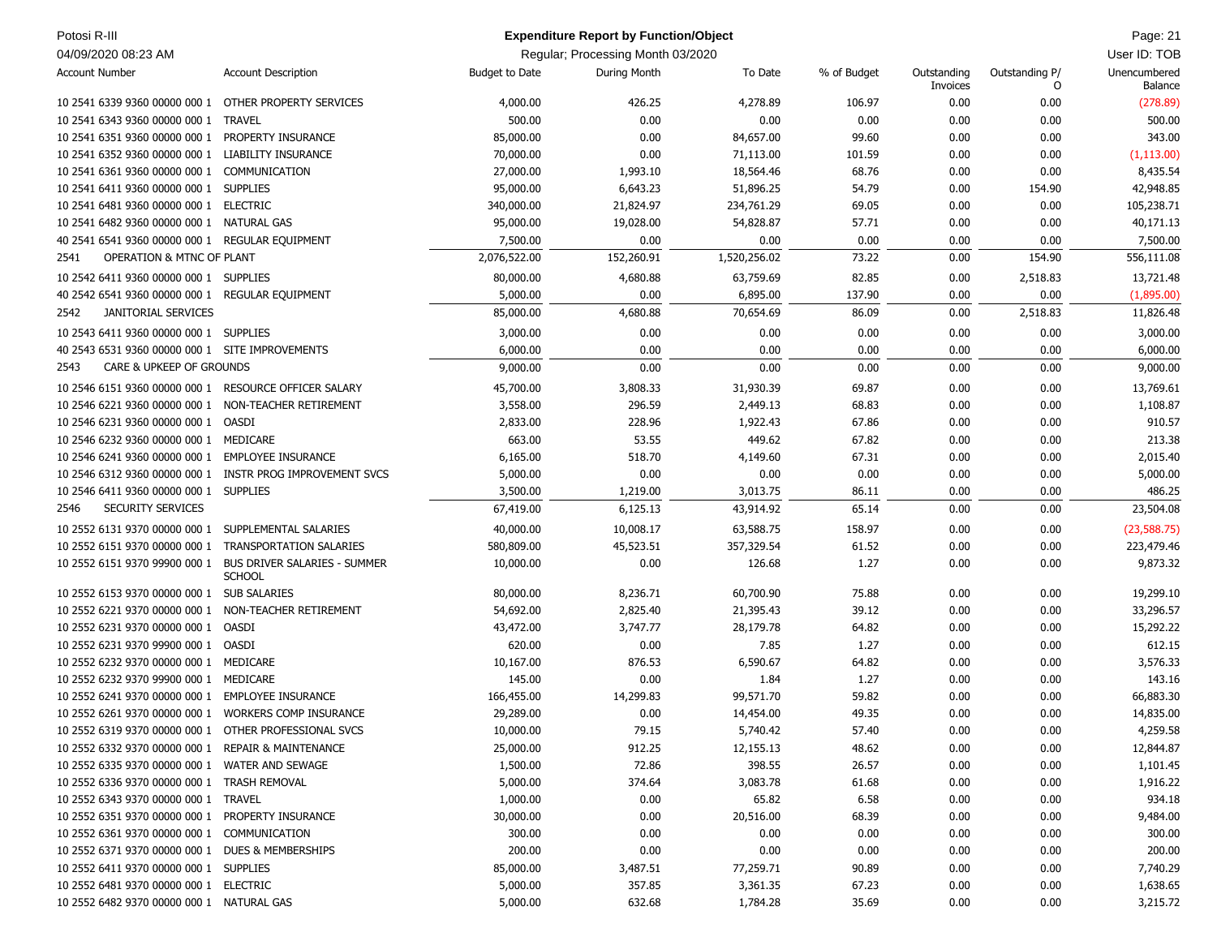| Account Number | Account Description | Budget to Date | During Month | To Date | % of Budget | Outstanding Invoices | Outstanding P/O | Unencumbered Balance |
|---|---|---|---|---|---|---|---|---|
| 10 2541 6339 9360 00000 000 1 | OTHER PROPERTY SERVICES | 4,000.00 | 426.25 | 4,278.89 | 106.97 | 0.00 | 0.00 | (278.89) |
| 10 2541 6343 9360 00000 000 1 | TRAVEL | 500.00 | 0.00 | 0.00 | 0.00 | 0.00 | 0.00 | 500.00 |
| 10 2541 6351 9360 00000 000 1 | PROPERTY INSURANCE | 85,000.00 | 0.00 | 84,657.00 | 99.60 | 0.00 | 0.00 | 343.00 |
| 10 2541 6352 9360 00000 000 1 | LIABILITY INSURANCE | 70,000.00 | 0.00 | 71,113.00 | 101.59 | 0.00 | 0.00 | (1,113.00) |
| 10 2541 6361 9360 00000 000 1 | COMMUNICATION | 27,000.00 | 1,993.10 | 18,564.46 | 68.76 | 0.00 | 0.00 | 8,435.54 |
| 10 2541 6411 9360 00000 000 1 | SUPPLIES | 95,000.00 | 6,643.23 | 51,896.25 | 54.79 | 0.00 | 154.90 | 42,948.85 |
| 10 2541 6481 9360 00000 000 1 | ELECTRIC | 340,000.00 | 21,824.97 | 234,761.29 | 69.05 | 0.00 | 0.00 | 105,238.71 |
| 10 2541 6482 9360 00000 000 1 | NATURAL GAS | 95,000.00 | 19,028.00 | 54,828.87 | 57.71 | 0.00 | 0.00 | 40,171.13 |
| 40 2541 6541 9360 00000 000 1 | REGULAR EQUIPMENT | 7,500.00 | 0.00 | 0.00 | 0.00 | 0.00 | 0.00 | 7,500.00 |
| 2541 | OPERATION & MTNC OF PLANT | 2,076,522.00 | 152,260.91 | 1,520,256.02 | 73.22 | 0.00 | 154.90 | 556,111.08 |
| 10 2542 6411 9360 00000 000 1 | SUPPLIES | 80,000.00 | 4,680.88 | 63,759.69 | 82.85 | 0.00 | 2,518.83 | 13,721.48 |
| 40 2542 6541 9360 00000 000 1 | REGULAR EQUIPMENT | 5,000.00 | 0.00 | 6,895.00 | 137.90 | 0.00 | 0.00 | (1,895.00) |
| 2542 | JANITORIAL SERVICES | 85,000.00 | 4,680.88 | 70,654.69 | 86.09 | 0.00 | 2,518.83 | 11,826.48 |
| 10 2543 6411 9360 00000 000 1 | SUPPLIES | 3,000.00 | 0.00 | 0.00 | 0.00 | 0.00 | 0.00 | 3,000.00 |
| 40 2543 6531 9360 00000 000 1 | SITE IMPROVEMENTS | 6,000.00 | 0.00 | 0.00 | 0.00 | 0.00 | 0.00 | 6,000.00 |
| 2543 | CARE & UPKEEP OF GROUNDS | 9,000.00 | 0.00 | 0.00 | 0.00 | 0.00 | 0.00 | 9,000.00 |
| 10 2546 6151 9360 00000 000 1 | RESOURCE OFFICER SALARY | 45,700.00 | 3,808.33 | 31,930.39 | 69.87 | 0.00 | 0.00 | 13,769.61 |
| 10 2546 6221 9360 00000 000 1 | NON-TEACHER RETIREMENT | 3,558.00 | 296.59 | 2,449.13 | 68.83 | 0.00 | 0.00 | 1,108.87 |
| 10 2546 6231 9360 00000 000 1 | OASDI | 2,833.00 | 228.96 | 1,922.43 | 67.86 | 0.00 | 0.00 | 910.57 |
| 10 2546 6232 9360 00000 000 1 | MEDICARE | 663.00 | 53.55 | 449.62 | 67.82 | 0.00 | 0.00 | 213.38 |
| 10 2546 6241 9360 00000 000 1 | EMPLOYEE INSURANCE | 6,165.00 | 518.70 | 4,149.60 | 67.31 | 0.00 | 0.00 | 2,015.40 |
| 10 2546 6312 9360 00000 000 1 | INSTR PROG IMPROVEMENT SVCS | 5,000.00 | 0.00 | 0.00 | 0.00 | 0.00 | 0.00 | 5,000.00 |
| 10 2546 6411 9360 00000 000 1 | SUPPLIES | 3,500.00 | 1,219.00 | 3,013.75 | 86.11 | 0.00 | 0.00 | 486.25 |
| 2546 | SECURITY SERVICES | 67,419.00 | 6,125.13 | 43,914.92 | 65.14 | 0.00 | 0.00 | 23,504.08 |
| 10 2552 6131 9370 00000 000 1 | SUPPLEMENTAL SALARIES | 40,000.00 | 10,008.17 | 63,588.75 | 158.97 | 0.00 | 0.00 | (23,588.75) |
| 10 2552 6151 9370 00000 000 1 | TRANSPORTATION SALARIES | 580,809.00 | 45,523.51 | 357,329.54 | 61.52 | 0.00 | 0.00 | 223,479.46 |
| 10 2552 6151 9370 99900 000 1 | BUS DRIVER SALARIES - SUMMER SCHOOL | 10,000.00 | 0.00 | 126.68 | 1.27 | 0.00 | 0.00 | 9,873.32 |
| 10 2552 6153 9370 00000 000 1 | SUB SALARIES | 80,000.00 | 8,236.71 | 60,700.90 | 75.88 | 0.00 | 0.00 | 19,299.10 |
| 10 2552 6221 9370 00000 000 1 | NON-TEACHER RETIREMENT | 54,692.00 | 2,825.40 | 21,395.43 | 39.12 | 0.00 | 0.00 | 33,296.57 |
| 10 2552 6231 9370 00000 000 1 | OASDI | 43,472.00 | 3,747.77 | 28,179.78 | 64.82 | 0.00 | 0.00 | 15,292.22 |
| 10 2552 6231 9370 99900 000 1 | OASDI | 620.00 | 0.00 | 7.85 | 1.27 | 0.00 | 0.00 | 612.15 |
| 10 2552 6232 9370 00000 000 1 | MEDICARE | 10,167.00 | 876.53 | 6,590.67 | 64.82 | 0.00 | 0.00 | 3,576.33 |
| 10 2552 6232 9370 99900 000 1 | MEDICARE | 145.00 | 0.00 | 1.84 | 1.27 | 0.00 | 0.00 | 143.16 |
| 10 2552 6241 9370 00000 000 1 | EMPLOYEE INSURANCE | 166,455.00 | 14,299.83 | 99,571.70 | 59.82 | 0.00 | 0.00 | 66,883.30 |
| 10 2552 6261 9370 00000 000 1 | WORKERS COMP INSURANCE | 29,289.00 | 0.00 | 14,454.00 | 49.35 | 0.00 | 0.00 | 14,835.00 |
| 10 2552 6319 9370 00000 000 1 | OTHER PROFESSIONAL SVCS | 10,000.00 | 79.15 | 5,740.42 | 57.40 | 0.00 | 0.00 | 4,259.58 |
| 10 2552 6332 9370 00000 000 1 | REPAIR & MAINTENANCE | 25,000.00 | 912.25 | 12,155.13 | 48.62 | 0.00 | 0.00 | 12,844.87 |
| 10 2552 6335 9370 00000 000 1 | WATER AND SEWAGE | 1,500.00 | 72.86 | 398.55 | 26.57 | 0.00 | 0.00 | 1,101.45 |
| 10 2552 6336 9370 00000 000 1 | TRASH REMOVAL | 5,000.00 | 374.64 | 3,083.78 | 61.68 | 0.00 | 0.00 | 1,916.22 |
| 10 2552 6343 9370 00000 000 1 | TRAVEL | 1,000.00 | 0.00 | 65.82 | 6.58 | 0.00 | 0.00 | 934.18 |
| 10 2552 6351 9370 00000 000 1 | PROPERTY INSURANCE | 30,000.00 | 0.00 | 20,516.00 | 68.39 | 0.00 | 0.00 | 9,484.00 |
| 10 2552 6361 9370 00000 000 1 | COMMUNICATION | 300.00 | 0.00 | 0.00 | 0.00 | 0.00 | 0.00 | 300.00 |
| 10 2552 6371 9370 00000 000 1 | DUES & MEMBERSHIPS | 200.00 | 0.00 | 0.00 | 0.00 | 0.00 | 0.00 | 200.00 |
| 10 2552 6411 9370 00000 000 1 | SUPPLIES | 85,000.00 | 3,487.51 | 77,259.71 | 90.89 | 0.00 | 0.00 | 7,740.29 |
| 10 2552 6481 9370 00000 000 1 | ELECTRIC | 5,000.00 | 357.85 | 3,361.35 | 67.23 | 0.00 | 0.00 | 1,638.65 |
| 10 2552 6482 9370 00000 000 1 | NATURAL GAS | 5,000.00 | 632.68 | 1,784.28 | 35.69 | 0.00 | 0.00 | 3,215.72 |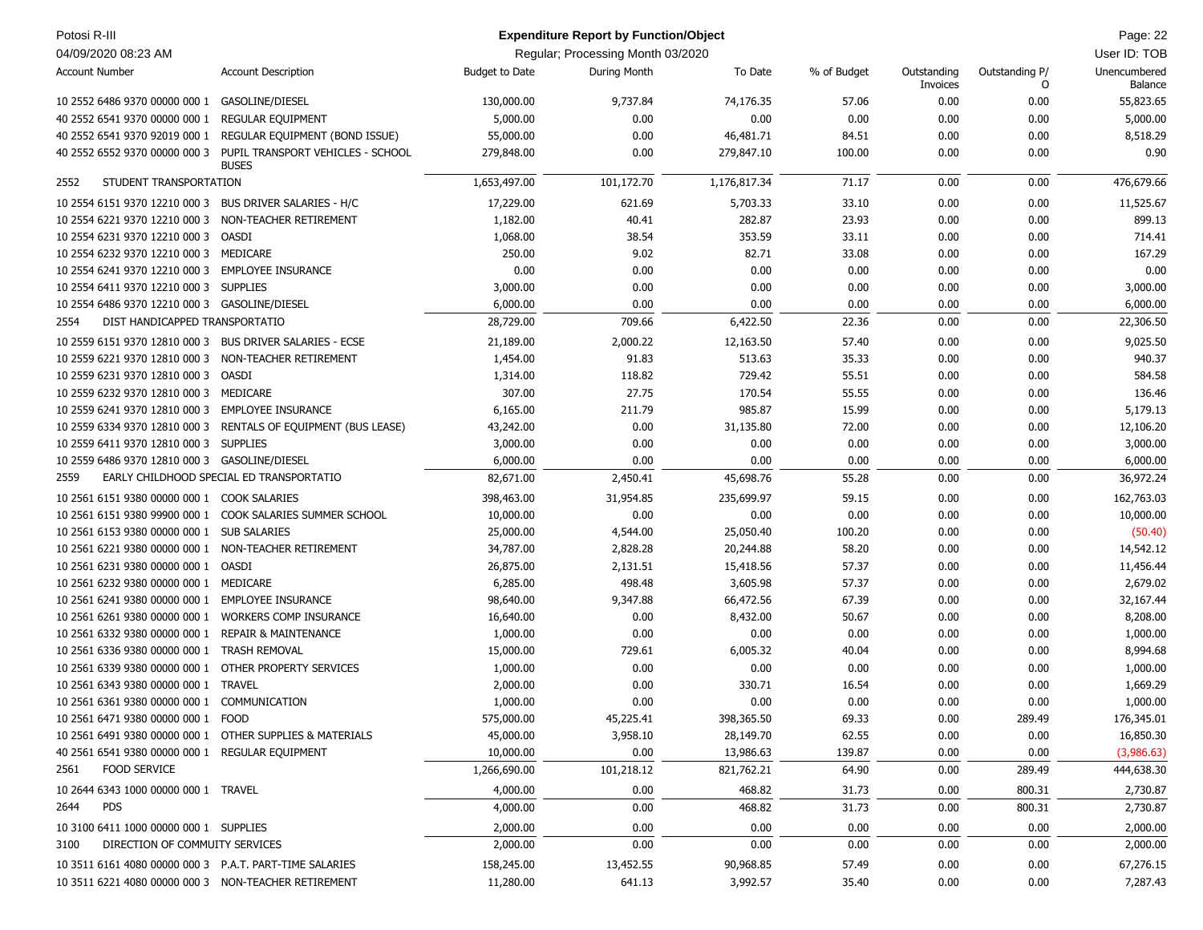Potosi R-III

04/09/2020 08:23 AM

**Expenditure Report by Function/Object**

Regular; Processing Month 03/2020

User ID: TOB

| Account Number | Account Description | Budget to Date | During Month | To Date | % of Budget | Outstanding Invoices | Outstanding P/O | Unencumbered Balance |
|---|---|---|---|---|---|---|---|---|
| 10 2552 6486 9370 00000 000 1 | GASOLINE/DIESEL | 130,000.00 | 9,737.84 | 74,176.35 | 57.06 | 0.00 | 0.00 | 55,823.65 |
| 40 2552 6541 9370 00000 000 1 | REGULAR EQUIPMENT | 5,000.00 | 0.00 | 0.00 | 0.00 | 0.00 | 0.00 | 5,000.00 |
| 40 2552 6541 9370 92019 000 1 | REGULAR EQUIPMENT (BOND ISSUE) | 55,000.00 | 0.00 | 46,481.71 | 84.51 | 0.00 | 0.00 | 8,518.29 |
| 40 2552 6552 9370 00000 000 3 | PUPIL TRANSPORT VEHICLES - SCHOOL BUSES | 279,848.00 | 0.00 | 279,847.10 | 100.00 | 0.00 | 0.00 | 0.90 |
| 2552 | STUDENT TRANSPORTATION | 1,653,497.00 | 101,172.70 | 1,176,817.34 | 71.17 | 0.00 | 0.00 | 476,679.66 |
| 10 2554 6151 9370 12210 000 3 | BUS DRIVER SALARIES - H/C | 17,229.00 | 621.69 | 5,703.33 | 33.10 | 0.00 | 0.00 | 11,525.67 |
| 10 2554 6221 9370 12210 000 3 | NON-TEACHER RETIREMENT | 1,182.00 | 40.41 | 282.87 | 23.93 | 0.00 | 0.00 | 899.13 |
| 10 2554 6231 9370 12210 000 3 | OASDI | 1,068.00 | 38.54 | 353.59 | 33.11 | 0.00 | 0.00 | 714.41 |
| 10 2554 6232 9370 12210 000 3 | MEDICARE | 250.00 | 9.02 | 82.71 | 33.08 | 0.00 | 0.00 | 167.29 |
| 10 2554 6241 9370 12210 000 3 | EMPLOYEE INSURANCE | 0.00 | 0.00 | 0.00 | 0.00 | 0.00 | 0.00 | 0.00 |
| 10 2554 6411 9370 12210 000 3 | SUPPLIES | 3,000.00 | 0.00 | 0.00 | 0.00 | 0.00 | 0.00 | 3,000.00 |
| 10 2554 6486 9370 12210 000 3 | GASOLINE/DIESEL | 6,000.00 | 0.00 | 0.00 | 0.00 | 0.00 | 0.00 | 6,000.00 |
| 2554 | DIST HANDICAPPED TRANSPORTATIO | 28,729.00 | 709.66 | 6,422.50 | 22.36 | 0.00 | 0.00 | 22,306.50 |
| 10 2559 6151 9370 12810 000 3 | BUS DRIVER SALARIES - ECSE | 21,189.00 | 2,000.22 | 12,163.50 | 57.40 | 0.00 | 0.00 | 9,025.50 |
| 10 2559 6221 9370 12810 000 3 | NON-TEACHER RETIREMENT | 1,454.00 | 91.83 | 513.63 | 35.33 | 0.00 | 0.00 | 940.37 |
| 10 2559 6231 9370 12810 000 3 | OASDI | 1,314.00 | 118.82 | 729.42 | 55.51 | 0.00 | 0.00 | 584.58 |
| 10 2559 6232 9370 12810 000 3 | MEDICARE | 307.00 | 27.75 | 170.54 | 55.55 | 0.00 | 0.00 | 136.46 |
| 10 2559 6241 9370 12810 000 3 | EMPLOYEE INSURANCE | 6,165.00 | 211.79 | 985.87 | 15.99 | 0.00 | 0.00 | 5,179.13 |
| 10 2559 6334 9370 12810 000 3 | RENTALS OF EQUIPMENT (BUS LEASE) | 43,242.00 | 0.00 | 31,135.80 | 72.00 | 0.00 | 0.00 | 12,106.20 |
| 10 2559 6411 9370 12810 000 3 | SUPPLIES | 3,000.00 | 0.00 | 0.00 | 0.00 | 0.00 | 0.00 | 3,000.00 |
| 10 2559 6486 9370 12810 000 3 | GASOLINE/DIESEL | 6,000.00 | 0.00 | 0.00 | 0.00 | 0.00 | 0.00 | 6,000.00 |
| 2559 | EARLY CHILDHOOD SPECIAL ED TRANSPORTATIO | 82,671.00 | 2,450.41 | 45,698.76 | 55.28 | 0.00 | 0.00 | 36,972.24 |
| 10 2561 6151 9380 00000 000 1 | COOK SALARIES | 398,463.00 | 31,954.85 | 235,699.97 | 59.15 | 0.00 | 0.00 | 162,763.03 |
| 10 2561 6151 9380 99900 000 1 | COOK SALARIES SUMMER SCHOOL | 10,000.00 | 0.00 | 0.00 | 0.00 | 0.00 | 0.00 | 10,000.00 |
| 10 2561 6153 9380 00000 000 1 | SUB SALARIES | 25,000.00 | 4,544.00 | 25,050.40 | 100.20 | 0.00 | 0.00 | (50.40) |
| 10 2561 6221 9380 00000 000 1 | NON-TEACHER RETIREMENT | 34,787.00 | 2,828.28 | 20,244.88 | 58.20 | 0.00 | 0.00 | 14,542.12 |
| 10 2561 6231 9380 00000 000 1 | OASDI | 26,875.00 | 2,131.51 | 15,418.56 | 57.37 | 0.00 | 0.00 | 11,456.44 |
| 10 2561 6232 9380 00000 000 1 | MEDICARE | 6,285.00 | 498.48 | 3,605.98 | 57.37 | 0.00 | 0.00 | 2,679.02 |
| 10 2561 6241 9380 00000 000 1 | EMPLOYEE INSURANCE | 98,640.00 | 9,347.88 | 66,472.56 | 67.39 | 0.00 | 0.00 | 32,167.44 |
| 10 2561 6261 9380 00000 000 1 | WORKERS COMP INSURANCE | 16,640.00 | 0.00 | 8,432.00 | 50.67 | 0.00 | 0.00 | 8,208.00 |
| 10 2561 6332 9380 00000 000 1 | REPAIR & MAINTENANCE | 1,000.00 | 0.00 | 0.00 | 0.00 | 0.00 | 0.00 | 1,000.00 |
| 10 2561 6336 9380 00000 000 1 | TRASH REMOVAL | 15,000.00 | 729.61 | 6,005.32 | 40.04 | 0.00 | 0.00 | 8,994.68 |
| 10 2561 6339 9380 00000 000 1 | OTHER PROPERTY SERVICES | 1,000.00 | 0.00 | 0.00 | 0.00 | 0.00 | 0.00 | 1,000.00 |
| 10 2561 6343 9380 00000 000 1 | TRAVEL | 2,000.00 | 0.00 | 330.71 | 16.54 | 0.00 | 0.00 | 1,669.29 |
| 10 2561 6361 9380 00000 000 1 | COMMUNICATION | 1,000.00 | 0.00 | 0.00 | 0.00 | 0.00 | 0.00 | 1,000.00 |
| 10 2561 6471 9380 00000 000 1 | FOOD | 575,000.00 | 45,225.41 | 398,365.50 | 69.33 | 0.00 | 289.49 | 176,345.01 |
| 10 2561 6491 9380 00000 000 1 | OTHER SUPPLIES & MATERIALS | 45,000.00 | 3,958.10 | 28,149.70 | 62.55 | 0.00 | 0.00 | 16,850.30 |
| 40 2561 6541 9380 00000 000 1 | REGULAR EQUIPMENT | 10,000.00 | 0.00 | 13,986.63 | 139.87 | 0.00 | 0.00 | (3,986.63) |
| 2561 | FOOD SERVICE | 1,266,690.00 | 101,218.12 | 821,762.21 | 64.90 | 0.00 | 289.49 | 444,638.30 |
| 10 2644 6343 1000 00000 000 1 | TRAVEL | 4,000.00 | 0.00 | 468.82 | 31.73 | 0.00 | 800.31 | 2,730.87 |
| 2644 | PDS | 4,000.00 | 0.00 | 468.82 | 31.73 | 0.00 | 800.31 | 2,730.87 |
| 10 3100 6411 1000 00000 000 1 | SUPPLIES | 2,000.00 | 0.00 | 0.00 | 0.00 | 0.00 | 0.00 | 2,000.00 |
| 3100 | DIRECTION OF COMMUITY SERVICES | 2,000.00 | 0.00 | 0.00 | 0.00 | 0.00 | 0.00 | 2,000.00 |
| 10 3511 6161 4080 00000 000 3 | P.A.T. PART-TIME SALARIES | 158,245.00 | 13,452.55 | 90,968.85 | 57.49 | 0.00 | 0.00 | 67,276.15 |
| 10 3511 6221 4080 00000 000 3 | NON-TEACHER RETIREMENT | 11,280.00 | 641.13 | 3,992.57 | 35.40 | 0.00 | 0.00 | 7,287.43 |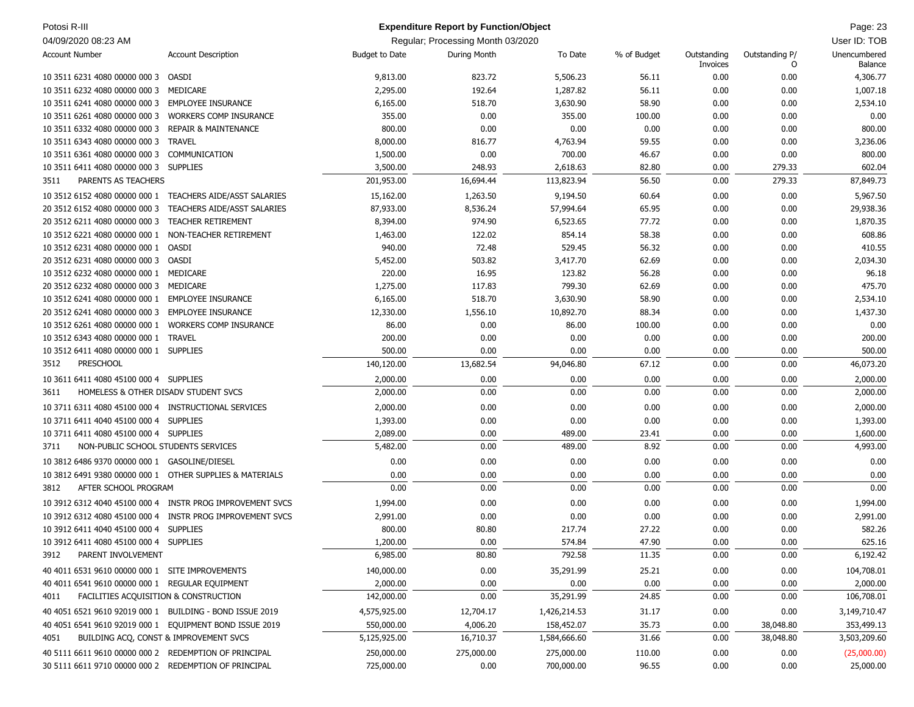**Expenditure Report by Function/Object**

Regular; Processing Month 03/2020

| Account Number | Account Description | Budget to Date | During Month | To Date | % of Budget | Outstanding Invoices | Outstanding P/O | Unencumbered Balance |
|---|---|---|---|---|---|---|---|---|
| 10 3511 6231 4080 00000 000 3 | OASDI | 9,813.00 | 823.72 | 5,506.23 | 56.11 | 0.00 | 0.00 | 4,306.77 |
| 10 3511 6232 4080 00000 000 3 | MEDICARE | 2,295.00 | 192.64 | 1,287.82 | 56.11 | 0.00 | 0.00 | 1,007.18 |
| 10 3511 6241 4080 00000 000 3 | EMPLOYEE INSURANCE | 6,165.00 | 518.70 | 3,630.90 | 58.90 | 0.00 | 0.00 | 2,534.10 |
| 10 3511 6261 4080 00000 000 3 | WORKERS COMP INSURANCE | 355.00 | 0.00 | 355.00 | 100.00 | 0.00 | 0.00 | 0.00 |
| 10 3511 6332 4080 00000 000 3 | REPAIR & MAINTENANCE | 800.00 | 0.00 | 0.00 | 0.00 | 0.00 | 0.00 | 800.00 |
| 10 3511 6343 4080 00000 000 3 | TRAVEL | 8,000.00 | 816.77 | 4,763.94 | 59.55 | 0.00 | 0.00 | 3,236.06 |
| 10 3511 6361 4080 00000 000 3 | COMMUNICATION | 1,500.00 | 0.00 | 700.00 | 46.67 | 0.00 | 0.00 | 800.00 |
| 10 3511 6411 4080 00000 000 3 | SUPPLIES | 3,500.00 | 248.93 | 2,618.63 | 82.80 | 0.00 | 279.33 | 602.04 |
| 3511 | PARENTS AS TEACHERS | 201,953.00 | 16,694.44 | 113,823.94 | 56.50 | 0.00 | 279.33 | 87,849.73 |
| 10 3512 6152 4080 00000 000 1 | TEACHERS AIDE/ASST SALARIES | 15,162.00 | 1,263.50 | 9,194.50 | 60.64 | 0.00 | 0.00 | 5,967.50 |
| 20 3512 6152 4080 00000 000 3 | TEACHERS AIDE/ASST SALARIES | 87,933.00 | 8,536.24 | 57,994.64 | 65.95 | 0.00 | 0.00 | 29,938.36 |
| 20 3512 6211 4080 00000 000 3 | TEACHER RETIREMENT | 8,394.00 | 974.90 | 6,523.65 | 77.72 | 0.00 | 0.00 | 1,870.35 |
| 10 3512 6221 4080 00000 000 1 | NON-TEACHER RETIREMENT | 1,463.00 | 122.02 | 854.14 | 58.38 | 0.00 | 0.00 | 608.86 |
| 10 3512 6231 4080 00000 000 1 | OASDI | 940.00 | 72.48 | 529.45 | 56.32 | 0.00 | 0.00 | 410.55 |
| 20 3512 6231 4080 00000 000 3 | OASDI | 5,452.00 | 503.82 | 3,417.70 | 62.69 | 0.00 | 0.00 | 2,034.30 |
| 10 3512 6232 4080 00000 000 1 | MEDICARE | 220.00 | 16.95 | 123.82 | 56.28 | 0.00 | 0.00 | 96.18 |
| 20 3512 6232 4080 00000 000 3 | MEDICARE | 1,275.00 | 117.83 | 799.30 | 62.69 | 0.00 | 0.00 | 475.70 |
| 10 3512 6241 4080 00000 000 1 | EMPLOYEE INSURANCE | 6,165.00 | 518.70 | 3,630.90 | 58.90 | 0.00 | 0.00 | 2,534.10 |
| 20 3512 6241 4080 00000 000 3 | EMPLOYEE INSURANCE | 12,330.00 | 1,556.10 | 10,892.70 | 88.34 | 0.00 | 0.00 | 1,437.30 |
| 10 3512 6261 4080 00000 000 1 | WORKERS COMP INSURANCE | 86.00 | 0.00 | 86.00 | 100.00 | 0.00 | 0.00 | 0.00 |
| 10 3512 6343 4080 00000 000 1 | TRAVEL | 200.00 | 0.00 | 0.00 | 0.00 | 0.00 | 0.00 | 200.00 |
| 10 3512 6411 4080 00000 000 1 | SUPPLIES | 500.00 | 0.00 | 0.00 | 0.00 | 0.00 | 0.00 | 500.00 |
| 3512 | PRESCHOOL | 140,120.00 | 13,682.54 | 94,046.80 | 67.12 | 0.00 | 0.00 | 46,073.20 |
| 10 3611 6411 4080 45100 000 4 | SUPPLIES | 2,000.00 | 0.00 | 0.00 | 0.00 | 0.00 | 0.00 | 2,000.00 |
| 3611 | HOMELESS & OTHER DISADV STUDENT SVCS | 2,000.00 | 0.00 | 0.00 | 0.00 | 0.00 | 0.00 | 2,000.00 |
| 10 3711 6311 4080 45100 000 4 | INSTRUCTIONAL SERVICES | 2,000.00 | 0.00 | 0.00 | 0.00 | 0.00 | 0.00 | 2,000.00 |
| 10 3711 6411 4040 45100 000 4 | SUPPLIES | 1,393.00 | 0.00 | 0.00 | 0.00 | 0.00 | 0.00 | 1,393.00 |
| 10 3711 6411 4080 45100 000 4 | SUPPLIES | 2,089.00 | 0.00 | 489.00 | 23.41 | 0.00 | 0.00 | 1,600.00 |
| 3711 | NON-PUBLIC SCHOOL STUDENTS SERVICES | 5,482.00 | 0.00 | 489.00 | 8.92 | 0.00 | 0.00 | 4,993.00 |
| 10 3812 6486 9370 00000 000 1 | GASOLINE/DIESEL | 0.00 | 0.00 | 0.00 | 0.00 | 0.00 | 0.00 | 0.00 |
| 10 3812 6491 9380 00000 000 1 | OTHER SUPPLIES & MATERIALS | 0.00 | 0.00 | 0.00 | 0.00 | 0.00 | 0.00 | 0.00 |
| 3812 | AFTER SCHOOL PROGRAM | 0.00 | 0.00 | 0.00 | 0.00 | 0.00 | 0.00 | 0.00 |
| 10 3912 6312 4040 45100 000 4 | INSTR PROG IMPROVEMENT SVCS | 1,994.00 | 0.00 | 0.00 | 0.00 | 0.00 | 0.00 | 1,994.00 |
| 10 3912 6312 4080 45100 000 4 | INSTR PROG IMPROVEMENT SVCS | 2,991.00 | 0.00 | 0.00 | 0.00 | 0.00 | 0.00 | 2,991.00 |
| 10 3912 6411 4040 45100 000 4 | SUPPLIES | 800.00 | 80.80 | 217.74 | 27.22 | 0.00 | 0.00 | 582.26 |
| 10 3912 6411 4080 45100 000 4 | SUPPLIES | 1,200.00 | 0.00 | 574.84 | 47.90 | 0.00 | 0.00 | 625.16 |
| 3912 | PARENT INVOLVEMENT | 6,985.00 | 80.80 | 792.58 | 11.35 | 0.00 | 0.00 | 6,192.42 |
| 40 4011 6531 9610 00000 000 1 | SITE IMPROVEMENTS | 140,000.00 | 0.00 | 35,291.99 | 25.21 | 0.00 | 0.00 | 104,708.01 |
| 40 4011 6541 9610 00000 000 1 | REGULAR EQUIPMENT | 2,000.00 | 0.00 | 0.00 | 0.00 | 0.00 | 0.00 | 2,000.00 |
| 4011 | FACILITIES ACQUISITION & CONSTRUCTION | 142,000.00 | 0.00 | 35,291.99 | 24.85 | 0.00 | 0.00 | 106,708.01 |
| 40 4051 6521 9610 92019 000 1 | BUILDING - BOND ISSUE 2019 | 4,575,925.00 | 12,704.17 | 1,426,214.53 | 31.17 | 0.00 | 0.00 | 3,149,710.47 |
| 40 4051 6541 9610 92019 000 1 | EQUIPMENT BOND ISSUE 2019 | 550,000.00 | 4,006.20 | 158,452.07 | 35.73 | 0.00 | 38,048.80 | 353,499.13 |
| 4051 | BUILDING ACQ, CONST & IMPROVEMENT SVCS | 5,125,925.00 | 16,710.37 | 1,584,666.60 | 31.66 | 0.00 | 38,048.80 | 3,503,209.60 |
| 40 5111 6611 9610 00000 000 2 | REDEMPTION OF PRINCIPAL | 250,000.00 | 275,000.00 | 275,000.00 | 110.00 | 0.00 | 0.00 | (25,000.00) |
| 30 5111 6611 9710 00000 000 2 | REDEMPTION OF PRINCIPAL | 725,000.00 | 0.00 | 700,000.00 | 96.55 | 0.00 | 0.00 | 25,000.00 |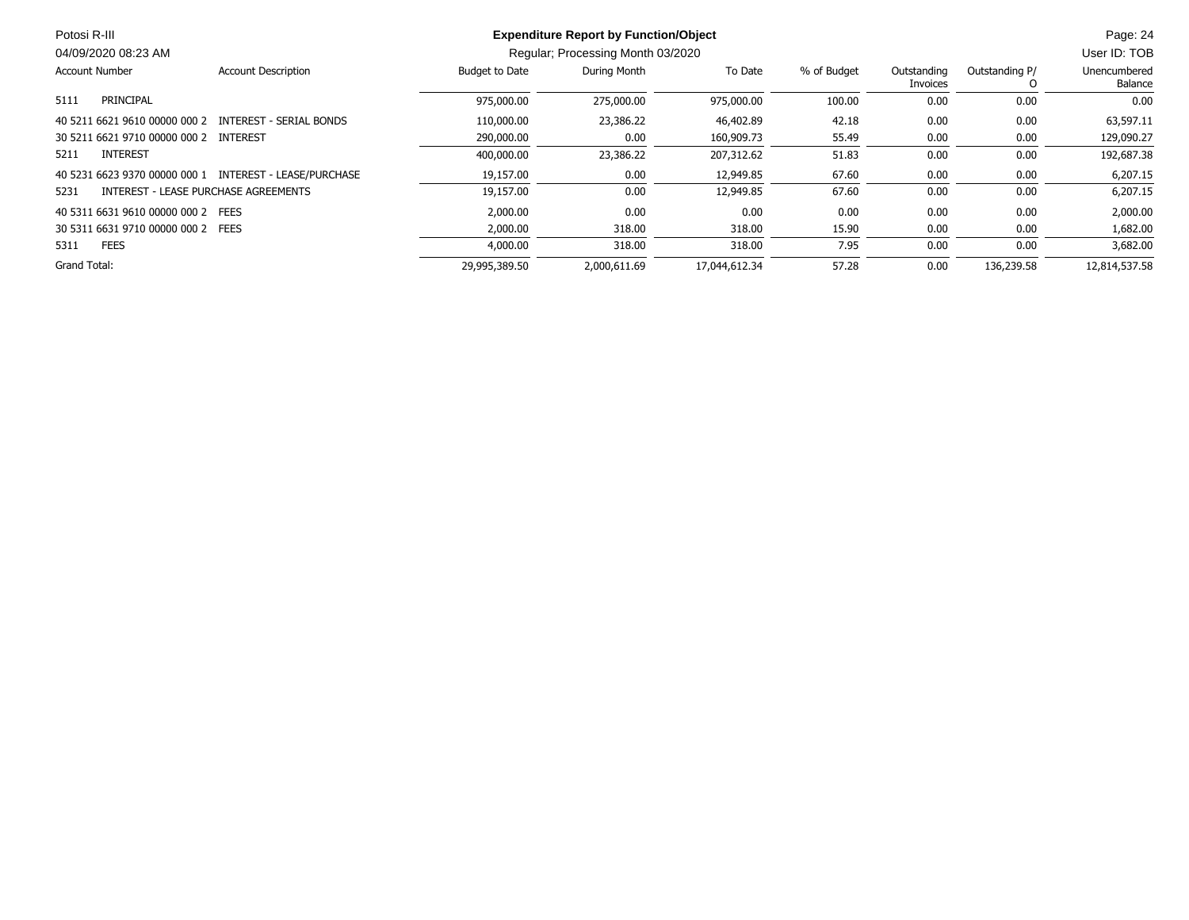| Account Number | Account Description | Budget to Date | During Month | To Date | % of Budget | Outstanding Invoices | Outstanding P/O | Unencumbered Balance |
|---|---|---|---|---|---|---|---|---|
| 5111 PRINCIPAL | | 975,000.00 | 275,000.00 | 975,000.00 | 100.00 | 0.00 | 0.00 | 0.00 |
| 40 5211 6621 9610 00000 000 2 | INTEREST - SERIAL BONDS | 110,000.00 | 23,386.22 | 46,402.89 | 42.18 | 0.00 | 0.00 | 63,597.11 |
| 30 5211 6621 9710 00000 000 2 | INTEREST | 290,000.00 | 0.00 | 160,909.73 | 55.49 | 0.00 | 0.00 | 129,090.27 |
| 5211 INTEREST | | 400,000.00 | 23,386.22 | 207,312.62 | 51.83 | 0.00 | 0.00 | 192,687.38 |
| 40 5231 6623 9370 00000 000 1 | INTEREST - LEASE/PURCHASE | 19,157.00 | 0.00 | 12,949.85 | 67.60 | 0.00 | 0.00 | 6,207.15 |
| 5231 INTEREST - LEASE PURCHASE AGREEMENTS | | 19,157.00 | 0.00 | 12,949.85 | 67.60 | 0.00 | 0.00 | 6,207.15 |
| 40 5311 6631 9610 00000 000 2 | FEES | 2,000.00 | 0.00 | 0.00 | 0.00 | 0.00 | 0.00 | 2,000.00 |
| 30 5311 6631 9710 00000 000 2 | FEES | 2,000.00 | 318.00 | 318.00 | 15.90 | 0.00 | 0.00 | 1,682.00 |
| 5311 FEES | | 4,000.00 | 318.00 | 318.00 | 7.95 | 0.00 | 0.00 | 3,682.00 |
| Grand Total: | | 29,995,389.50 | 2,000,611.69 | 17,044,612.34 | 57.28 | 0.00 | 136,239.58 | 12,814,537.58 |